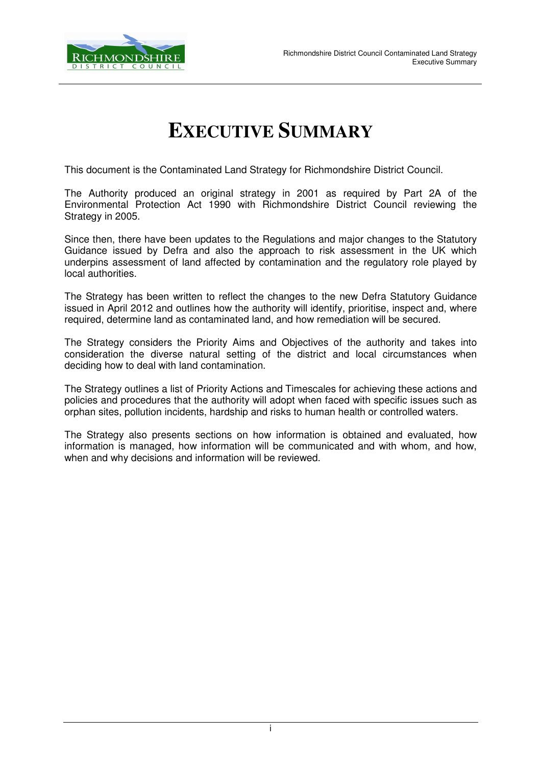# EXECUTIVE SUMMARY

This document is the Contaminated Land Strategy for Richmondshire District Council.

The Authority produced an original strategy in 2001 as required by Part 2A of the Environmental Protection Act 1990 with Richmondshire District Council reviewing the Strategy in 2005.

Since then, there have been updates to the Regulations and major changes to the Statutory Guidance issued by Defra and also the approach to risk assessment in the UK which underpins assessment of land affected by contamination and the regulatory role played by local authorities.

The Strategy has been written to reflect the changes to the new Defra Statutory Guidance issued in April 2012 and outlines how the authority will identify, prioritise, inspect and, where required, determine land as contaminated land, and how remediation will be secured.

The Strategy considers the Priority Aims and Objectives of the authority and takes into consideration the diverse natural setting of the district and local circumstances when deciding how to deal with land contamination.

The Strategy outlines a list of Priority Actions and Timescales for achieving these actions and policies and procedures that the authority will adopt when faced with specific issues such as orphan sites, pollution incidents, hardship and risks to human health or controlled waters.

The Strategy also presents sections on how information is obtained and evaluated, how information is managed, how information will be communicated and with whom, and how, when and why decisions and information will be reviewed.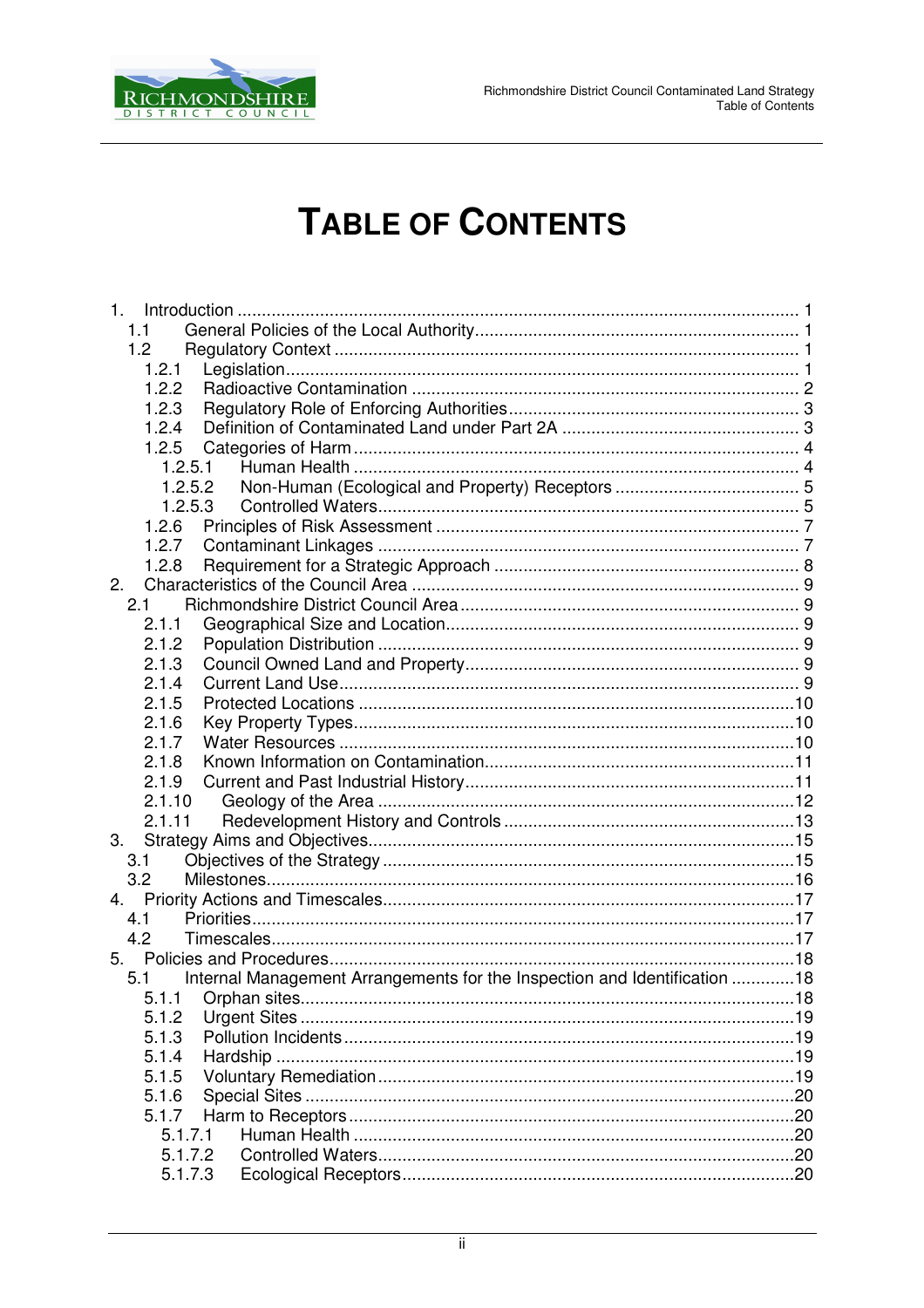# TABLE OF CONTENTS

1. Introduction ... 1
   - 1.1 General Policies of the Local Authority ... 1
   - 1.2 Regulatory Context ... 1
     - 1.2.1 Legislation ... 1
     - 1.2.2 Radioactive Contamination ... 2
     - 1.2.3 Regulatory Role of Enforcing Authorities ... 3
     - 1.2.4 Definition of Contaminated Land under Part 2A ... 3
     - 1.2.5 Categories of Harm ... 4
       - 1.2.5.1 Human Health ... 4
       - 1.2.5.2 Non-Human (Ecological and Property) Receptors ... 5
       - 1.2.5.3 Controlled Waters ... 5
     - 1.2.6 Principles of Risk Assessment ... 7
     - 1.2.7 Contaminant Linkages ... 7
     - 1.2.8 Requirement for a Strategic Approach ... 8
2. Characteristics of the Council Area ... 9
   - 2.1 Richmondshire District Council Area ... 9
     - 2.1.1 Geographical Size and Location ... 9
     - 2.1.2 Population Distribution ... 9
     - 2.1.3 Council Owned Land and Property ... 9
     - 2.1.4 Current Land Use ... 9
     - 2.1.5 Protected Locations ... 10
     - 2.1.6 Key Property Types ... 10
     - 2.1.7 Water Resources ... 10
     - 2.1.8 Known Information on Contamination ... 11
     - 2.1.9 Current and Past Industrial History ... 11
     - 2.1.10 Geology of the Area ... 12
     - 2.1.11 Redevelopment History and Controls ... 13
3. Strategy Aims and Objectives ... 15
   - 3.1 Objectives of the Strategy ... 15
   - 3.2 Milestones ... 16
4. Priority Actions and Timescales ... 17
   - 4.1 Priorities ... 17
   - 4.2 Timescales ... 17
5. Policies and Procedures ... 18
   - 5.1 Internal Management Arrangements for the Inspection and Identification ... 18
     - 5.1.1 Orphan sites ... 18
     - 5.1.2 Urgent Sites ... 19
     - 5.1.3 Pollution Incidents ... 19
     - 5.1.4 Hardship ... 19
     - 5.1.5 Voluntary Remediation ... 19
     - 5.1.6 Special Sites ... 20
     - 5.1.7 Harm to Receptors ... 20
       - 5.1.7.1 Human Health ... 20
       - 5.1.7.2 Controlled Waters ... 20
       - 5.1.7.3 Ecological Receptors ... 20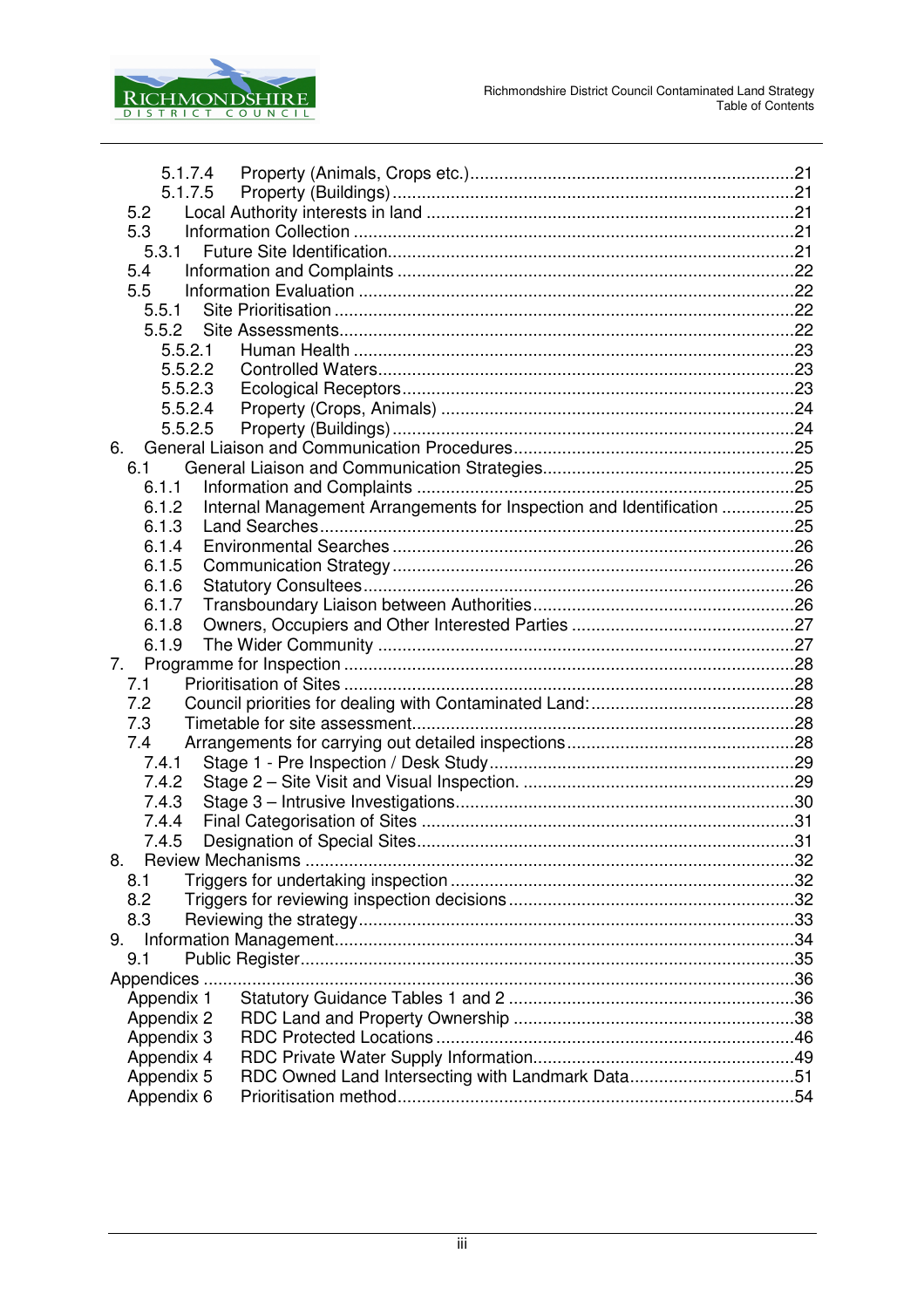5.1.7.4 Property (Animals, Crops etc.) ....................................................................21
5.1.7.5 Property (Buildings) ....................................................................21
5.2 Local Authority interests in land ....................................................................21
5.3 Information Collection ....................................................................21
5.3.1 Future Site Identification....................................................................21
5.4 Information and Complaints ....................................................................22
5.5 Information Evaluation ....................................................................22
5.5.1 Site Prioritisation ....................................................................22
5.5.2 Site Assessments....................................................................22
5.5.2.1 Human Health ....................................................................23
5.5.2.2 Controlled Waters....................................................................23
5.5.2.3 Ecological Receptors....................................................................23
5.5.2.4 Property (Crops, Animals) ....................................................................24
5.5.2.5 Property (Buildings) ....................................................................24
6. General Liaison and Communication Procedures....................................................................25
6.1 General Liaison and Communication Strategies....................................................................25
6.1.1 Information and Complaints ....................................................................25
6.1.2 Internal Management Arrangements for Inspection and Identification ...............25
6.1.3 Land Searches....................................................................25
6.1.4 Environmental Searches ....................................................................26
6.1.5 Communication Strategy ....................................................................26
6.1.6 Statutory Consultees....................................................................26
6.1.7 Transboundary Liaison between Authorities....................................................................26
6.1.8 Owners, Occupiers and Other Interested Parties ....................................................................27
6.1.9 The Wider Community ....................................................................27
7. Programme for Inspection ....................................................................28
7.1 Prioritisation of Sites ....................................................................28
7.2 Council priorities for dealing with Contaminated Land:....................................................................28
7.3 Timetable for site assessment....................................................................28
7.4 Arrangements for carrying out detailed inspections....................................................................28
7.4.1 Stage 1 - Pre Inspection / Desk Study....................................................................29
7.4.2 Stage 2 – Site Visit and Visual Inspection. ....................................................................29
7.4.3 Stage 3 – Intrusive Investigations....................................................................30
7.4.4 Final Categorisation of Sites ....................................................................31
7.4.5 Designation of Special Sites....................................................................31
8. Review Mechanisms ....................................................................32
8.1 Triggers for undertaking inspection ....................................................................32
8.2 Triggers for reviewing inspection decisions ....................................................................32
8.3 Reviewing the strategy....................................................................33
9. Information Management....................................................................34
9.1 Public Register....................................................................35
Appendices ....................................................................36
Appendix 1 Statutory Guidance Tables 1 and 2 ....................................................................36
Appendix 2 RDC Land and Property Ownership ....................................................................38
Appendix 3 RDC Protected Locations....................................................................46
Appendix 4 RDC Private Water Supply Information....................................................................49
Appendix 5 RDC Owned Land Intersecting with Landmark Data....................................................................51
Appendix 6 Prioritisation method....................................................................54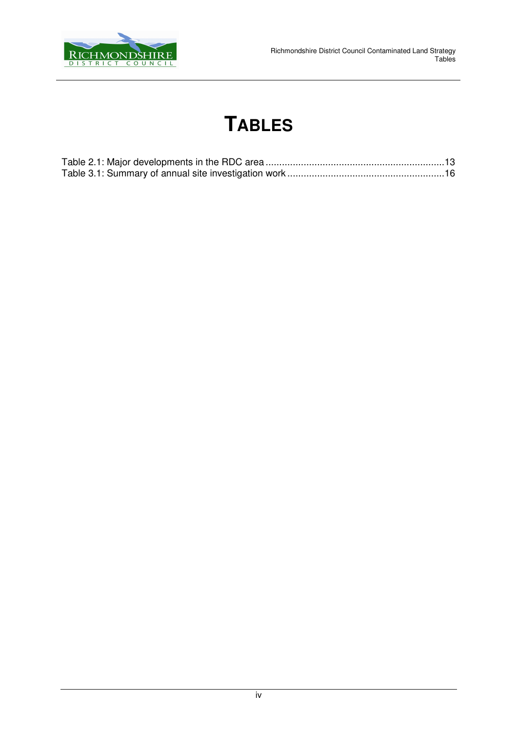# TABLES

Table 2.1: Major developments in the RDC area ....................................................................13
Table 3.1: Summary of annual site investigation work ............................................................16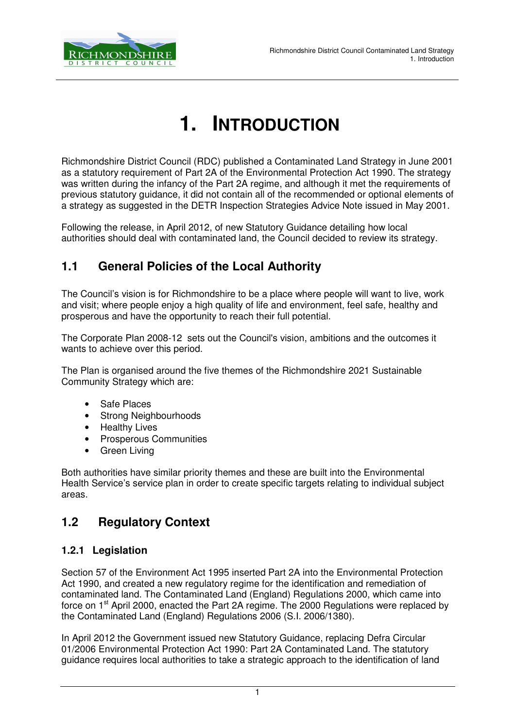# 1. INTRODUCTION

Richmondshire District Council (RDC) published a Contaminated Land Strategy in June 2001 as a statutory requirement of Part 2A of the Environmental Protection Act 1990. The strategy was written during the infancy of the Part 2A regime, and although it met the requirements of previous statutory guidance, it did not contain all of the recommended or optional elements of a strategy as suggested in the DETR Inspection Strategies Advice Note issued in May 2001.

Following the release, in April 2012, of new Statutory Guidance detailing how local authorities should deal with contaminated land, the Council decided to review its strategy.

## 1.1 General Policies of the Local Authority

The Council's vision is for Richmondshire to be a place where people will want to live, work and visit; where people enjoy a high quality of life and environment, feel safe, healthy and prosperous and have the opportunity to reach their full potential.

The Corporate Plan 2008-12 sets out the Council's vision, ambitions and the outcomes it wants to achieve over this period.

The Plan is organised around the five themes of the Richmondshire 2021 Sustainable Community Strategy which are:

- Safe Places
- Strong Neighbourhoods
- Healthy Lives
- Prosperous Communities
- Green Living

Both authorities have similar priority themes and these are built into the Environmental Health Service's service plan in order to create specific targets relating to individual subject areas.

## 1.2 Regulatory Context

### 1.2.1 Legislation

Section 57 of the Environment Act 1995 inserted Part 2A into the Environmental Protection Act 1990, and created a new regulatory regime for the identification and remediation of contaminated land. The Contaminated Land (England) Regulations 2000, which came into force on 1st April 2000, enacted the Part 2A regime. The 2000 Regulations were replaced by the Contaminated Land (England) Regulations 2006 (S.I. 2006/1380).

In April 2012 the Government issued new Statutory Guidance, replacing Defra Circular 01/2006 Environmental Protection Act 1990: Part 2A Contaminated Land. The statutory guidance requires local authorities to take a strategic approach to the identification of land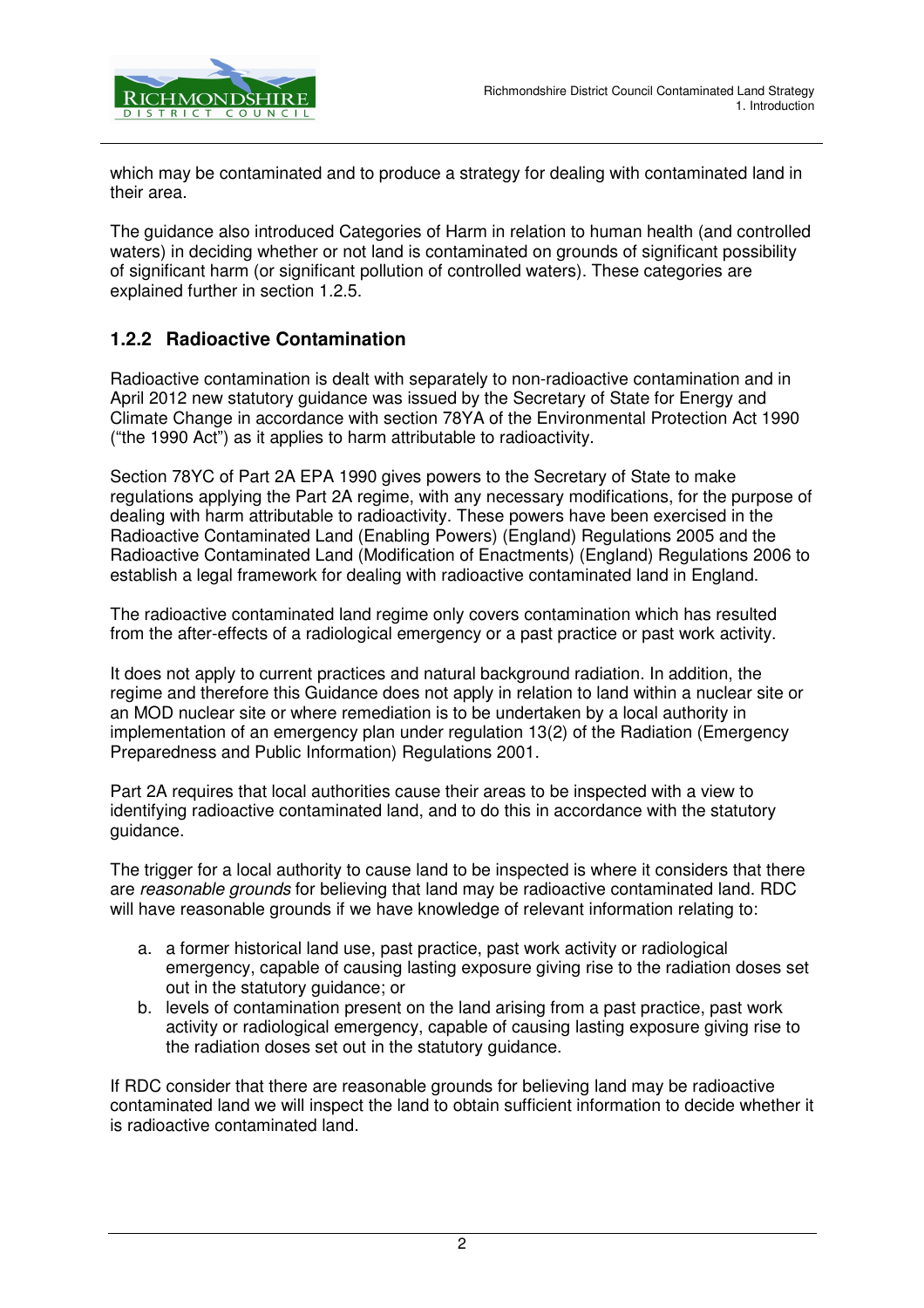which may be contaminated and to produce a strategy for dealing with contaminated land in their area.

The guidance also introduced Categories of Harm in relation to human health (and controlled waters) in deciding whether or not land is contaminated on grounds of significant possibility of significant harm (or significant pollution of controlled waters). These categories are explained further in section 1.2.5.

### 1.2.2 Radioactive Contamination

Radioactive contamination is dealt with separately to non-radioactive contamination and in April 2012 new statutory guidance was issued by the Secretary of State for Energy and Climate Change in accordance with section 78YA of the Environmental Protection Act 1990 ("the 1990 Act") as it applies to harm attributable to radioactivity.

Section 78YC of Part 2A EPA 1990 gives powers to the Secretary of State to make regulations applying the Part 2A regime, with any necessary modifications, for the purpose of dealing with harm attributable to radioactivity. These powers have been exercised in the Radioactive Contaminated Land (Enabling Powers) (England) Regulations 2005 and the Radioactive Contaminated Land (Modification of Enactments) (England) Regulations 2006 to establish a legal framework for dealing with radioactive contaminated land in England.

The radioactive contaminated land regime only covers contamination which has resulted from the after-effects of a radiological emergency or a past practice or past work activity.

It does not apply to current practices and natural background radiation. In addition, the regime and therefore this Guidance does not apply in relation to land within a nuclear site or an MOD nuclear site or where remediation is to be undertaken by a local authority in implementation of an emergency plan under regulation 13(2) of the Radiation (Emergency Preparedness and Public Information) Regulations 2001.

Part 2A requires that local authorities cause their areas to be inspected with a view to identifying radioactive contaminated land, and to do this in accordance with the statutory guidance.

The trigger for a local authority to cause land to be inspected is where it considers that there are *reasonable grounds* for believing that land may be radioactive contaminated land. RDC will have reasonable grounds if we have knowledge of relevant information relating to:

a. a former historical land use, past practice, past work activity or radiological emergency, capable of causing lasting exposure giving rise to the radiation doses set out in the statutory guidance; or
b. levels of contamination present on the land arising from a past practice, past work activity or radiological emergency, capable of causing lasting exposure giving rise to the radiation doses set out in the statutory guidance.

If RDC consider that there are reasonable grounds for believing land may be radioactive contaminated land we will inspect the land to obtain sufficient information to decide whether it is radioactive contaminated land.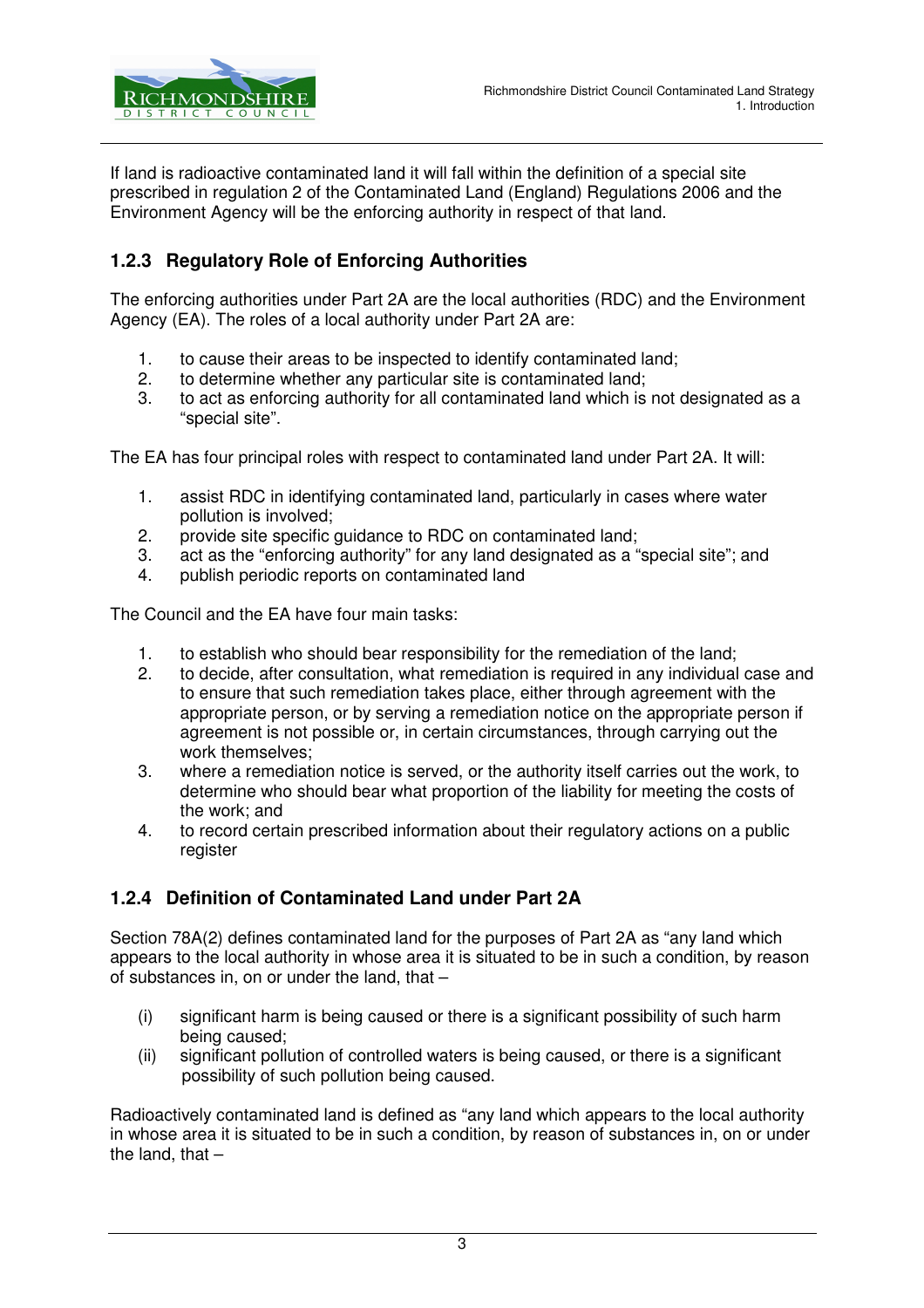If land is radioactive contaminated land it will fall within the definition of a special site prescribed in regulation 2 of the Contaminated Land (England) Regulations 2006 and the Environment Agency will be the enforcing authority in respect of that land.

### 1.2.3 Regulatory Role of Enforcing Authorities

The enforcing authorities under Part 2A are the local authorities (RDC) and the Environment Agency (EA). The roles of a local authority under Part 2A are:

1. to cause their areas to be inspected to identify contaminated land;
2. to determine whether any particular site is contaminated land;
3. to act as enforcing authority for all contaminated land which is not designated as a "special site".

The EA has four principal roles with respect to contaminated land under Part 2A. It will:

1. assist RDC in identifying contaminated land, particularly in cases where water pollution is involved;
2. provide site specific guidance to RDC on contaminated land;
3. act as the "enforcing authority" for any land designated as a "special site"; and
4. publish periodic reports on contaminated land

The Council and the EA have four main tasks:

1. to establish who should bear responsibility for the remediation of the land;
2. to decide, after consultation, what remediation is required in any individual case and to ensure that such remediation takes place, either through agreement with the appropriate person, or by serving a remediation notice on the appropriate person if agreement is not possible or, in certain circumstances, through carrying out the work themselves;
3. where a remediation notice is served, or the authority itself carries out the work, to determine who should bear what proportion of the liability for meeting the costs of the work; and
4. to record certain prescribed information about their regulatory actions on a public register

### 1.2.4 Definition of Contaminated Land under Part 2A

Section 78A(2) defines contaminated land for the purposes of Part 2A as "any land which appears to the local authority in whose area it is situated to be in such a condition, by reason of substances in, on or under the land, that –

(i) significant harm is being caused or there is a significant possibility of such harm being caused;
(ii) significant pollution of controlled waters is being caused, or there is a significant possibility of such pollution being caused.

Radioactively contaminated land is defined as "any land which appears to the local authority in whose area it is situated to be in such a condition, by reason of substances in, on or under the land, that –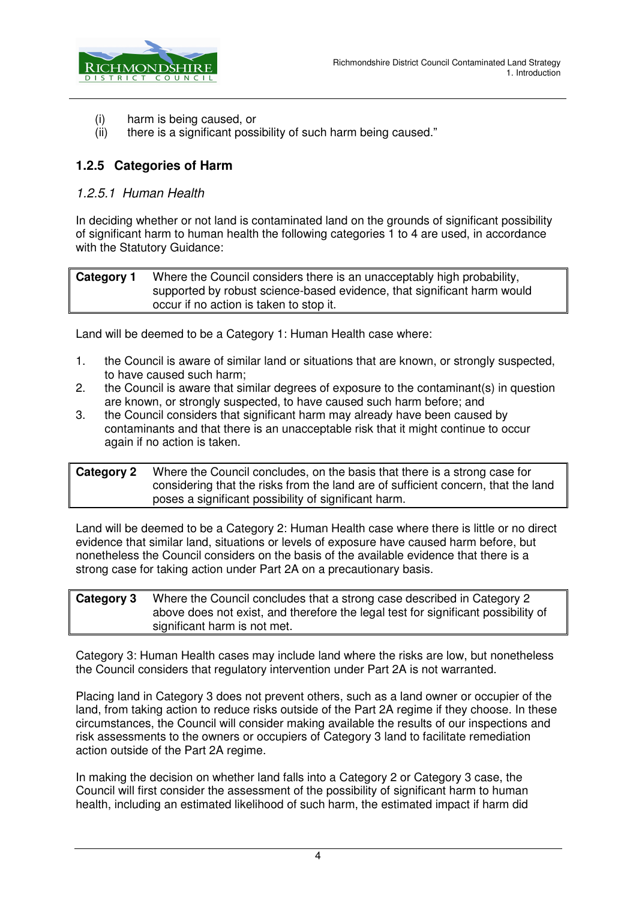(i) harm is being caused, or
(ii) there is a significant possibility of such harm being caused."

### 1.2.5 Categories of Harm

#### *1.2.5.1 Human Health*

In deciding whether or not land is contaminated land on the grounds of significant possibility of significant harm to human health the following categories 1 to 4 are used, in accordance with the Statutory Guidance:

| | |
|---|---|
| **Category 1** | Where the Council considers there is an unacceptably high probability, supported by robust science-based evidence, that significant harm would occur if no action is taken to stop it. |

Land will be deemed to be a Category 1: Human Health case where:

1. the Council is aware of similar land or situations that are known, or strongly suspected, to have caused such harm;
2. the Council is aware that similar degrees of exposure to the contaminant(s) in question are known, or strongly suspected, to have caused such harm before; and
3. the Council considers that significant harm may already have been caused by contaminants and that there is an unacceptable risk that it might continue to occur again if no action is taken.

| | |
|---|---|
| **Category 2** | Where the Council concludes, on the basis that there is a strong case for considering that the risks from the land are of sufficient concern, that the land poses a significant possibility of significant harm. |

Land will be deemed to be a Category 2: Human Health case where there is little or no direct evidence that similar land, situations or levels of exposure have caused harm before, but nonetheless the Council considers on the basis of the available evidence that there is a strong case for taking action under Part 2A on a precautionary basis.

| | |
|---|---|
| **Category 3** | Where the Council concludes that a strong case described in Category 2 above does not exist, and therefore the legal test for significant possibility of significant harm is not met. |

Category 3: Human Health cases may include land where the risks are low, but nonetheless the Council considers that regulatory intervention under Part 2A is not warranted.

Placing land in Category 3 does not prevent others, such as a land owner or occupier of the land, from taking action to reduce risks outside of the Part 2A regime if they choose. In these circumstances, the Council will consider making available the results of our inspections and risk assessments to the owners or occupiers of Category 3 land to facilitate remediation action outside of the Part 2A regime.

In making the decision on whether land falls into a Category 2 or Category 3 case, the Council will first consider the assessment of the possibility of significant harm to human health, including an estimated likelihood of such harm, the estimated impact if harm did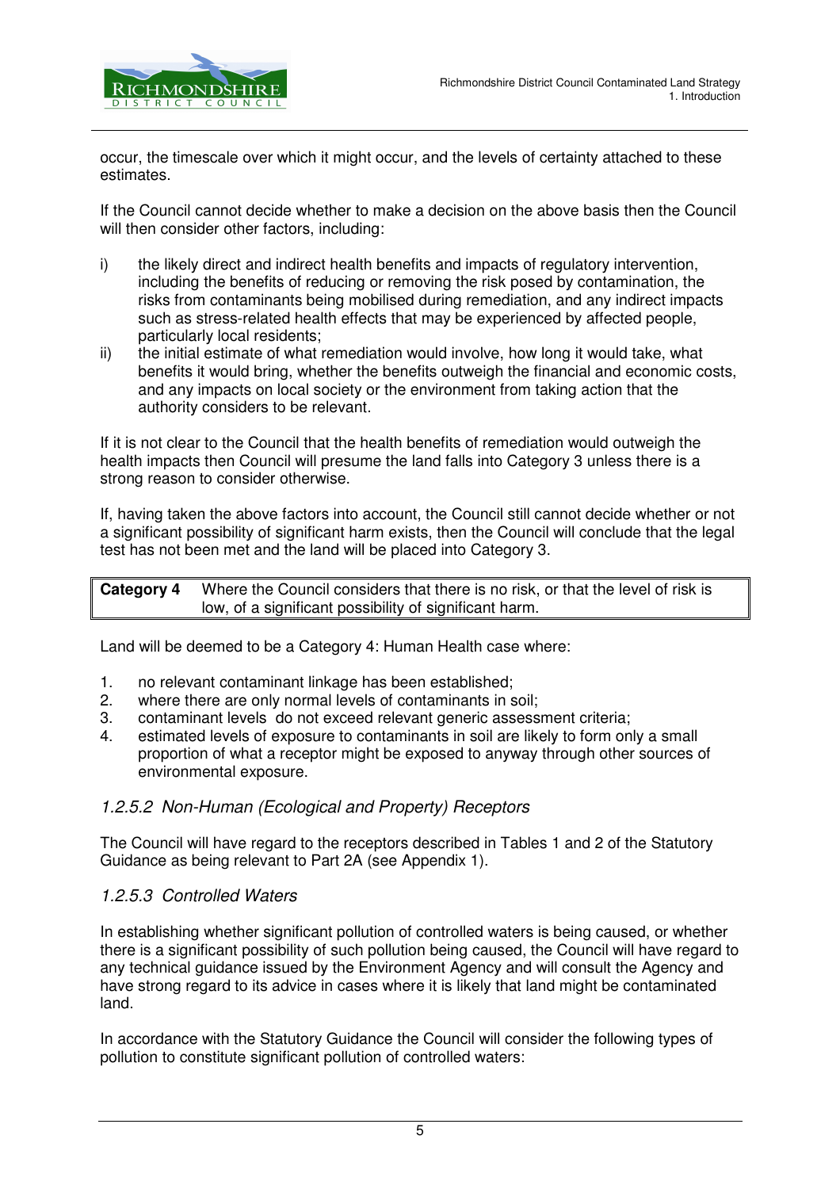occur, the timescale over which it might occur, and the levels of certainty attached to these estimates.

If the Council cannot decide whether to make a decision on the above basis then the Council will then consider other factors, including:

i) the likely direct and indirect health benefits and impacts of regulatory intervention, including the benefits of reducing or removing the risk posed by contamination, the risks from contaminants being mobilised during remediation, and any indirect impacts such as stress-related health effects that may be experienced by affected people, particularly local residents;
ii) the initial estimate of what remediation would involve, how long it would take, what benefits it would bring, whether the benefits outweigh the financial and economic costs, and any impacts on local society or the environment from taking action that the authority considers to be relevant.

If it is not clear to the Council that the health benefits of remediation would outweigh the health impacts then Council will presume the land falls into Category 3 unless there is a strong reason to consider otherwise.

If, having taken the above factors into account, the Council still cannot decide whether or not a significant possibility of significant harm exists, then the Council will conclude that the legal test has not been met and the land will be placed into Category 3.

| **Category 4** | Where the Council considers that there is no risk, or that the level of risk is low, of a significant possibility of significant harm. |
|---|---|

Land will be deemed to be a Category 4: Human Health case where:

1. no relevant contaminant linkage has been established;
2. where there are only normal levels of contaminants in soil;
3. contaminant levels do not exceed relevant generic assessment criteria;
4. estimated levels of exposure to contaminants in soil are likely to form only a small proportion of what a receptor might be exposed to anyway through other sources of environmental exposure.

### *1.2.5.2 Non-Human (Ecological and Property) Receptors*

The Council will have regard to the receptors described in Tables 1 and 2 of the Statutory Guidance as being relevant to Part 2A (see Appendix 1).

### *1.2.5.3 Controlled Waters*

In establishing whether significant pollution of controlled waters is being caused, or whether there is a significant possibility of such pollution being caused, the Council will have regard to any technical guidance issued by the Environment Agency and will consult the Agency and have strong regard to its advice in cases where it is likely that land might be contaminated land.

In accordance with the Statutory Guidance the Council will consider the following types of pollution to constitute significant pollution of controlled waters: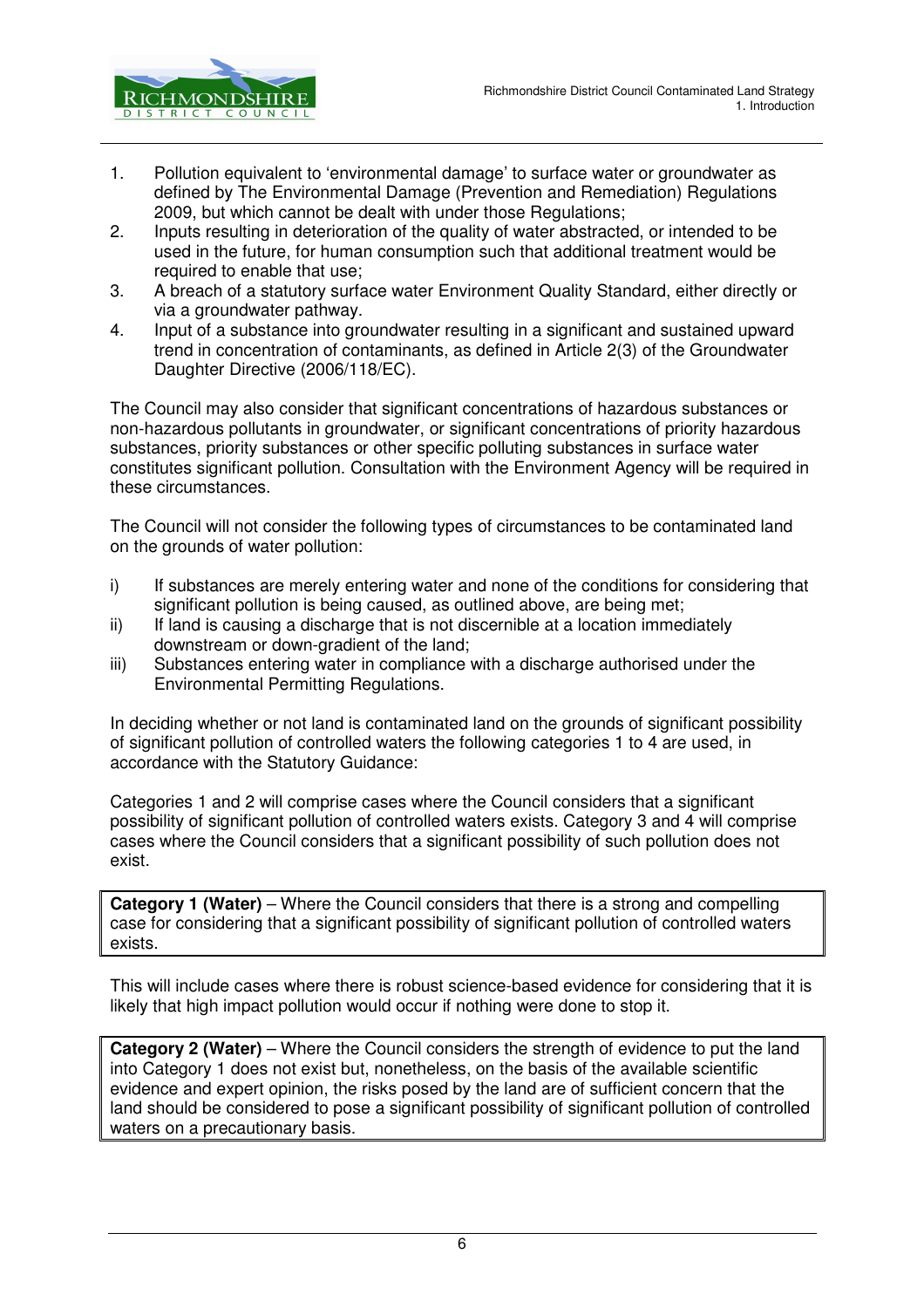1. Pollution equivalent to 'environmental damage' to surface water or groundwater as defined by The Environmental Damage (Prevention and Remediation) Regulations 2009, but which cannot be dealt with under those Regulations;
2. Inputs resulting in deterioration of the quality of water abstracted, or intended to be used in the future, for human consumption such that additional treatment would be required to enable that use;
3. A breach of a statutory surface water Environment Quality Standard, either directly or via a groundwater pathway.
4. Input of a substance into groundwater resulting in a significant and sustained upward trend in concentration of contaminants, as defined in Article 2(3) of the Groundwater Daughter Directive (2006/118/EC).

The Council may also consider that significant concentrations of hazardous substances or non-hazardous pollutants in groundwater, or significant concentrations of priority hazardous substances, priority substances or other specific polluting substances in surface water constitutes significant pollution. Consultation with the Environment Agency will be required in these circumstances.

The Council will not consider the following types of circumstances to be contaminated land on the grounds of water pollution:

i) If substances are merely entering water and none of the conditions for considering that significant pollution is being caused, as outlined above, are being met;
ii) If land is causing a discharge that is not discernible at a location immediately downstream or down-gradient of the land;
iii) Substances entering water in compliance with a discharge authorised under the Environmental Permitting Regulations.

In deciding whether or not land is contaminated land on the grounds of significant possibility of significant pollution of controlled waters the following categories 1 to 4 are used, in accordance with the Statutory Guidance:

Categories 1 and 2 will comprise cases where the Council considers that a significant possibility of significant pollution of controlled waters exists. Category 3 and 4 will comprise cases where the Council considers that a significant possibility of such pollution does not exist.

**Category 1 (Water)** – Where the Council considers that there is a strong and compelling case for considering that a significant possibility of significant pollution of controlled waters exists.

This will include cases where there is robust science-based evidence for considering that it is likely that high impact pollution would occur if nothing were done to stop it.

**Category 2 (Water)** – Where the Council considers the strength of evidence to put the land into Category 1 does not exist but, nonetheless, on the basis of the available scientific evidence and expert opinion, the risks posed by the land are of sufficient concern that the land should be considered to pose a significant possibility of significant pollution of controlled waters on a precautionary basis.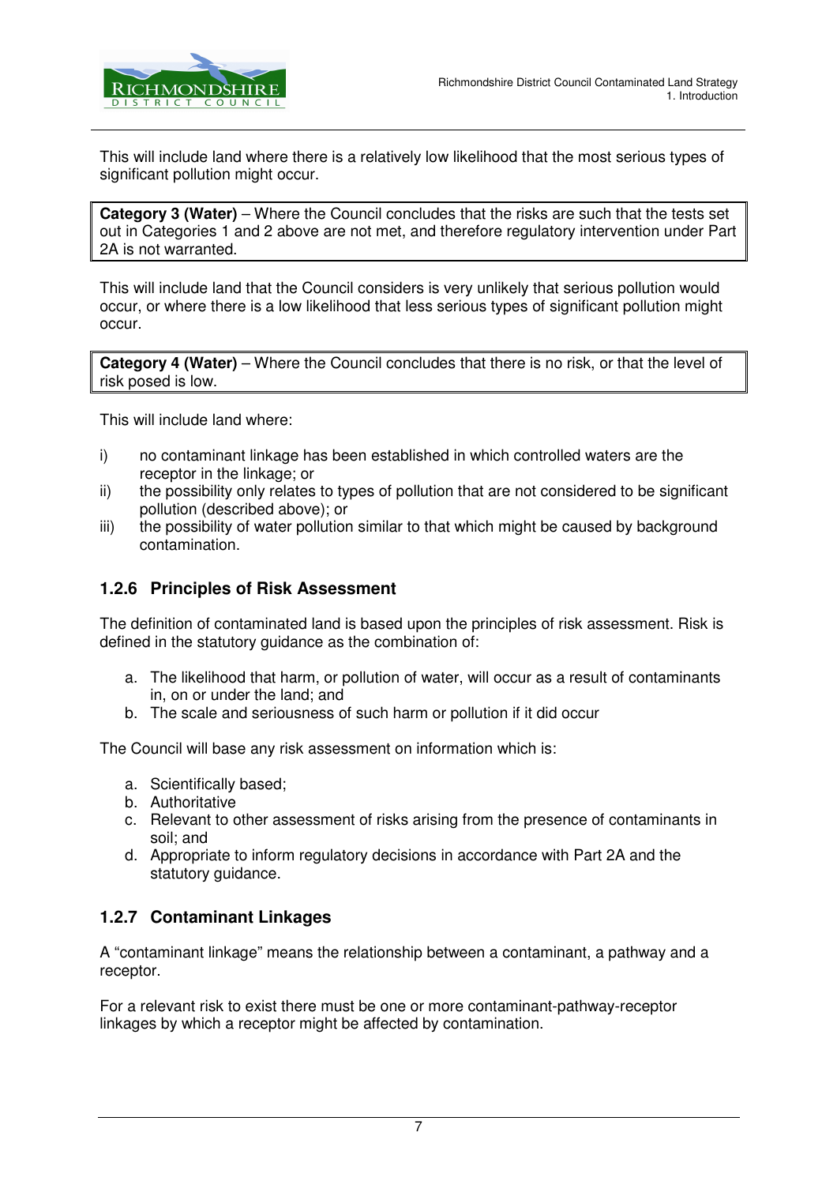This will include land where there is a relatively low likelihood that the most serious types of significant pollution might occur.

**Category 3 (Water)** – Where the Council concludes that the risks are such that the tests set out in Categories 1 and 2 above are not met, and therefore regulatory intervention under Part 2A is not warranted.

This will include land that the Council considers is very unlikely that serious pollution would occur, or where there is a low likelihood that less serious types of significant pollution might occur.

**Category 4 (Water)** – Where the Council concludes that there is no risk, or that the level of risk posed is low.

This will include land where:

i) no contaminant linkage has been established in which controlled waters are the receptor in the linkage; or
ii) the possibility only relates to types of pollution that are not considered to be significant pollution (described above); or
iii) the possibility of water pollution similar to that which might be caused by background contamination.

### 1.2.6 Principles of Risk Assessment

The definition of contaminated land is based upon the principles of risk assessment. Risk is defined in the statutory guidance as the combination of:

a. The likelihood that harm, or pollution of water, will occur as a result of contaminants in, on or under the land; and
b. The scale and seriousness of such harm or pollution if it did occur

The Council will base any risk assessment on information which is:

a. Scientifically based;
b. Authoritative
c. Relevant to other assessment of risks arising from the presence of contaminants in soil; and
d. Appropriate to inform regulatory decisions in accordance with Part 2A and the statutory guidance.

### 1.2.7 Contaminant Linkages

A “contaminant linkage” means the relationship between a contaminant, a pathway and a receptor.

For a relevant risk to exist there must be one or more contaminant-pathway-receptor linkages by which a receptor might be affected by contamination.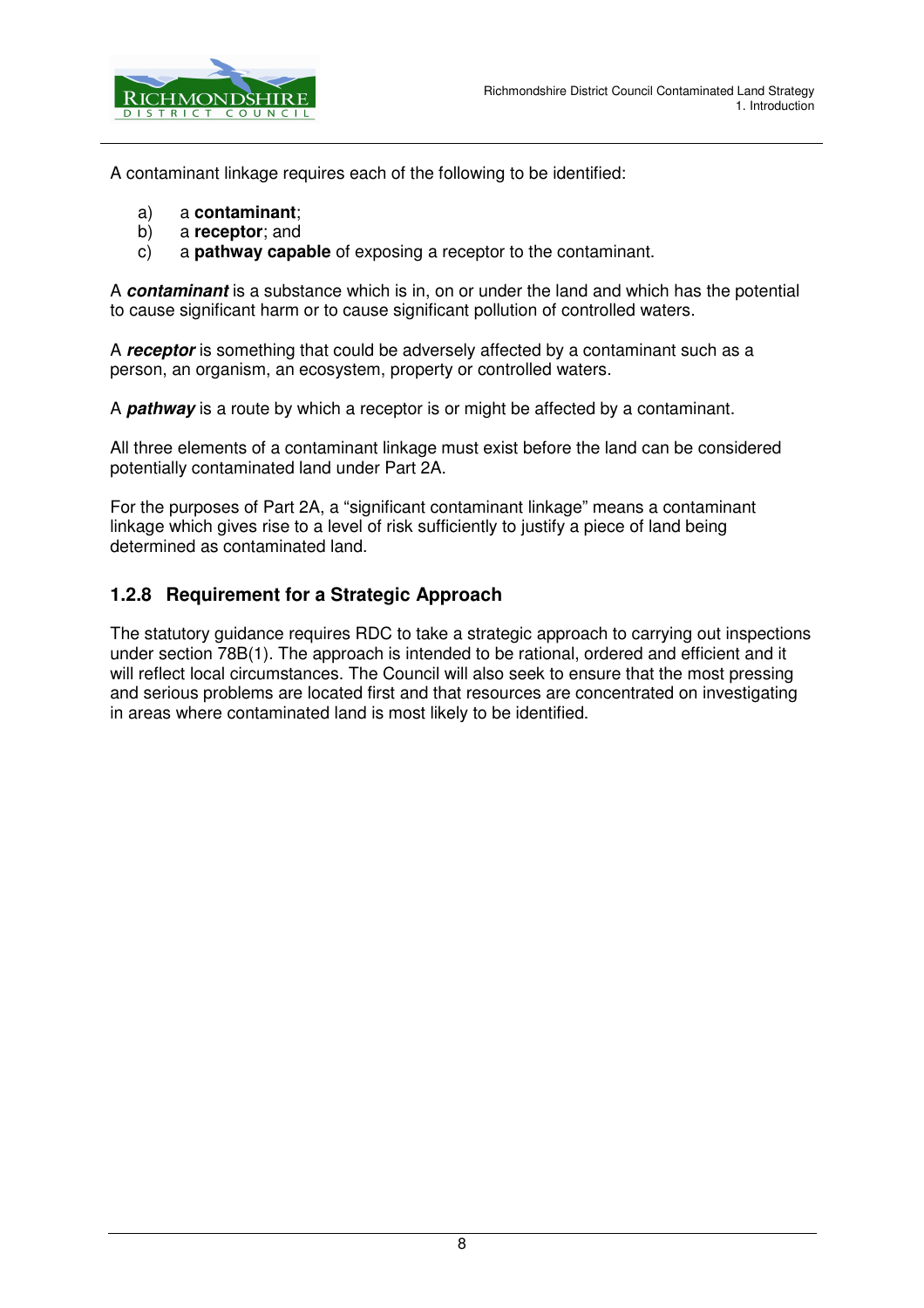A contaminant linkage requires each of the following to be identified:

a) a **contaminant**;
b) a **receptor**; and
c) a **pathway capable** of exposing a receptor to the contaminant.

A ***contaminant*** is a substance which is in, on or under the land and which has the potential to cause significant harm or to cause significant pollution of controlled waters.

A ***receptor*** is something that could be adversely affected by a contaminant such as a person, an organism, an ecosystem, property or controlled waters.

A ***pathway*** is a route by which a receptor is or might be affected by a contaminant.

All three elements of a contaminant linkage must exist before the land can be considered potentially contaminated land under Part 2A.

For the purposes of Part 2A, a "significant contaminant linkage" means a contaminant linkage which gives rise to a level of risk sufficiently to justify a piece of land being determined as contaminated land.

### 1.2.8 Requirement for a Strategic Approach

The statutory guidance requires RDC to take a strategic approach to carrying out inspections under section 78B(1). The approach is intended to be rational, ordered and efficient and it will reflect local circumstances. The Council will also seek to ensure that the most pressing and serious problems are located first and that resources are concentrated on investigating in areas where contaminated land is most likely to be identified.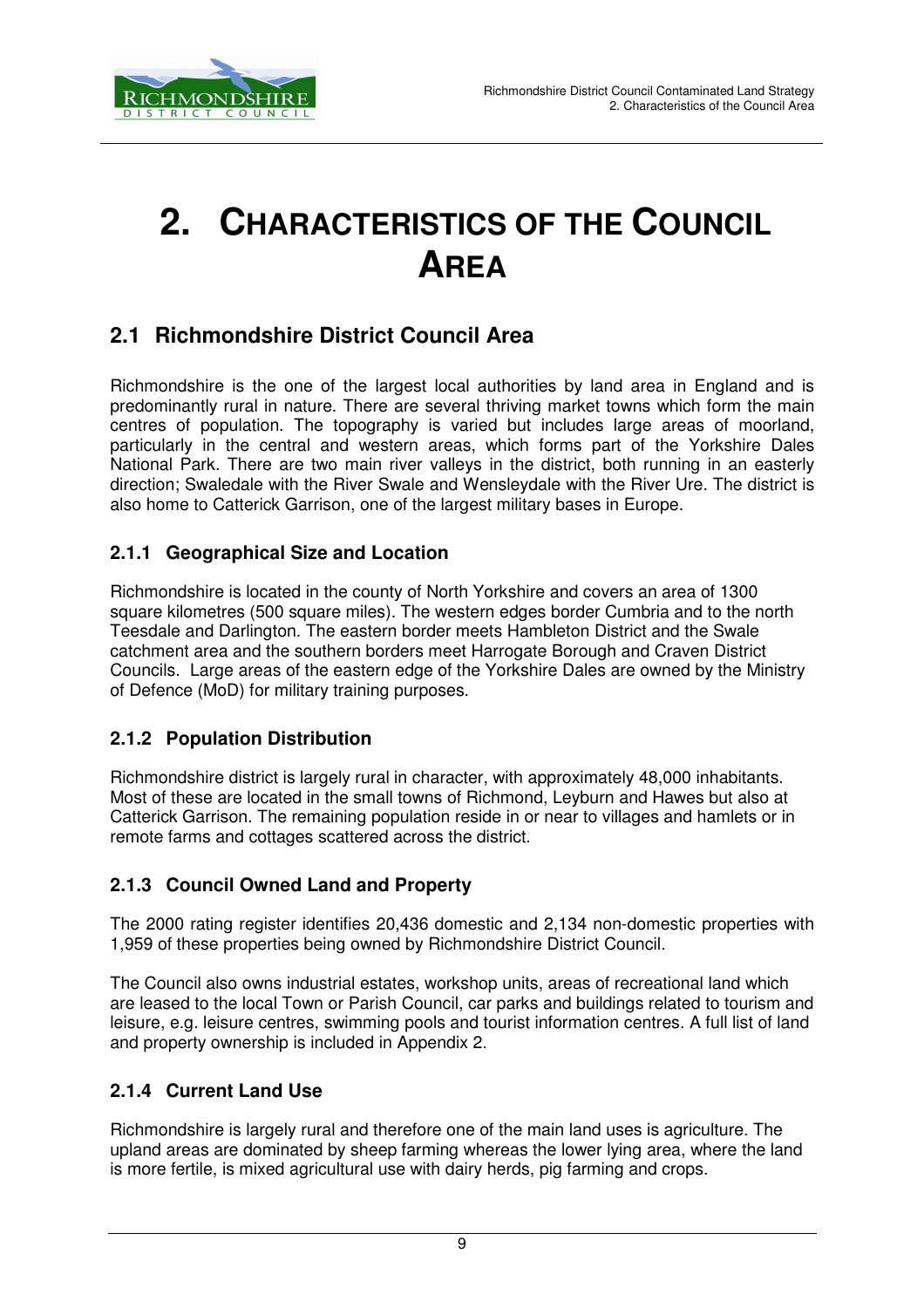# 2. CHARACTERISTICS OF THE COUNCIL AREA

## 2.1 Richmondshire District Council Area

Richmondshire is the one of the largest local authorities by land area in England and is predominantly rural in nature. There are several thriving market towns which form the main centres of population. The topography is varied but includes large areas of moorland, particularly in the central and western areas, which forms part of the Yorkshire Dales National Park. There are two main river valleys in the district, both running in an easterly direction; Swaledale with the River Swale and Wensleydale with the River Ure. The district is also home to Catterick Garrison, one of the largest military bases in Europe.

### 2.1.1 Geographical Size and Location

Richmondshire is located in the county of North Yorkshire and covers an area of 1300 square kilometres (500 square miles). The western edges border Cumbria and to the north Teesdale and Darlington. The eastern border meets Hambleton District and the Swale catchment area and the southern borders meet Harrogate Borough and Craven District Councils. Large areas of the eastern edge of the Yorkshire Dales are owned by the Ministry of Defence (MoD) for military training purposes.

### 2.1.2 Population Distribution

Richmondshire district is largely rural in character, with approximately 48,000 inhabitants. Most of these are located in the small towns of Richmond, Leyburn and Hawes but also at Catterick Garrison. The remaining population reside in or near to villages and hamlets or in remote farms and cottages scattered across the district.

### 2.1.3 Council Owned Land and Property

The 2000 rating register identifies 20,436 domestic and 2,134 non-domestic properties with 1,959 of these properties being owned by Richmondshire District Council.

The Council also owns industrial estates, workshop units, areas of recreational land which are leased to the local Town or Parish Council, car parks and buildings related to tourism and leisure, e.g. leisure centres, swimming pools and tourist information centres. A full list of land and property ownership is included in Appendix 2.

### 2.1.4 Current Land Use

Richmondshire is largely rural and therefore one of the main land uses is agriculture. The upland areas are dominated by sheep farming whereas the lower lying area, where the land is more fertile, is mixed agricultural use with dairy herds, pig farming and crops.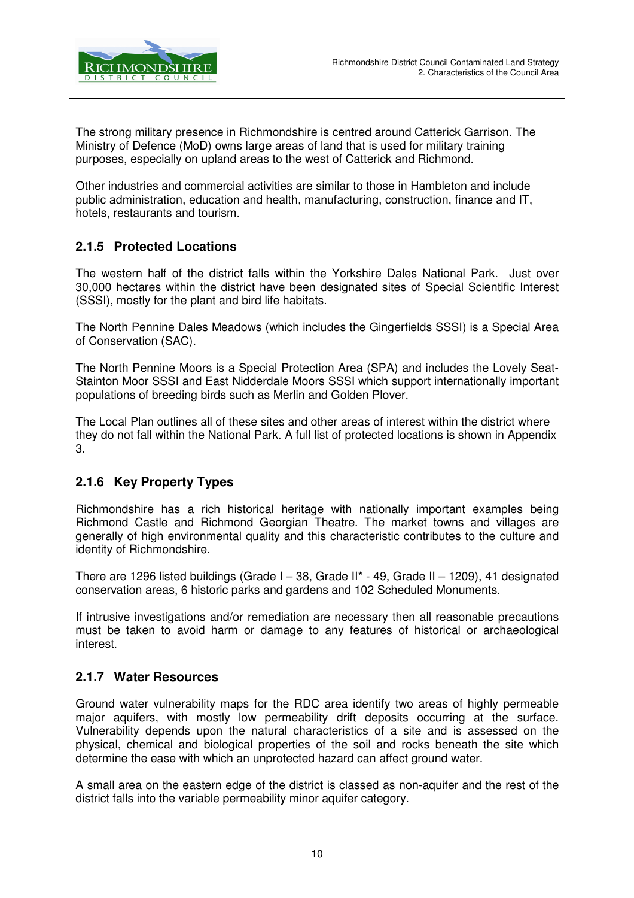The strong military presence in Richmondshire is centred around Catterick Garrison. The Ministry of Defence (MoD) owns large areas of land that is used for military training purposes, especially on upland areas to the west of Catterick and Richmond.

Other industries and commercial activities are similar to those in Hambleton and include public administration, education and health, manufacturing, construction, finance and IT, hotels, restaurants and tourism.

### 2.1.5 Protected Locations

The western half of the district falls within the Yorkshire Dales National Park. Just over 30,000 hectares within the district have been designated sites of Special Scientific Interest (SSSI), mostly for the plant and bird life habitats.

The North Pennine Dales Meadows (which includes the Gingerfields SSSI) is a Special Area of Conservation (SAC).

The North Pennine Moors is a Special Protection Area (SPA) and includes the Lovely Seat-Stainton Moor SSSI and East Nidderdale Moors SSSI which support internationally important populations of breeding birds such as Merlin and Golden Plover.

The Local Plan outlines all of these sites and other areas of interest within the district where they do not fall within the National Park. A full list of protected locations is shown in Appendix 3.

### 2.1.6 Key Property Types

Richmondshire has a rich historical heritage with nationally important examples being Richmond Castle and Richmond Georgian Theatre. The market towns and villages are generally of high environmental quality and this characteristic contributes to the culture and identity of Richmondshire.

There are 1296 listed buildings (Grade I – 38, Grade II* - 49, Grade II – 1209), 41 designated conservation areas, 6 historic parks and gardens and 102 Scheduled Monuments.

If intrusive investigations and/or remediation are necessary then all reasonable precautions must be taken to avoid harm or damage to any features of historical or archaeological interest.

### 2.1.7 Water Resources

Ground water vulnerability maps for the RDC area identify two areas of highly permeable major aquifers, with mostly low permeability drift deposits occurring at the surface. Vulnerability depends upon the natural characteristics of a site and is assessed on the physical, chemical and biological properties of the soil and rocks beneath the site which determine the ease with which an unprotected hazard can affect ground water.

A small area on the eastern edge of the district is classed as non-aquifer and the rest of the district falls into the variable permeability minor aquifer category.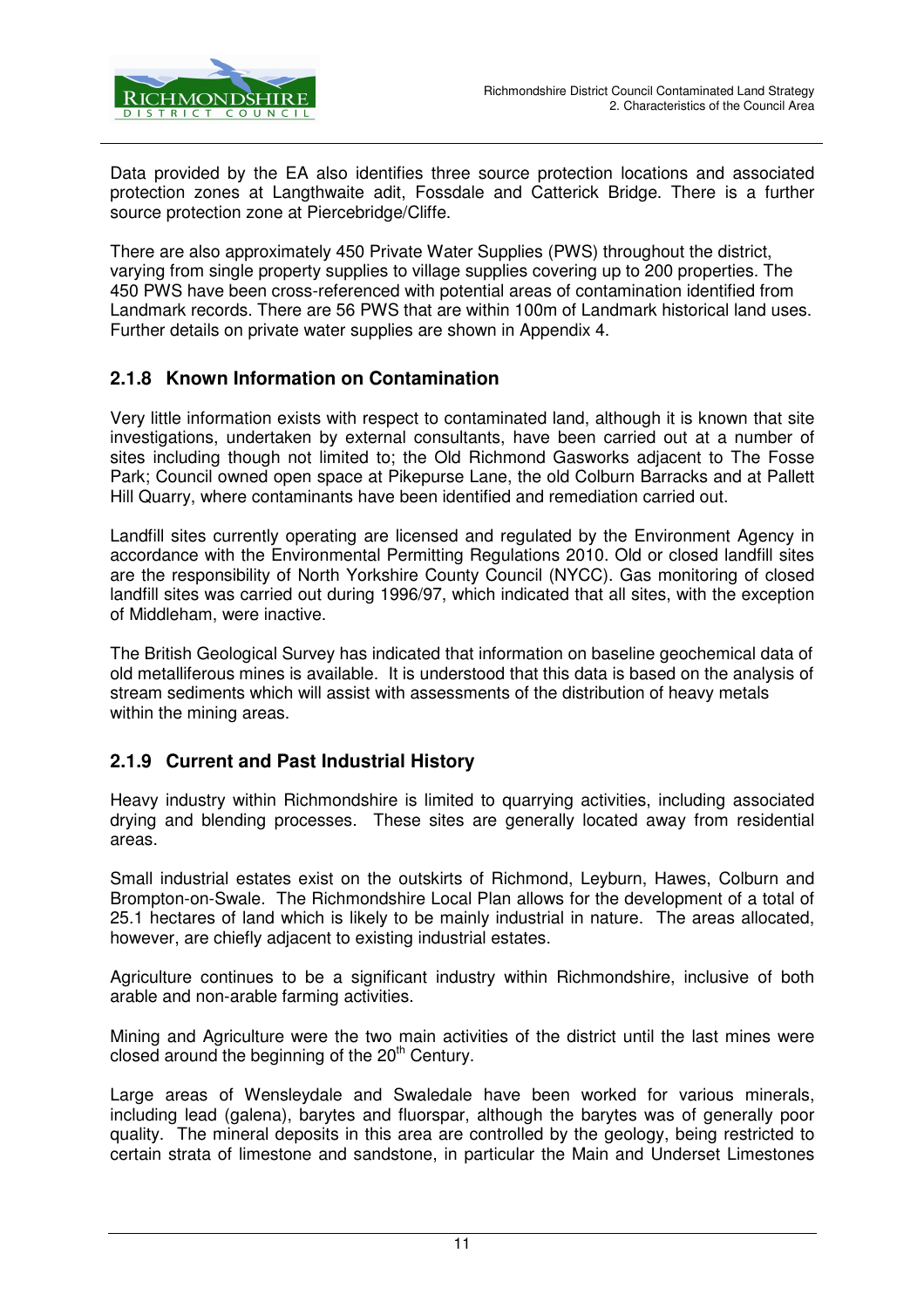Data provided by the EA also identifies three source protection locations and associated protection zones at Langthwaite adit, Fossdale and Catterick Bridge. There is a further source protection zone at Piercebridge/Cliffe.

There are also approximately 450 Private Water Supplies (PWS) throughout the district, varying from single property supplies to village supplies covering up to 200 properties. The 450 PWS have been cross-referenced with potential areas of contamination identified from Landmark records. There are 56 PWS that are within 100m of Landmark historical land uses. Further details on private water supplies are shown in Appendix 4.

### 2.1.8 Known Information on Contamination

Very little information exists with respect to contaminated land, although it is known that site investigations, undertaken by external consultants, have been carried out at a number of sites including though not limited to; the Old Richmond Gasworks adjacent to The Fosse Park; Council owned open space at Pikepurse Lane, the old Colburn Barracks and at Pallett Hill Quarry, where contaminants have been identified and remediation carried out.

Landfill sites currently operating are licensed and regulated by the Environment Agency in accordance with the Environmental Permitting Regulations 2010. Old or closed landfill sites are the responsibility of North Yorkshire County Council (NYCC). Gas monitoring of closed landfill sites was carried out during 1996/97, which indicated that all sites, with the exception of Middleham, were inactive.

The British Geological Survey has indicated that information on baseline geochemical data of old metalliferous mines is available. It is understood that this data is based on the analysis of stream sediments which will assist with assessments of the distribution of heavy metals within the mining areas.

### 2.1.9 Current and Past Industrial History

Heavy industry within Richmondshire is limited to quarrying activities, including associated drying and blending processes. These sites are generally located away from residential areas.

Small industrial estates exist on the outskirts of Richmond, Leyburn, Hawes, Colburn and Brompton-on-Swale. The Richmondshire Local Plan allows for the development of a total of 25.1 hectares of land which is likely to be mainly industrial in nature. The areas allocated, however, are chiefly adjacent to existing industrial estates.

Agriculture continues to be a significant industry within Richmondshire, inclusive of both arable and non-arable farming activities.

Mining and Agriculture were the two main activities of the district until the last mines were closed around the beginning of the 20th Century.

Large areas of Wensleydale and Swaledale have been worked for various minerals, including lead (galena), barytes and fluorspar, although the barytes was of generally poor quality. The mineral deposits in this area are controlled by the geology, being restricted to certain strata of limestone and sandstone, in particular the Main and Underset Limestones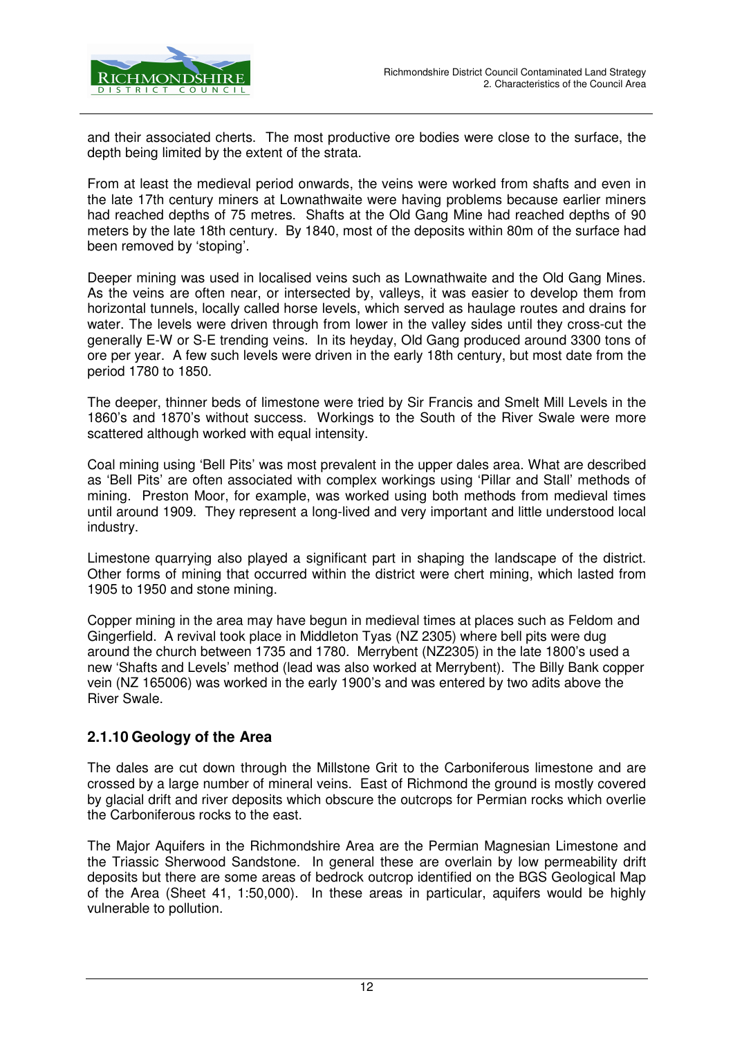and their associated cherts. The most productive ore bodies were close to the surface, the depth being limited by the extent of the strata.

From at least the medieval period onwards, the veins were worked from shafts and even in the late 17th century miners at Lownathwaite were having problems because earlier miners had reached depths of 75 metres. Shafts at the Old Gang Mine had reached depths of 90 meters by the late 18th century. By 1840, most of the deposits within 80m of the surface had been removed by 'stoping'.

Deeper mining was used in localised veins such as Lownathwaite and the Old Gang Mines. As the veins are often near, or intersected by, valleys, it was easier to develop them from horizontal tunnels, locally called horse levels, which served as haulage routes and drains for water. The levels were driven through from lower in the valley sides until they cross-cut the generally E-W or S-E trending veins. In its heyday, Old Gang produced around 3300 tons of ore per year. A few such levels were driven in the early 18th century, but most date from the period 1780 to 1850.

The deeper, thinner beds of limestone were tried by Sir Francis and Smelt Mill Levels in the 1860's and 1870's without success. Workings to the South of the River Swale were more scattered although worked with equal intensity.

Coal mining using 'Bell Pits' was most prevalent in the upper dales area. What are described as 'Bell Pits' are often associated with complex workings using 'Pillar and Stall' methods of mining. Preston Moor, for example, was worked using both methods from medieval times until around 1909. They represent a long-lived and very important and little understood local industry.

Limestone quarrying also played a significant part in shaping the landscape of the district. Other forms of mining that occurred within the district were chert mining, which lasted from 1905 to 1950 and stone mining.

Copper mining in the area may have begun in medieval times at places such as Feldom and Gingerfield. A revival took place in Middleton Tyas (NZ 2305) where bell pits were dug around the church between 1735 and 1780. Merrybent (NZ2305) in the late 1800's used a new 'Shafts and Levels' method (lead was also worked at Merrybent). The Billy Bank copper vein (NZ 165006) was worked in the early 1900's and was entered by two adits above the River Swale.

### 2.1.10 Geology of the Area

The dales are cut down through the Millstone Grit to the Carboniferous limestone and are crossed by a large number of mineral veins. East of Richmond the ground is mostly covered by glacial drift and river deposits which obscure the outcrops for Permian rocks which overlie the Carboniferous rocks to the east.

The Major Aquifers in the Richmondshire Area are the Permian Magnesian Limestone and the Triassic Sherwood Sandstone. In general these are overlain by low permeability drift deposits but there are some areas of bedrock outcrop identified on the BGS Geological Map of the Area (Sheet 41, 1:50,000). In these areas in particular, aquifers would be highly vulnerable to pollution.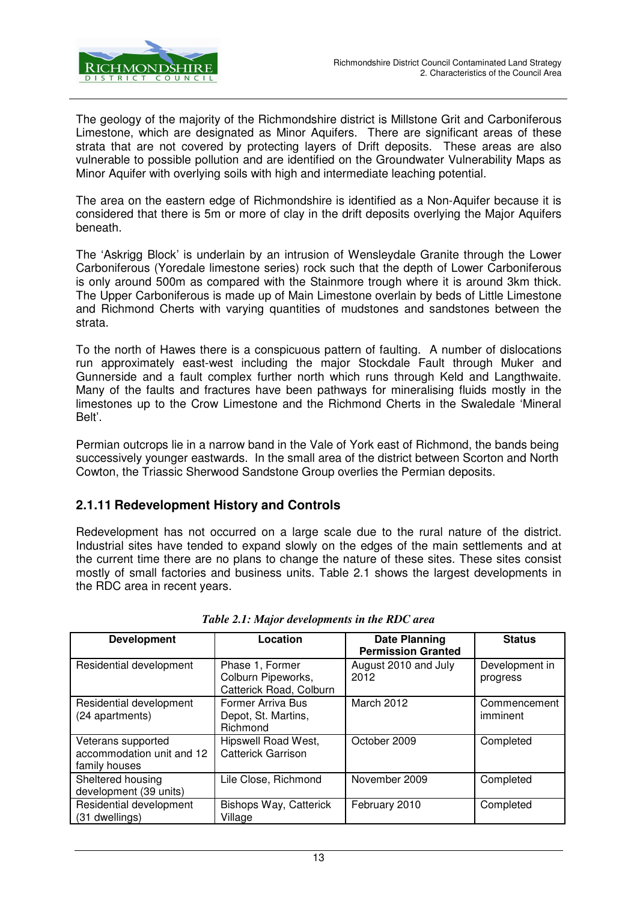The geology of the majority of the Richmondshire district is Millstone Grit and Carboniferous Limestone, which are designated as Minor Aquifers. There are significant areas of these strata that are not covered by protecting layers of Drift deposits. These areas are also vulnerable to possible pollution and are identified on the Groundwater Vulnerability Maps as Minor Aquifer with overlying soils with high and intermediate leaching potential.

The area on the eastern edge of Richmondshire is identified as a Non-Aquifer because it is considered that there is 5m or more of clay in the drift deposits overlying the Major Aquifers beneath.

The 'Askrigg Block' is underlain by an intrusion of Wensleydale Granite through the Lower Carboniferous (Yoredale limestone series) rock such that the depth of Lower Carboniferous is only around 500m as compared with the Stainmore trough where it is around 3km thick. The Upper Carboniferous is made up of Main Limestone overlain by beds of Little Limestone and Richmond Cherts with varying quantities of mudstones and sandstones between the strata.

To the north of Hawes there is a conspicuous pattern of faulting. A number of dislocations run approximately east-west including the major Stockdale Fault through Muker and Gunnerside and a fault complex further north which runs through Keld and Langthwaite. Many of the faults and fractures have been pathways for mineralising fluids mostly in the limestones up to the Crow Limestone and the Richmond Cherts in the Swaledale 'Mineral Belt'.

Permian outcrops lie in a narrow band in the Vale of York east of Richmond, the bands being successively younger eastwards. In the small area of the district between Scorton and North Cowton, the Triassic Sherwood Sandstone Group overlies the Permian deposits.

### 2.1.11 Redevelopment History and Controls

Redevelopment has not occurred on a large scale due to the rural nature of the district. Industrial sites have tended to expand slowly on the edges of the main settlements and at the current time there are no plans to change the nature of these sites. These sites consist mostly of small factories and business units. Table 2.1 shows the largest developments in the RDC area in recent years.

*Table 2.1: Major developments in the RDC area*

| Development | Location | Date Planning Permission Granted | Status |
|---|---|---|---|
| Residential development | Phase 1, Former Colburn Pipeworks, Catterick Road, Colburn | August 2010 and July 2012 | Development in progress |
| Residential development (24 apartments) | Former Arriva Bus Depot, St. Martins, Richmond | March 2012 | Commencement imminent |
| Veterans supported accommodation unit and 12 family houses | Hipswell Road West, Catterick Garrison | October 2009 | Completed |
| Sheltered housing development (39 units) | Lile Close, Richmond | November 2009 | Completed |
| Residential development (31 dwellings) | Bishops Way, Catterick Village | February 2010 | Completed |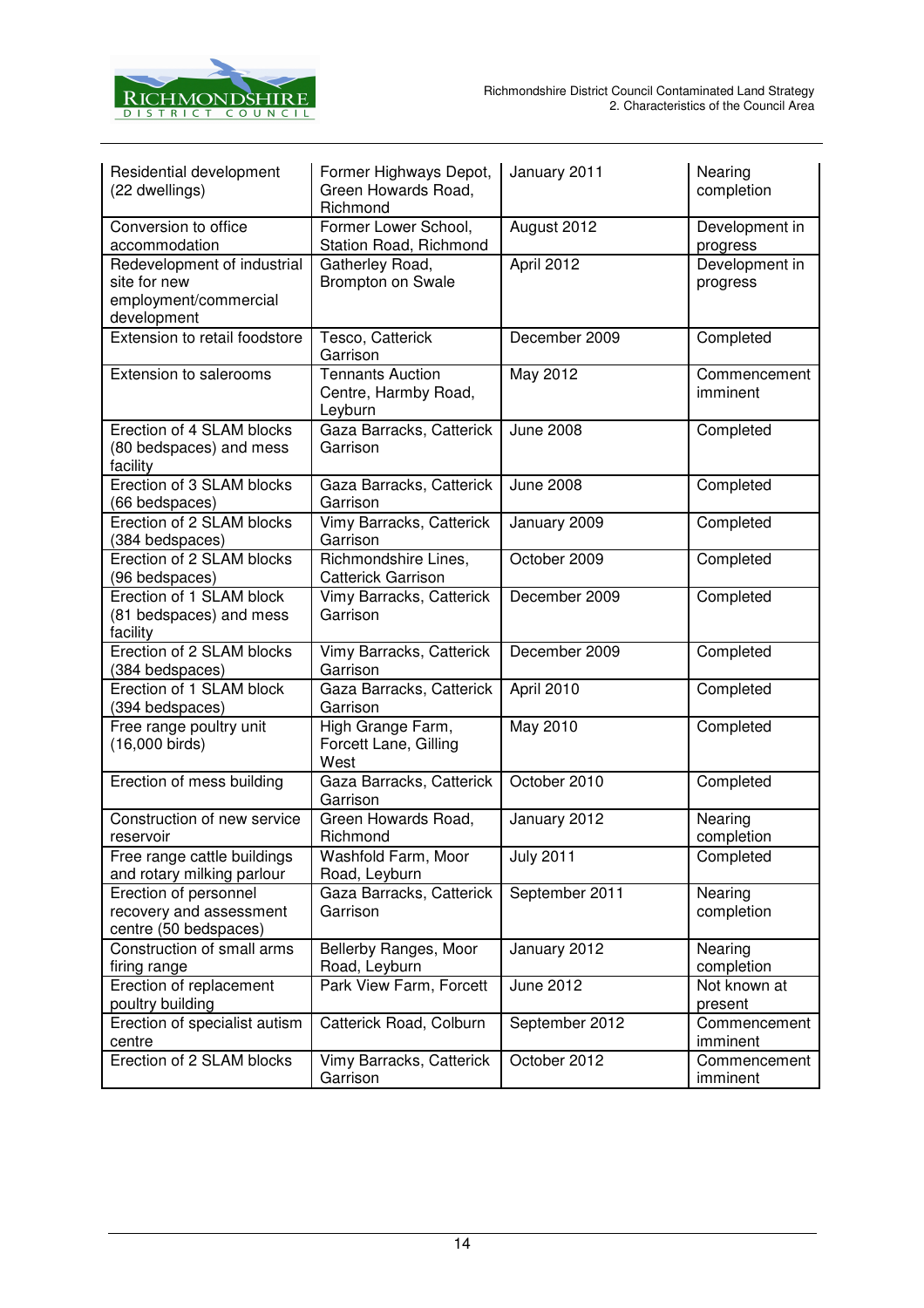| Residential development (22 dwellings) | Former Highways Depot, Green Howards Road, Richmond | January 2011 | Nearing completion |
|---|---|---|---|
| Conversion to office accommodation | Former Lower School, Station Road, Richmond | August 2012 | Development in progress |
| Redevelopment of industrial site for new employment/commercial development | Gatherley Road, Brompton on Swale | April 2012 | Development in progress |
| Extension to retail foodstore | Tesco, Catterick Garrison | December 2009 | Completed |
| Extension to salerooms | Tennants Auction Centre, Harmby Road, Leyburn | May 2012 | Commencement imminent |
| Erection of 4 SLAM blocks (80 bedspaces) and mess facility | Gaza Barracks, Catterick Garrison | June 2008 | Completed |
| Erection of 3 SLAM blocks (66 bedspaces) | Gaza Barracks, Catterick Garrison | June 2008 | Completed |
| Erection of 2 SLAM blocks (384 bedspaces) | Vimy Barracks, Catterick Garrison | January 2009 | Completed |
| Erection of 2 SLAM blocks (96 bedspaces) | Richmondshire Lines, Catterick Garrison | October 2009 | Completed |
| Erection of 1 SLAM block (81 bedspaces) and mess facility | Vimy Barracks, Catterick Garrison | December 2009 | Completed |
| Erection of 2 SLAM blocks (384 bedspaces) | Vimy Barracks, Catterick Garrison | December 2009 | Completed |
| Erection of 1 SLAM block (394 bedspaces) | Gaza Barracks, Catterick Garrison | April 2010 | Completed |
| Free range poultry unit (16,000 birds) | High Grange Farm, Forcett Lane, Gilling West | May 2010 | Completed |
| Erection of mess building | Gaza Barracks, Catterick Garrison | October 2010 | Completed |
| Construction of new service reservoir | Green Howards Road, Richmond | January 2012 | Nearing completion |
| Free range cattle buildings and rotary milking parlour | Washfold Farm, Moor Road, Leyburn | July 2011 | Completed |
| Erection of personnel recovery and assessment centre (50 bedspaces) | Gaza Barracks, Catterick Garrison | September 2011 | Nearing completion |
| Construction of small arms firing range | Bellerby Ranges, Moor Road, Leyburn | January 2012 | Nearing completion |
| Erection of replacement poultry building | Park View Farm, Forcett | June 2012 | Not known at present |
| Erection of specialist autism centre | Catterick Road, Colburn | September 2012 | Commencement imminent |
| Erection of 2 SLAM blocks | Vimy Barracks, Catterick Garrison | October 2012 | Commencement imminent |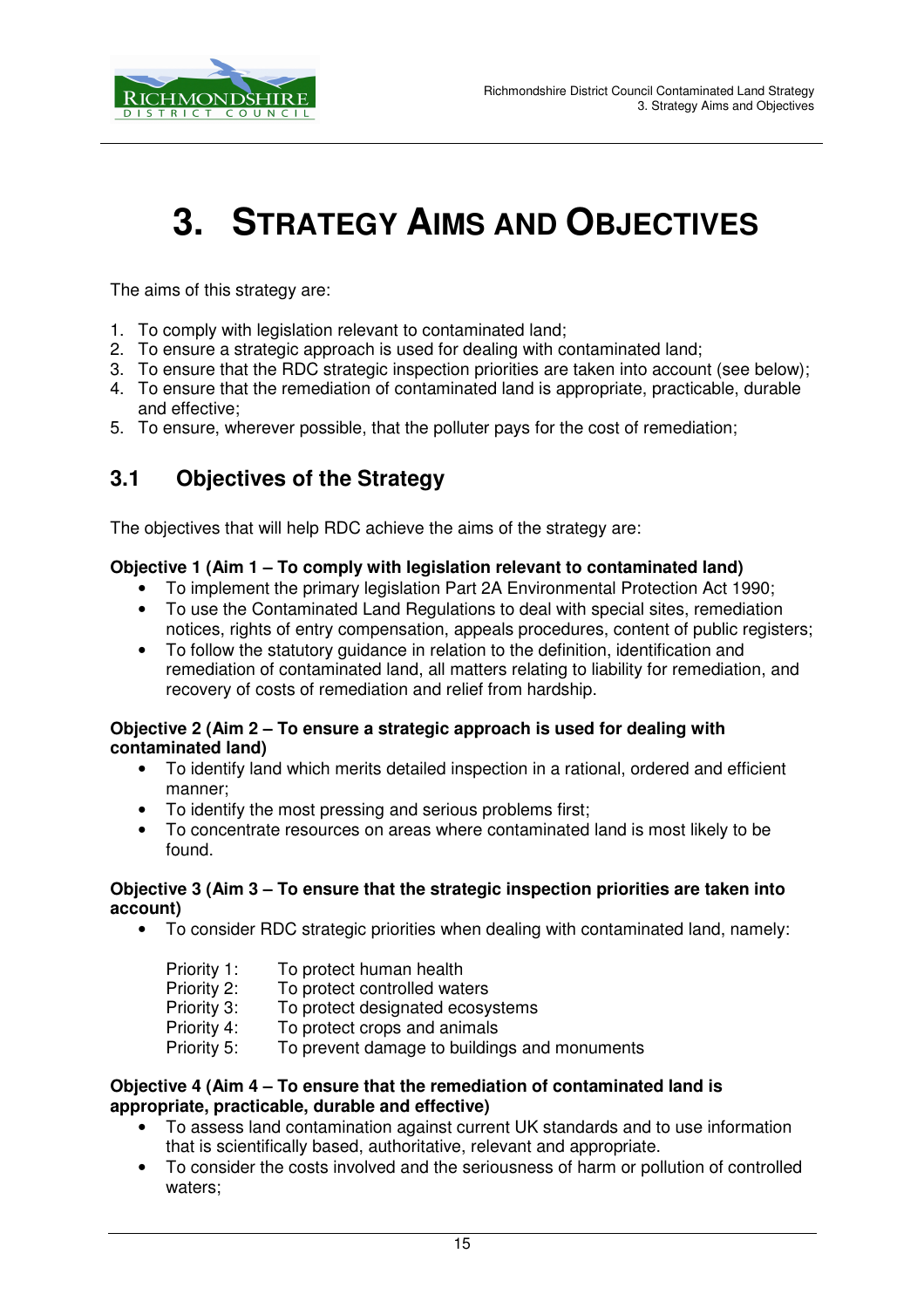# 3. Strategy Aims and Objectives

The aims of this strategy are:

1. To comply with legislation relevant to contaminated land;
2. To ensure a strategic approach is used for dealing with contaminated land;
3. To ensure that the RDC strategic inspection priorities are taken into account (see below);
4. To ensure that the remediation of contaminated land is appropriate, practicable, durable and effective;
5. To ensure, wherever possible, that the polluter pays for the cost of remediation;

## 3.1 Objectives of the Strategy

The objectives that will help RDC achieve the aims of the strategy are:

**Objective 1 (Aim 1 – To comply with legislation relevant to contaminated land)**

- To implement the primary legislation Part 2A Environmental Protection Act 1990;
- To use the Contaminated Land Regulations to deal with special sites, remediation notices, rights of entry compensation, appeals procedures, content of public registers;
- To follow the statutory guidance in relation to the definition, identification and remediation of contaminated land, all matters relating to liability for remediation, and recovery of costs of remediation and relief from hardship.

**Objective 2 (Aim 2 – To ensure a strategic approach is used for dealing with contaminated land)**

- To identify land which merits detailed inspection in a rational, ordered and efficient manner;
- To identify the most pressing and serious problems first;
- To concentrate resources on areas where contaminated land is most likely to be found.

**Objective 3 (Aim 3 – To ensure that the strategic inspection priorities are taken into account)**

- To consider RDC strategic priorities when dealing with contaminated land, namely:

  Priority 1: To protect human health
  Priority 2: To protect controlled waters
  Priority 3: To protect designated ecosystems
  Priority 4: To protect crops and animals
  Priority 5: To prevent damage to buildings and monuments

**Objective 4 (Aim 4 – To ensure that the remediation of contaminated land is appropriate, practicable, durable and effective)**

- To assess land contamination against current UK standards and to use information that is scientifically based, authoritative, relevant and appropriate.
- To consider the costs involved and the seriousness of harm or pollution of controlled waters;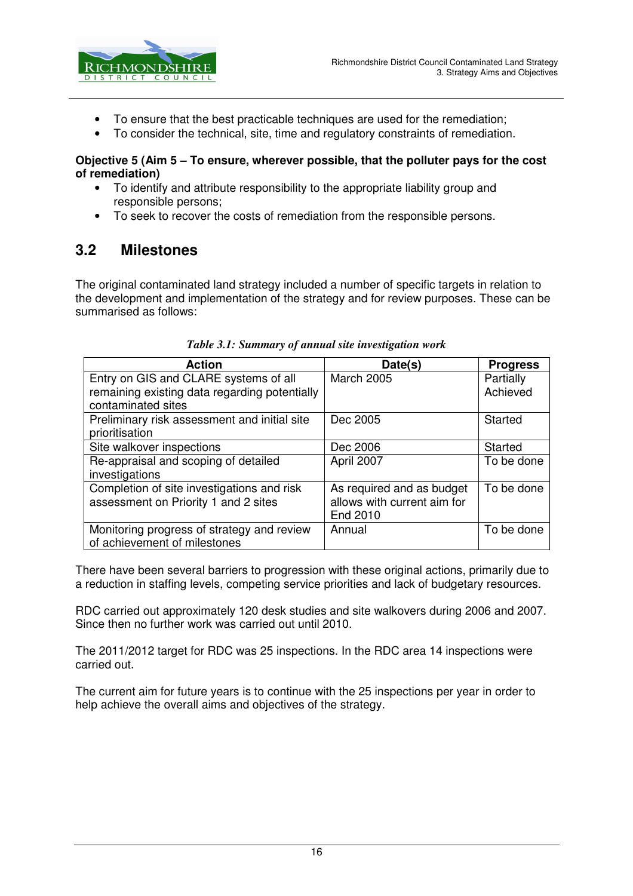- To ensure that the best practicable techniques are used for the remediation;
- To consider the technical, site, time and regulatory constraints of remediation.

**Objective 5 (Aim 5 – To ensure, wherever possible, that the polluter pays for the cost of remediation)**

- To identify and attribute responsibility to the appropriate liability group and responsible persons;
- To seek to recover the costs of remediation from the responsible persons.

## 3.2 Milestones

The original contaminated land strategy included a number of specific targets in relation to the development and implementation of the strategy and for review purposes. These can be summarised as follows:

***Table 3.1: Summary of annual site investigation work***

| Action | Date(s) | Progress |
|---|---|---|
| Entry on GIS and CLARE systems of all remaining existing data regarding potentially contaminated sites | March 2005 | Partially Achieved |
| Preliminary risk assessment and initial site prioritisation | Dec 2005 | Started |
| Site walkover inspections | Dec 2006 | Started |
| Re-appraisal and scoping of detailed investigations | April 2007 | To be done |
| Completion of site investigations and risk assessment on Priority 1 and 2 sites | As required and as budget allows with current aim for End 2010 | To be done |
| Monitoring progress of strategy and review of achievement of milestones | Annual | To be done |

There have been several barriers to progression with these original actions, primarily due to a reduction in staffing levels, competing service priorities and lack of budgetary resources.

RDC carried out approximately 120 desk studies and site walkovers during 2006 and 2007. Since then no further work was carried out until 2010.

The 2011/2012 target for RDC was 25 inspections. In the RDC area 14 inspections were carried out.

The current aim for future years is to continue with the 25 inspections per year in order to help achieve the overall aims and objectives of the strategy.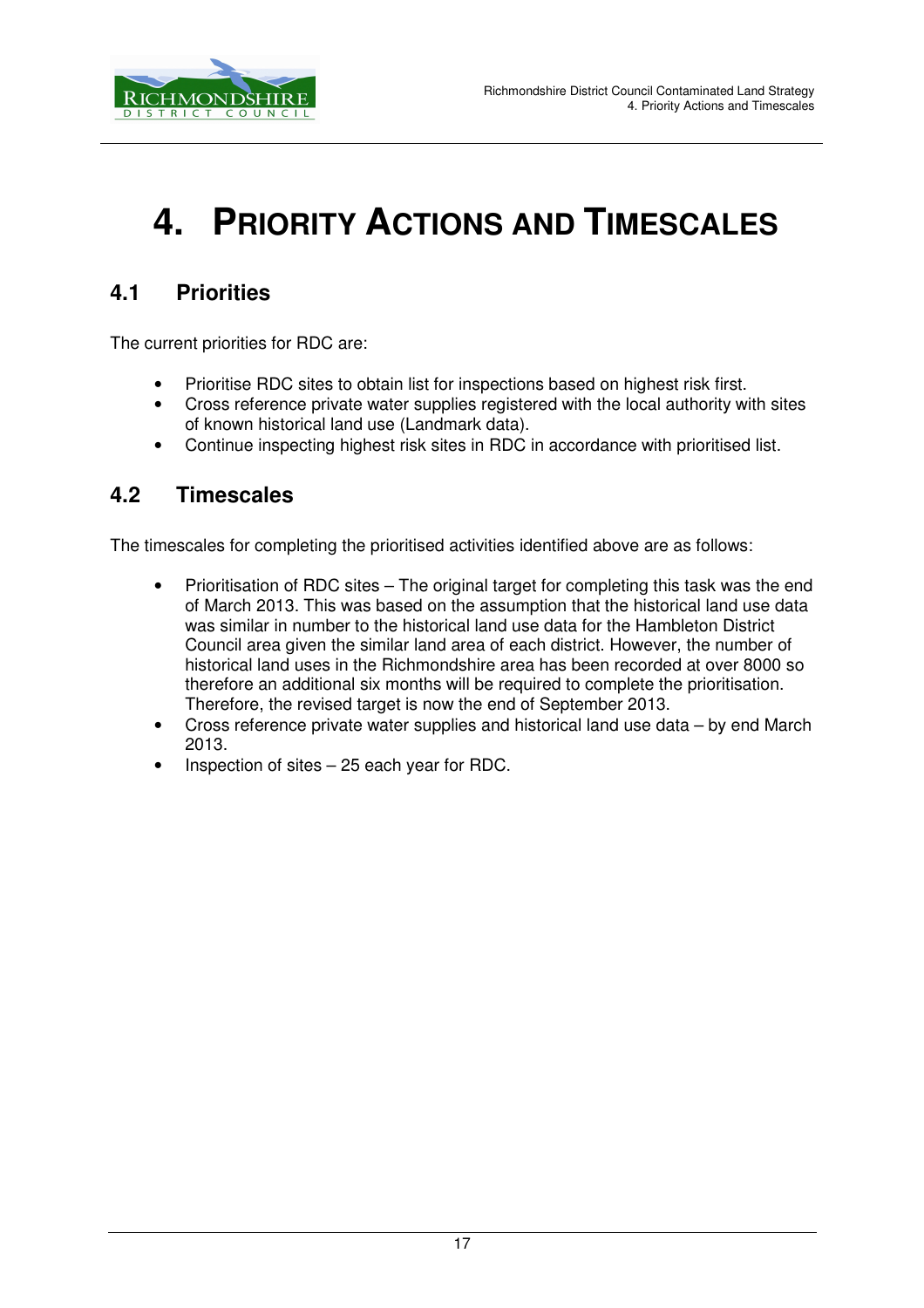# 4. PRIORITY ACTIONS AND TIMESCALES

## 4.1 Priorities

The current priorities for RDC are:

- Prioritise RDC sites to obtain list for inspections based on highest risk first.
- Cross reference private water supplies registered with the local authority with sites of known historical land use (Landmark data).
- Continue inspecting highest risk sites in RDC in accordance with prioritised list.

## 4.2 Timescales

The timescales for completing the prioritised activities identified above are as follows:

- Prioritisation of RDC sites – The original target for completing this task was the end of March 2013. This was based on the assumption that the historical land use data was similar in number to the historical land use data for the Hambleton District Council area given the similar land area of each district. However, the number of historical land uses in the Richmondshire area has been recorded at over 8000 so therefore an additional six months will be required to complete the prioritisation. Therefore, the revised target is now the end of September 2013.
- Cross reference private water supplies and historical land use data – by end March 2013.
- Inspection of sites – 25 each year for RDC.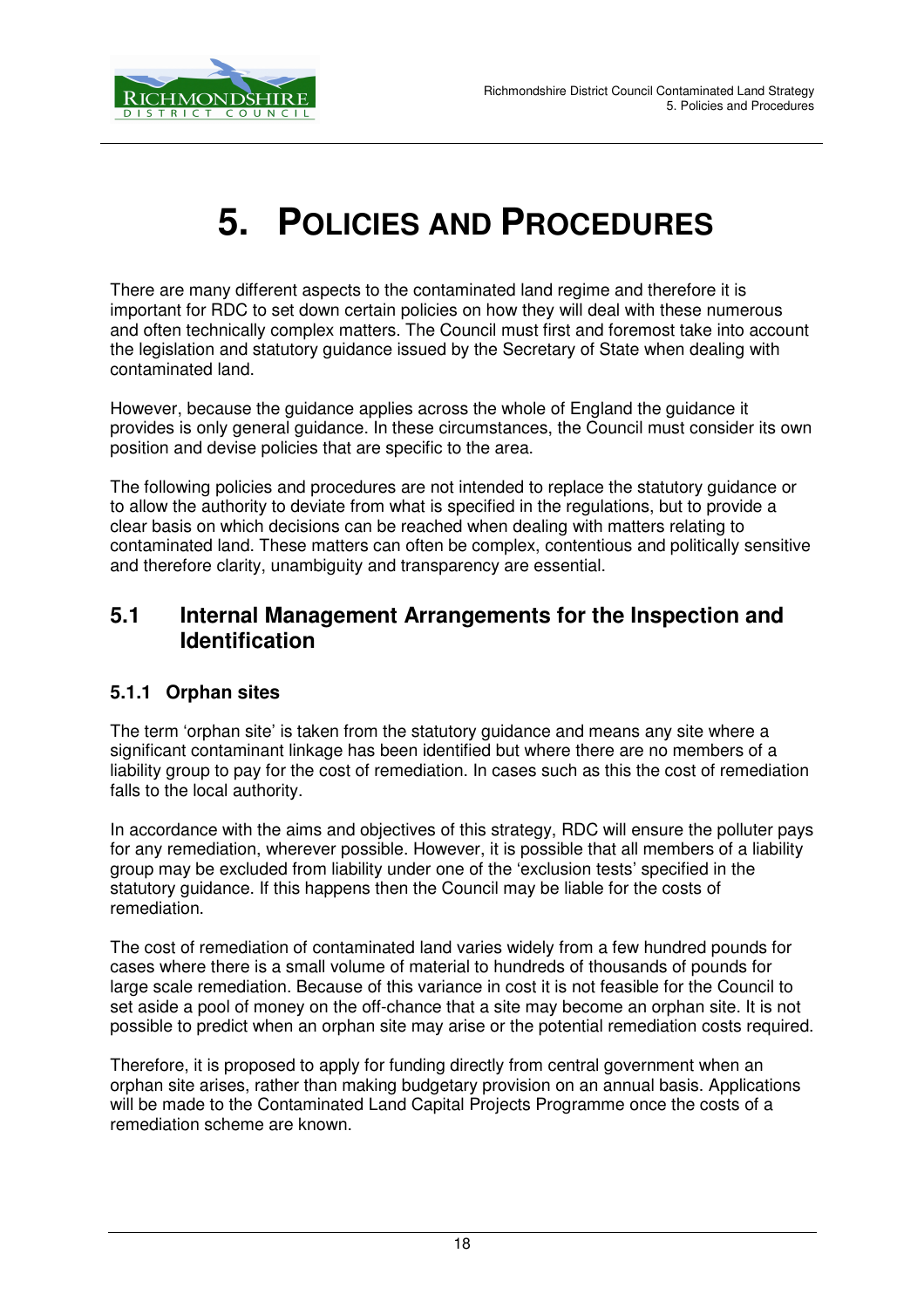# 5. Policies and Procedures

There are many different aspects to the contaminated land regime and therefore it is important for RDC to set down certain policies on how they will deal with these numerous and often technically complex matters. The Council must first and foremost take into account the legislation and statutory guidance issued by the Secretary of State when dealing with contaminated land.

However, because the guidance applies across the whole of England the guidance it provides is only general guidance. In these circumstances, the Council must consider its own position and devise policies that are specific to the area.

The following policies and procedures are not intended to replace the statutory guidance or to allow the authority to deviate from what is specified in the regulations, but to provide a clear basis on which decisions can be reached when dealing with matters relating to contaminated land. These matters can often be complex, contentious and politically sensitive and therefore clarity, unambiguity and transparency are essential.

## 5.1 Internal Management Arrangements for the Inspection and Identification

### 5.1.1 Orphan sites

The term 'orphan site' is taken from the statutory guidance and means any site where a significant contaminant linkage has been identified but where there are no members of a liability group to pay for the cost of remediation. In cases such as this the cost of remediation falls to the local authority.

In accordance with the aims and objectives of this strategy, RDC will ensure the polluter pays for any remediation, wherever possible. However, it is possible that all members of a liability group may be excluded from liability under one of the 'exclusion tests' specified in the statutory guidance. If this happens then the Council may be liable for the costs of remediation.

The cost of remediation of contaminated land varies widely from a few hundred pounds for cases where there is a small volume of material to hundreds of thousands of pounds for large scale remediation. Because of this variance in cost it is not feasible for the Council to set aside a pool of money on the off-chance that a site may become an orphan site. It is not possible to predict when an orphan site may arise or the potential remediation costs required.

Therefore, it is proposed to apply for funding directly from central government when an orphan site arises, rather than making budgetary provision on an annual basis. Applications will be made to the Contaminated Land Capital Projects Programme once the costs of a remediation scheme are known.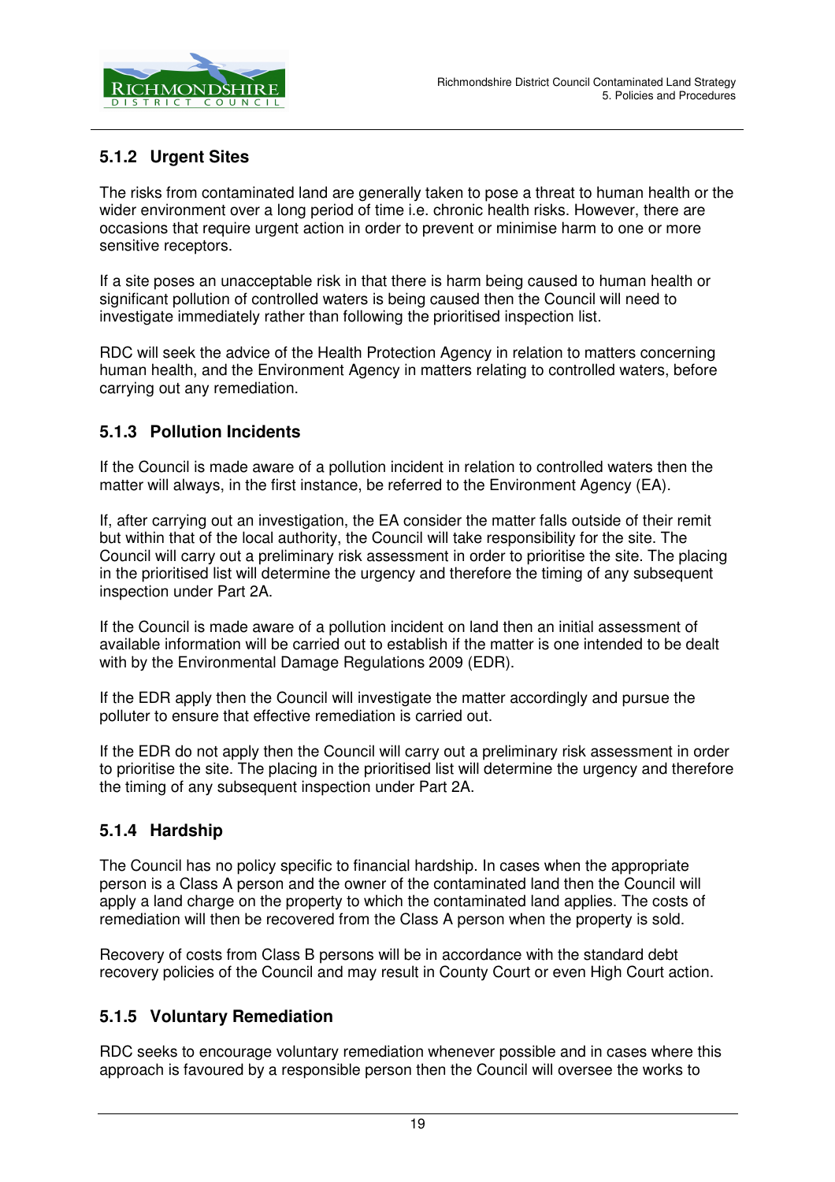### 5.1.2 Urgent Sites

The risks from contaminated land are generally taken to pose a threat to human health or the wider environment over a long period of time i.e. chronic health risks. However, there are occasions that require urgent action in order to prevent or minimise harm to one or more sensitive receptors.

If a site poses an unacceptable risk in that there is harm being caused to human health or significant pollution of controlled waters is being caused then the Council will need to investigate immediately rather than following the prioritised inspection list.

RDC will seek the advice of the Health Protection Agency in relation to matters concerning human health, and the Environment Agency in matters relating to controlled waters, before carrying out any remediation.

### 5.1.3 Pollution Incidents

If the Council is made aware of a pollution incident in relation to controlled waters then the matter will always, in the first instance, be referred to the Environment Agency (EA).

If, after carrying out an investigation, the EA consider the matter falls outside of their remit but within that of the local authority, the Council will take responsibility for the site. The Council will carry out a preliminary risk assessment in order to prioritise the site. The placing in the prioritised list will determine the urgency and therefore the timing of any subsequent inspection under Part 2A.

If the Council is made aware of a pollution incident on land then an initial assessment of available information will be carried out to establish if the matter is one intended to be dealt with by the Environmental Damage Regulations 2009 (EDR).

If the EDR apply then the Council will investigate the matter accordingly and pursue the polluter to ensure that effective remediation is carried out.

If the EDR do not apply then the Council will carry out a preliminary risk assessment in order to prioritise the site. The placing in the prioritised list will determine the urgency and therefore the timing of any subsequent inspection under Part 2A.

### 5.1.4 Hardship

The Council has no policy specific to financial hardship. In cases when the appropriate person is a Class A person and the owner of the contaminated land then the Council will apply a land charge on the property to which the contaminated land applies. The costs of remediation will then be recovered from the Class A person when the property is sold.

Recovery of costs from Class B persons will be in accordance with the standard debt recovery policies of the Council and may result in County Court or even High Court action.

### 5.1.5 Voluntary Remediation

RDC seeks to encourage voluntary remediation whenever possible and in cases where this approach is favoured by a responsible person then the Council will oversee the works to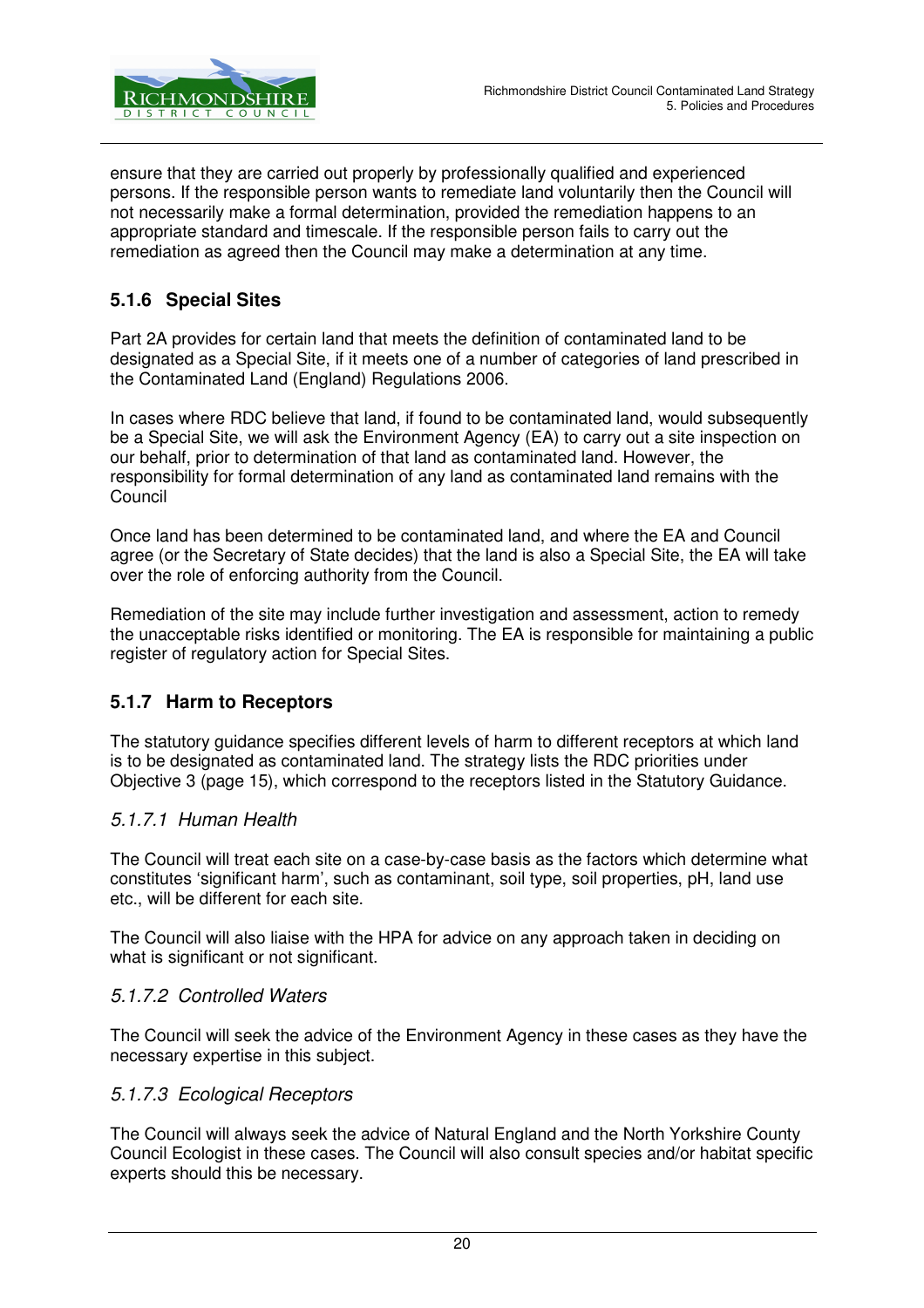ensure that they are carried out properly by professionally qualified and experienced persons. If the responsible person wants to remediate land voluntarily then the Council will not necessarily make a formal determination, provided the remediation happens to an appropriate standard and timescale. If the responsible person fails to carry out the remediation as agreed then the Council may make a determination at any time.

### 5.1.6 Special Sites

Part 2A provides for certain land that meets the definition of contaminated land to be designated as a Special Site, if it meets one of a number of categories of land prescribed in the Contaminated Land (England) Regulations 2006.

In cases where RDC believe that land, if found to be contaminated land, would subsequently be a Special Site, we will ask the Environment Agency (EA) to carry out a site inspection on our behalf, prior to determination of that land as contaminated land. However, the responsibility for formal determination of any land as contaminated land remains with the Council

Once land has been determined to be contaminated land, and where the EA and Council agree (or the Secretary of State decides) that the land is also a Special Site, the EA will take over the role of enforcing authority from the Council.

Remediation of the site may include further investigation and assessment, action to remedy the unacceptable risks identified or monitoring. The EA is responsible for maintaining a public register of regulatory action for Special Sites.

### 5.1.7 Harm to Receptors

The statutory guidance specifies different levels of harm to different receptors at which land is to be designated as contaminated land. The strategy lists the RDC priorities under Objective 3 (page 15), which correspond to the receptors listed in the Statutory Guidance.

#### *5.1.7.1 Human Health*

The Council will treat each site on a case-by-case basis as the factors which determine what constitutes 'significant harm', such as contaminant, soil type, soil properties, pH, land use etc., will be different for each site.

The Council will also liaise with the HPA for advice on any approach taken in deciding on what is significant or not significant.

#### *5.1.7.2 Controlled Waters*

The Council will seek the advice of the Environment Agency in these cases as they have the necessary expertise in this subject.

#### *5.1.7.3 Ecological Receptors*

The Council will always seek the advice of Natural England and the North Yorkshire County Council Ecologist in these cases. The Council will also consult species and/or habitat specific experts should this be necessary.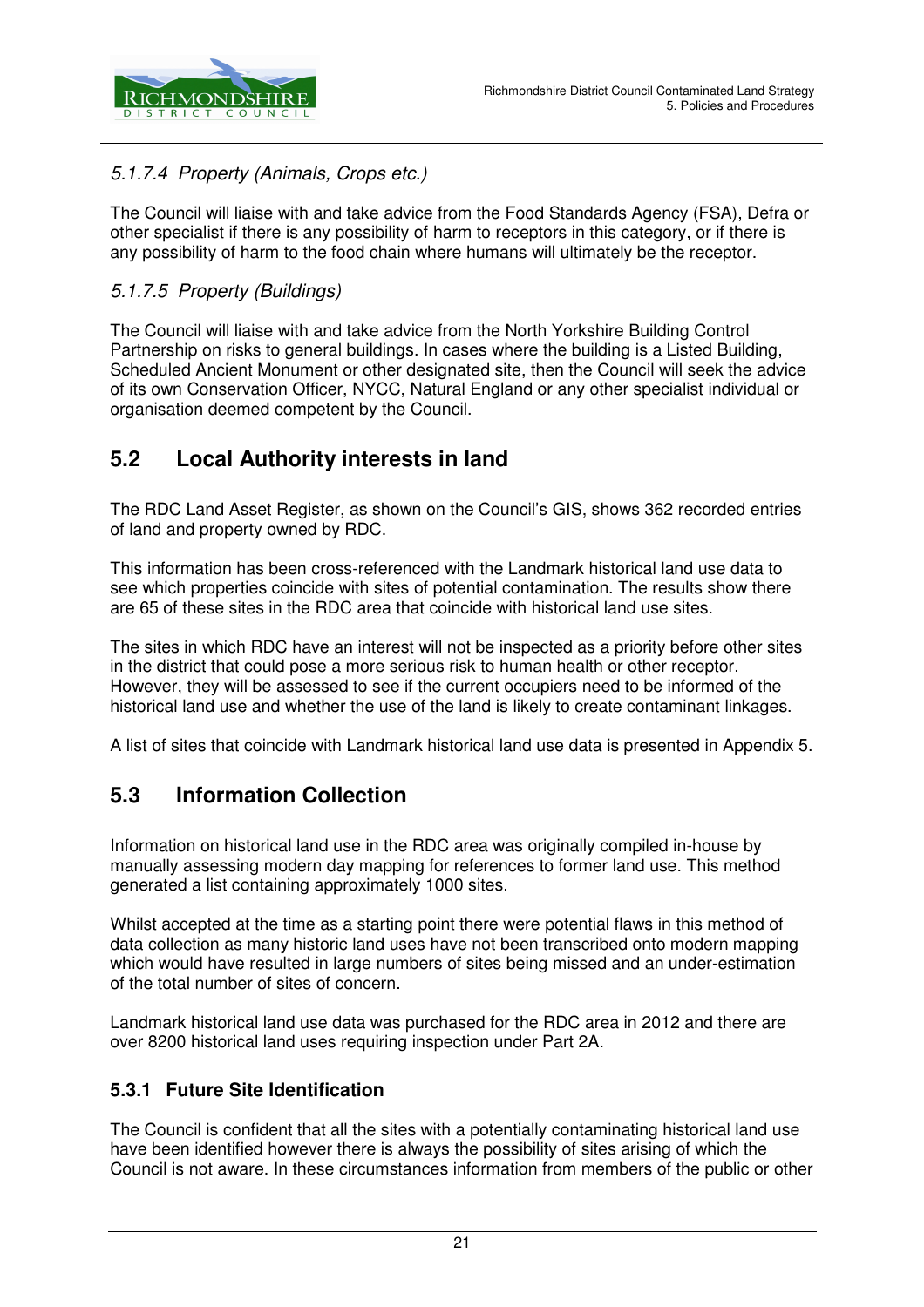#### *5.1.7.4 Property (Animals, Crops etc.)*

The Council will liaise with and take advice from the Food Standards Agency (FSA), Defra or other specialist if there is any possibility of harm to receptors in this category, or if there is any possibility of harm to the food chain where humans will ultimately be the receptor.

#### *5.1.7.5 Property (Buildings)*

The Council will liaise with and take advice from the North Yorkshire Building Control Partnership on risks to general buildings. In cases where the building is a Listed Building, Scheduled Ancient Monument or other designated site, then the Council will seek the advice of its own Conservation Officer, NYCC, Natural England or any other specialist individual or organisation deemed competent by the Council.

## 5.2 Local Authority interests in land

The RDC Land Asset Register, as shown on the Council's GIS, shows 362 recorded entries of land and property owned by RDC.

This information has been cross-referenced with the Landmark historical land use data to see which properties coincide with sites of potential contamination. The results show there are 65 of these sites in the RDC area that coincide with historical land use sites.

The sites in which RDC have an interest will not be inspected as a priority before other sites in the district that could pose a more serious risk to human health or other receptor. However, they will be assessed to see if the current occupiers need to be informed of the historical land use and whether the use of the land is likely to create contaminant linkages.

A list of sites that coincide with Landmark historical land use data is presented in Appendix 5.

## 5.3 Information Collection

Information on historical land use in the RDC area was originally compiled in-house by manually assessing modern day mapping for references to former land use. This method generated a list containing approximately 1000 sites.

Whilst accepted at the time as a starting point there were potential flaws in this method of data collection as many historic land uses have not been transcribed onto modern mapping which would have resulted in large numbers of sites being missed and an under-estimation of the total number of sites of concern.

Landmark historical land use data was purchased for the RDC area in 2012 and there are over 8200 historical land uses requiring inspection under Part 2A.

### 5.3.1 Future Site Identification

The Council is confident that all the sites with a potentially contaminating historical land use have been identified however there is always the possibility of sites arising of which the Council is not aware. In these circumstances information from members of the public or other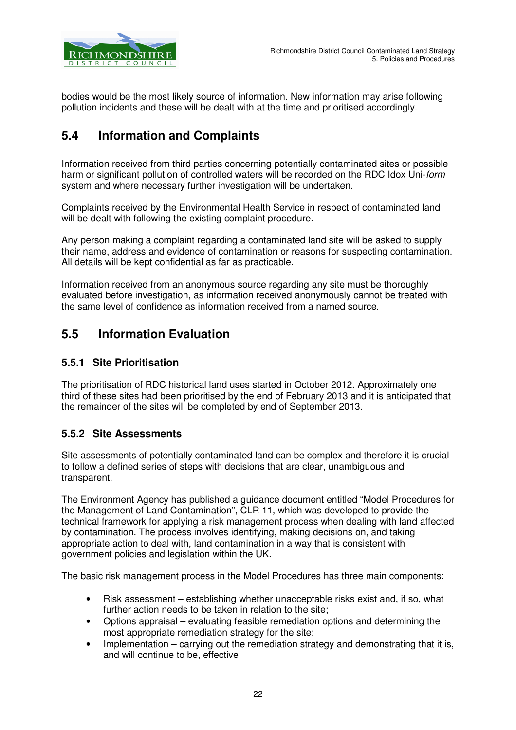bodies would be the most likely source of information. New information may arise following pollution incidents and these will be dealt with at the time and prioritised accordingly.

## 5.4 Information and Complaints

Information received from third parties concerning potentially contaminated sites or possible harm or significant pollution of controlled waters will be recorded on the RDC Idox Uni-*form* system and where necessary further investigation will be undertaken.

Complaints received by the Environmental Health Service in respect of contaminated land will be dealt with following the existing complaint procedure.

Any person making a complaint regarding a contaminated land site will be asked to supply their name, address and evidence of contamination or reasons for suspecting contamination. All details will be kept confidential as far as practicable.

Information received from an anonymous source regarding any site must be thoroughly evaluated before investigation, as information received anonymously cannot be treated with the same level of confidence as information received from a named source.

## 5.5 Information Evaluation

### 5.5.1 Site Prioritisation

The prioritisation of RDC historical land uses started in October 2012. Approximately one third of these sites had been prioritised by the end of February 2013 and it is anticipated that the remainder of the sites will be completed by end of September 2013.

### 5.5.2 Site Assessments

Site assessments of potentially contaminated land can be complex and therefore it is crucial to follow a defined series of steps with decisions that are clear, unambiguous and transparent.

The Environment Agency has published a guidance document entitled "Model Procedures for the Management of Land Contamination", CLR 11, which was developed to provide the technical framework for applying a risk management process when dealing with land affected by contamination. The process involves identifying, making decisions on, and taking appropriate action to deal with, land contamination in a way that is consistent with government policies and legislation within the UK.

The basic risk management process in the Model Procedures has three main components:

- Risk assessment – establishing whether unacceptable risks exist and, if so, what further action needs to be taken in relation to the site;
- Options appraisal – evaluating feasible remediation options and determining the most appropriate remediation strategy for the site;
- Implementation – carrying out the remediation strategy and demonstrating that it is, and will continue to be, effective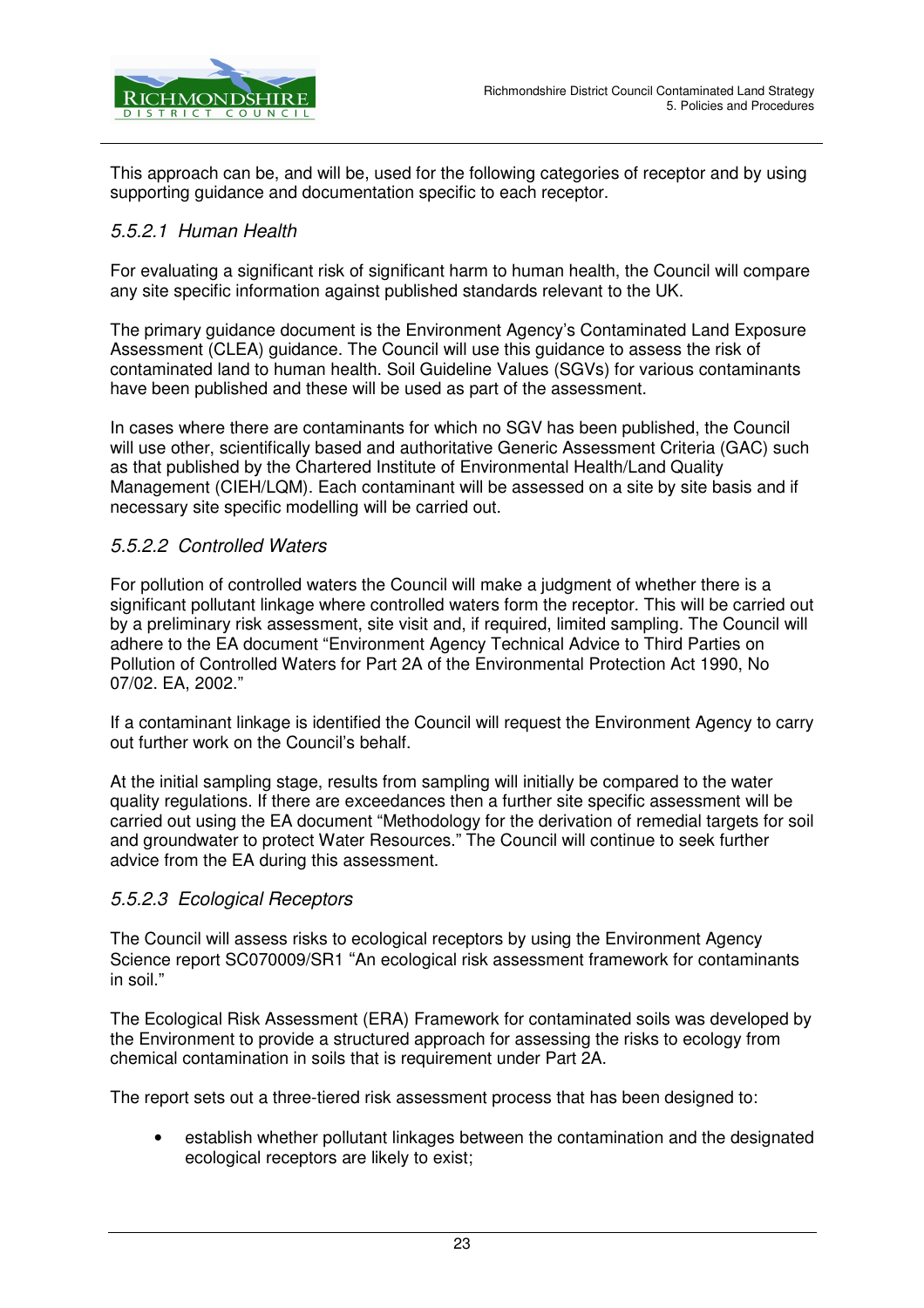This approach can be, and will be, used for the following categories of receptor and by using supporting guidance and documentation specific to each receptor.

#### *5.5.2.1 Human Health*

For evaluating a significant risk of significant harm to human health, the Council will compare any site specific information against published standards relevant to the UK.

The primary guidance document is the Environment Agency's Contaminated Land Exposure Assessment (CLEA) guidance. The Council will use this guidance to assess the risk of contaminated land to human health. Soil Guideline Values (SGVs) for various contaminants have been published and these will be used as part of the assessment.

In cases where there are contaminants for which no SGV has been published, the Council will use other, scientifically based and authoritative Generic Assessment Criteria (GAC) such as that published by the Chartered Institute of Environmental Health/Land Quality Management (CIEH/LQM). Each contaminant will be assessed on a site by site basis and if necessary site specific modelling will be carried out.

#### *5.5.2.2 Controlled Waters*

For pollution of controlled waters the Council will make a judgment of whether there is a significant pollutant linkage where controlled waters form the receptor. This will be carried out by a preliminary risk assessment, site visit and, if required, limited sampling. The Council will adhere to the EA document "Environment Agency Technical Advice to Third Parties on Pollution of Controlled Waters for Part 2A of the Environmental Protection Act 1990, No 07/02. EA, 2002."

If a contaminant linkage is identified the Council will request the Environment Agency to carry out further work on the Council's behalf.

At the initial sampling stage, results from sampling will initially be compared to the water quality regulations. If there are exceedances then a further site specific assessment will be carried out using the EA document "Methodology for the derivation of remedial targets for soil and groundwater to protect Water Resources." The Council will continue to seek further advice from the EA during this assessment.

#### *5.5.2.3 Ecological Receptors*

The Council will assess risks to ecological receptors by using the Environment Agency Science report SC070009/SR1 "An ecological risk assessment framework for contaminants in soil."

The Ecological Risk Assessment (ERA) Framework for contaminated soils was developed by the Environment to provide a structured approach for assessing the risks to ecology from chemical contamination in soils that is requirement under Part 2A.

The report sets out a three-tiered risk assessment process that has been designed to:

- establish whether pollutant linkages between the contamination and the designated ecological receptors are likely to exist;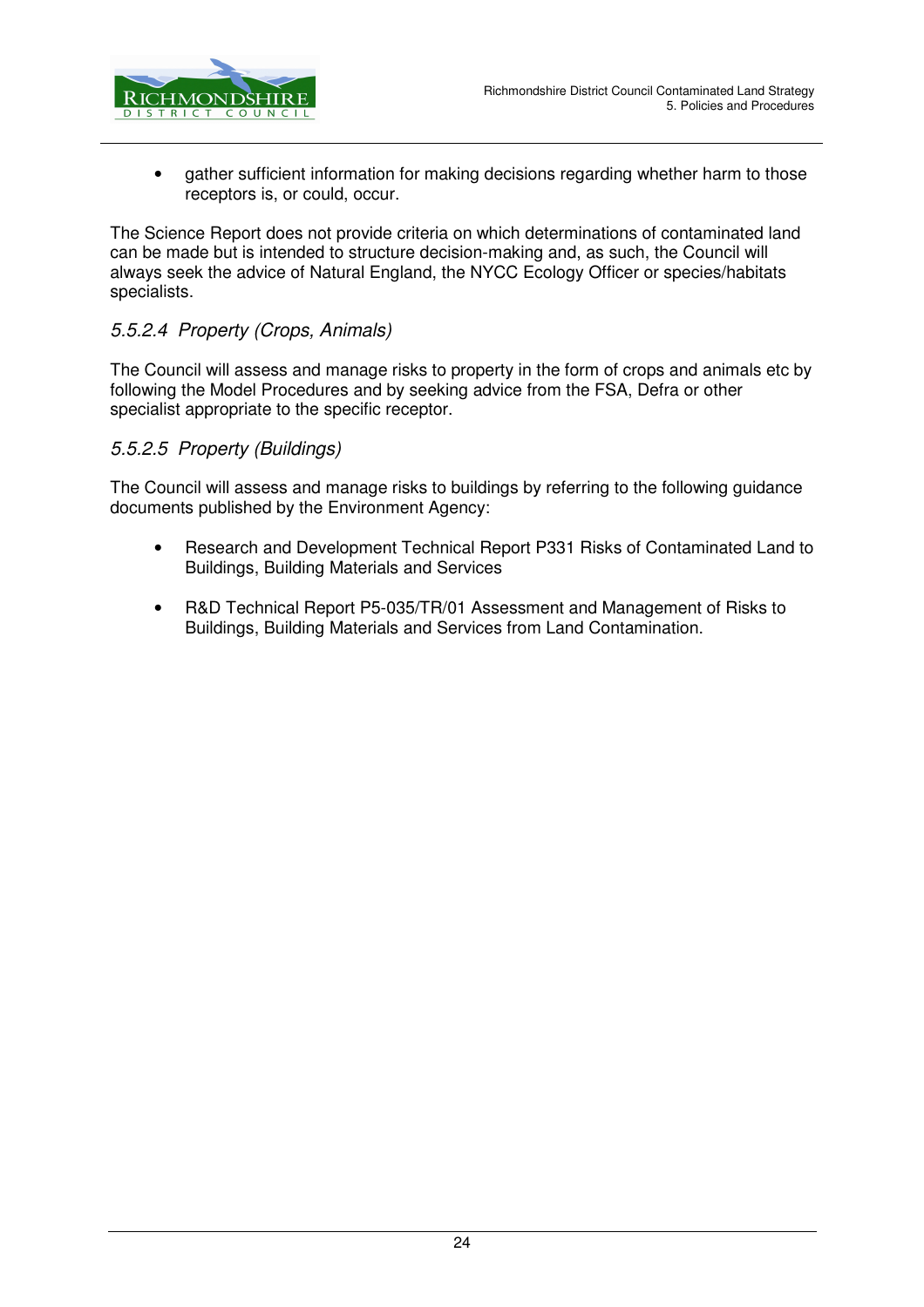- gather sufficient information for making decisions regarding whether harm to those receptors is, or could, occur.

The Science Report does not provide criteria on which determinations of contaminated land can be made but is intended to structure decision-making and, as such, the Council will always seek the advice of Natural England, the NYCC Ecology Officer or species/habitats specialists.

#### *5.5.2.4 Property (Crops, Animals)*

The Council will assess and manage risks to property in the form of crops and animals etc by following the Model Procedures and by seeking advice from the FSA, Defra or other specialist appropriate to the specific receptor.

#### *5.5.2.5 Property (Buildings)*

The Council will assess and manage risks to buildings by referring to the following guidance documents published by the Environment Agency:

- Research and Development Technical Report P331 Risks of Contaminated Land to Buildings, Building Materials and Services
- R&D Technical Report P5-035/TR/01 Assessment and Management of Risks to Buildings, Building Materials and Services from Land Contamination.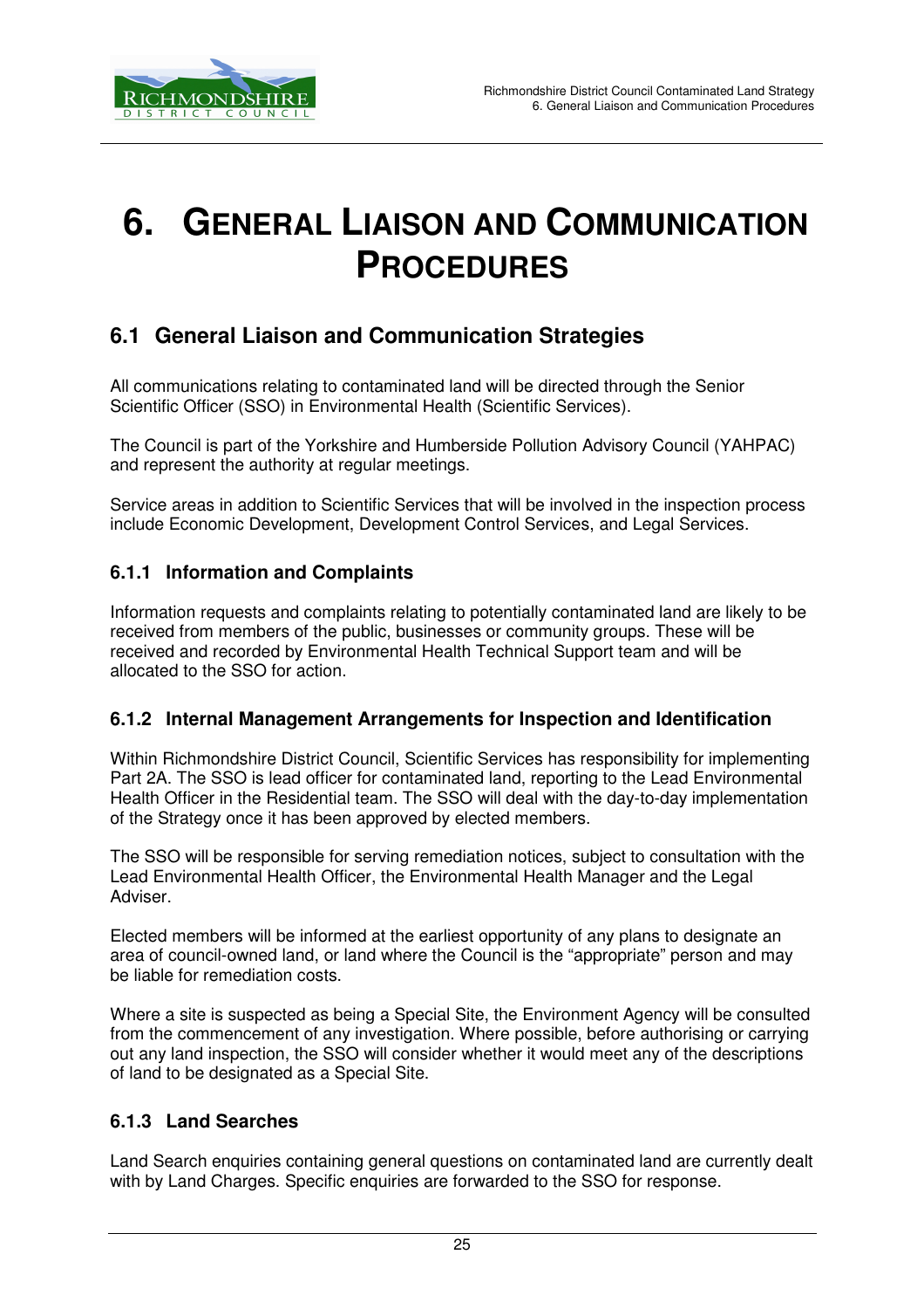# 6. GENERAL LIAISON AND COMMUNICATION PROCEDURES

## 6.1 General Liaison and Communication Strategies

All communications relating to contaminated land will be directed through the Senior Scientific Officer (SSO) in Environmental Health (Scientific Services).

The Council is part of the Yorkshire and Humberside Pollution Advisory Council (YAHPAC) and represent the authority at regular meetings.

Service areas in addition to Scientific Services that will be involved in the inspection process include Economic Development, Development Control Services, and Legal Services.

### 6.1.1 Information and Complaints

Information requests and complaints relating to potentially contaminated land are likely to be received from members of the public, businesses or community groups. These will be received and recorded by Environmental Health Technical Support team and will be allocated to the SSO for action.

### 6.1.2 Internal Management Arrangements for Inspection and Identification

Within Richmondshire District Council, Scientific Services has responsibility for implementing Part 2A. The SSO is lead officer for contaminated land, reporting to the Lead Environmental Health Officer in the Residential team. The SSO will deal with the day-to-day implementation of the Strategy once it has been approved by elected members.

The SSO will be responsible for serving remediation notices, subject to consultation with the Lead Environmental Health Officer, the Environmental Health Manager and the Legal Adviser.

Elected members will be informed at the earliest opportunity of any plans to designate an area of council-owned land, or land where the Council is the "appropriate" person and may be liable for remediation costs.

Where a site is suspected as being a Special Site, the Environment Agency will be consulted from the commencement of any investigation. Where possible, before authorising or carrying out any land inspection, the SSO will consider whether it would meet any of the descriptions of land to be designated as a Special Site.

### 6.1.3 Land Searches

Land Search enquiries containing general questions on contaminated land are currently dealt with by Land Charges. Specific enquiries are forwarded to the SSO for response.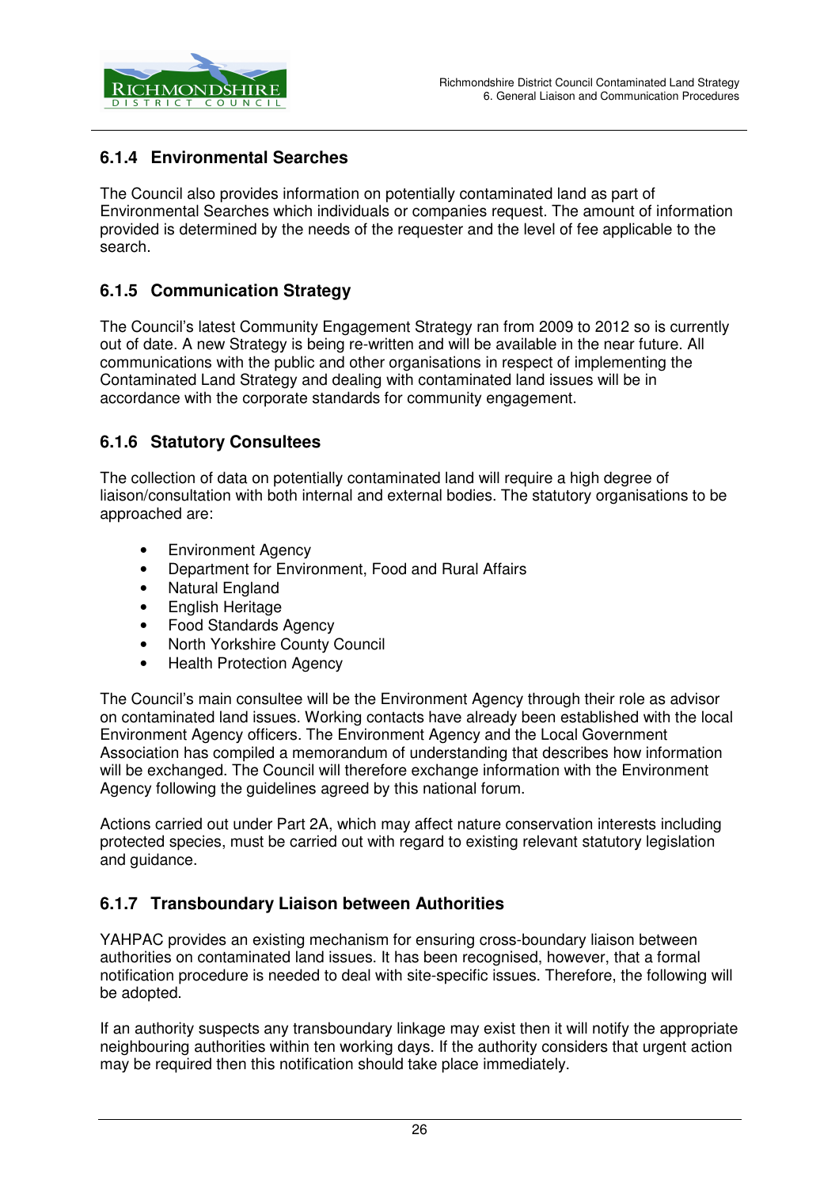### 6.1.4 Environmental Searches

The Council also provides information on potentially contaminated land as part of Environmental Searches which individuals or companies request. The amount of information provided is determined by the needs of the requester and the level of fee applicable to the search.

### 6.1.5 Communication Strategy

The Council's latest Community Engagement Strategy ran from 2009 to 2012 so is currently out of date. A new Strategy is being re-written and will be available in the near future. All communications with the public and other organisations in respect of implementing the Contaminated Land Strategy and dealing with contaminated land issues will be in accordance with the corporate standards for community engagement.

### 6.1.6 Statutory Consultees

The collection of data on potentially contaminated land will require a high degree of liaison/consultation with both internal and external bodies. The statutory organisations to be approached are:

- Environment Agency
- Department for Environment, Food and Rural Affairs
- Natural England
- English Heritage
- Food Standards Agency
- North Yorkshire County Council
- Health Protection Agency

The Council's main consultee will be the Environment Agency through their role as advisor on contaminated land issues. Working contacts have already been established with the local Environment Agency officers. The Environment Agency and the Local Government Association has compiled a memorandum of understanding that describes how information will be exchanged. The Council will therefore exchange information with the Environment Agency following the guidelines agreed by this national forum.

Actions carried out under Part 2A, which may affect nature conservation interests including protected species, must be carried out with regard to existing relevant statutory legislation and guidance.

### 6.1.7 Transboundary Liaison between Authorities

YAHPAC provides an existing mechanism for ensuring cross-boundary liaison between authorities on contaminated land issues. It has been recognised, however, that a formal notification procedure is needed to deal with site-specific issues. Therefore, the following will be adopted.

If an authority suspects any transboundary linkage may exist then it will notify the appropriate neighbouring authorities within ten working days. If the authority considers that urgent action may be required then this notification should take place immediately.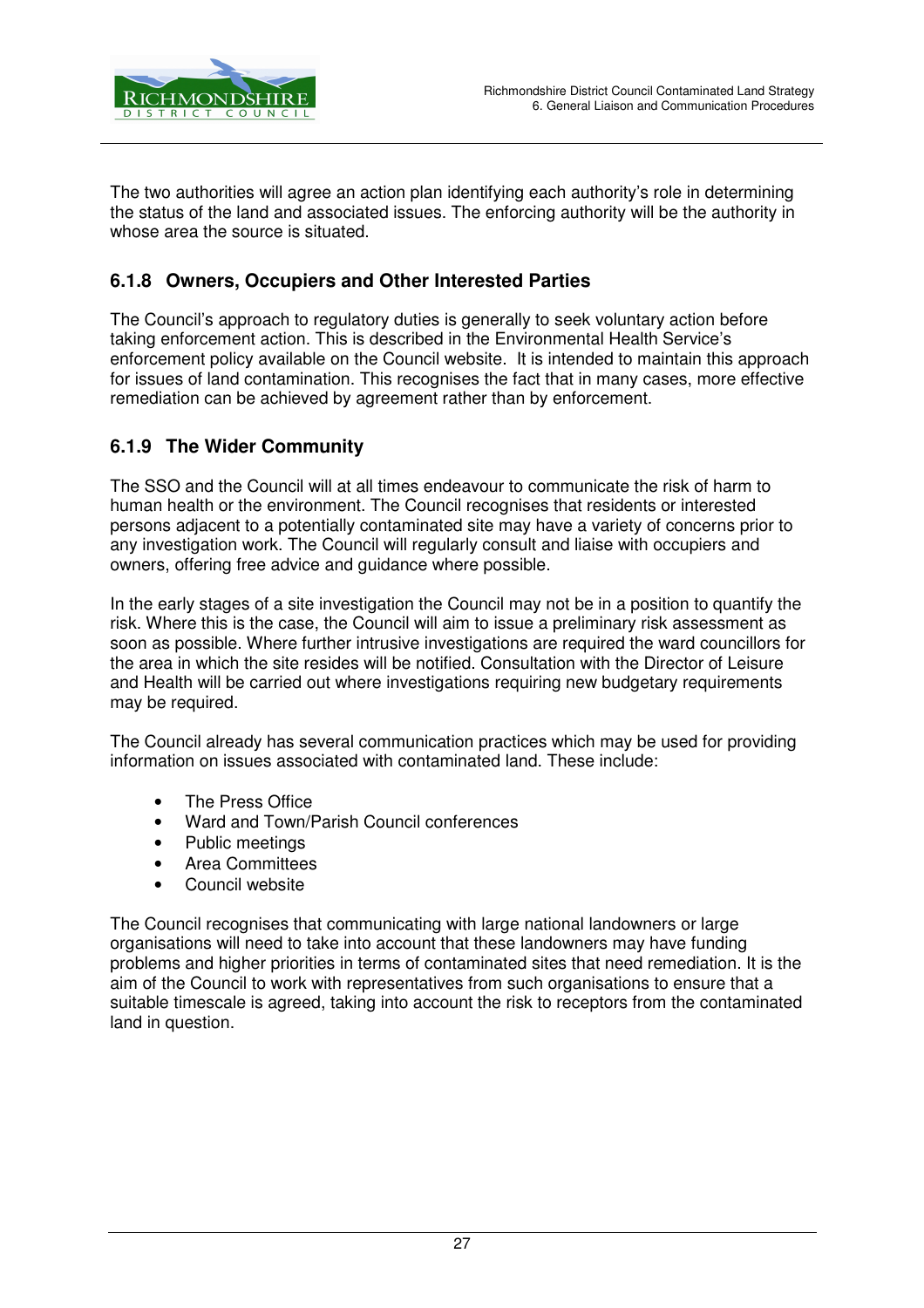The two authorities will agree an action plan identifying each authority's role in determining the status of the land and associated issues. The enforcing authority will be the authority in whose area the source is situated.

### 6.1.8 Owners, Occupiers and Other Interested Parties

The Council's approach to regulatory duties is generally to seek voluntary action before taking enforcement action. This is described in the Environmental Health Service's enforcement policy available on the Council website. It is intended to maintain this approach for issues of land contamination. This recognises the fact that in many cases, more effective remediation can be achieved by agreement rather than by enforcement.

### 6.1.9 The Wider Community

The SSO and the Council will at all times endeavour to communicate the risk of harm to human health or the environment. The Council recognises that residents or interested persons adjacent to a potentially contaminated site may have a variety of concerns prior to any investigation work. The Council will regularly consult and liaise with occupiers and owners, offering free advice and guidance where possible.

In the early stages of a site investigation the Council may not be in a position to quantify the risk. Where this is the case, the Council will aim to issue a preliminary risk assessment as soon as possible. Where further intrusive investigations are required the ward councillors for the area in which the site resides will be notified. Consultation with the Director of Leisure and Health will be carried out where investigations requiring new budgetary requirements may be required.

The Council already has several communication practices which may be used for providing information on issues associated with contaminated land. These include:

- The Press Office
- Ward and Town/Parish Council conferences
- Public meetings
- Area Committees
- Council website

The Council recognises that communicating with large national landowners or large organisations will need to take into account that these landowners may have funding problems and higher priorities in terms of contaminated sites that need remediation. It is the aim of the Council to work with representatives from such organisations to ensure that a suitable timescale is agreed, taking into account the risk to receptors from the contaminated land in question.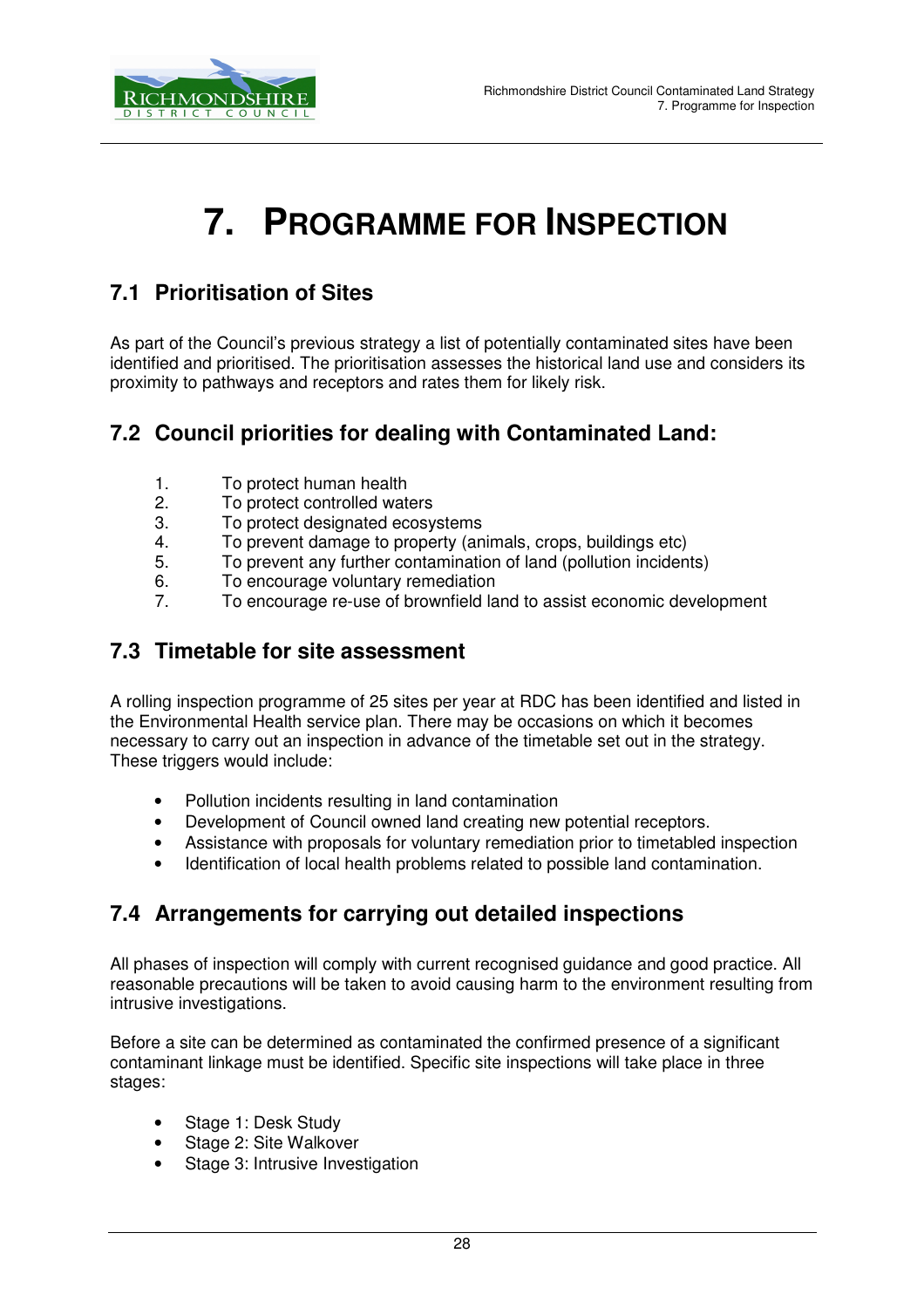# 7. Programme for Inspection

## 7.1 Prioritisation of Sites

As part of the Council's previous strategy a list of potentially contaminated sites have been identified and prioritised. The prioritisation assesses the historical land use and considers its proximity to pathways and receptors and rates them for likely risk.

## 7.2 Council priorities for dealing with Contaminated Land:

1. To protect human health
2. To protect controlled waters
3. To protect designated ecosystems
4. To prevent damage to property (animals, crops, buildings etc)
5. To prevent any further contamination of land (pollution incidents)
6. To encourage voluntary remediation
7. To encourage re-use of brownfield land to assist economic development

## 7.3 Timetable for site assessment

A rolling inspection programme of 25 sites per year at RDC has been identified and listed in the Environmental Health service plan. There may be occasions on which it becomes necessary to carry out an inspection in advance of the timetable set out in the strategy. These triggers would include:

- Pollution incidents resulting in land contamination
- Development of Council owned land creating new potential receptors.
- Assistance with proposals for voluntary remediation prior to timetabled inspection
- Identification of local health problems related to possible land contamination.

## 7.4 Arrangements for carrying out detailed inspections

All phases of inspection will comply with current recognised guidance and good practice. All reasonable precautions will be taken to avoid causing harm to the environment resulting from intrusive investigations.

Before a site can be determined as contaminated the confirmed presence of a significant contaminant linkage must be identified. Specific site inspections will take place in three stages:

- Stage 1: Desk Study
- Stage 2: Site Walkover
- Stage 3: Intrusive Investigation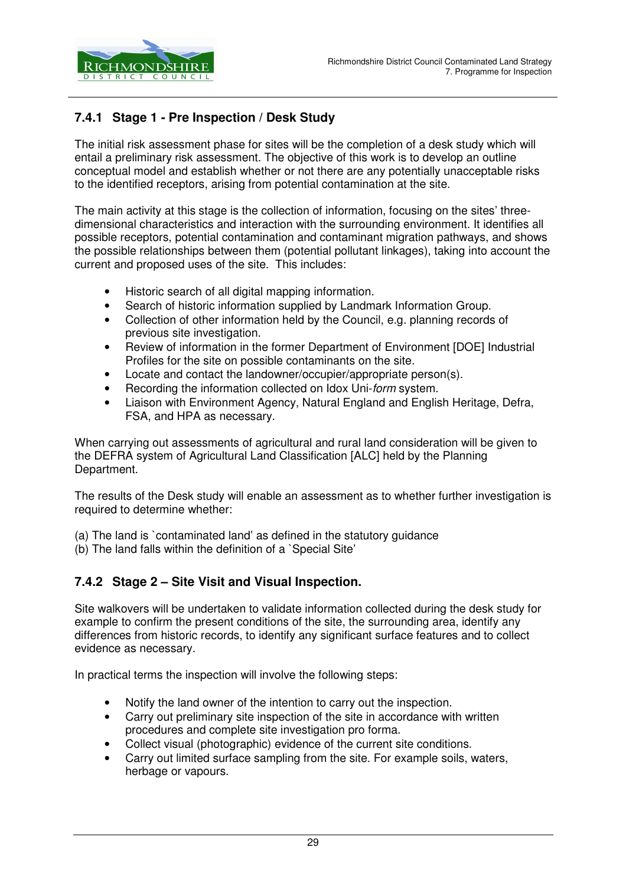### 7.4.1 Stage 1 - Pre Inspection / Desk Study

The initial risk assessment phase for sites will be the completion of a desk study which will entail a preliminary risk assessment. The objective of this work is to develop an outline conceptual model and establish whether or not there are any potentially unacceptable risks to the identified receptors, arising from potential contamination at the site.

The main activity at this stage is the collection of information, focusing on the sites' three-dimensional characteristics and interaction with the surrounding environment. It identifies all possible receptors, potential contamination and contaminant migration pathways, and shows the possible relationships between them (potential pollutant linkages), taking into account the current and proposed uses of the site. This includes:

- Historic search of all digital mapping information.
- Search of historic information supplied by Landmark Information Group.
- Collection of other information held by the Council, e.g. planning records of previous site investigation.
- Review of information in the former Department of Environment [DOE] Industrial Profiles for the site on possible contaminants on the site.
- Locate and contact the landowner/occupier/appropriate person(s).
- Recording the information collected on Idox Uni-*form* system.
- Liaison with Environment Agency, Natural England and English Heritage, Defra, FSA, and HPA as necessary.

When carrying out assessments of agricultural and rural land consideration will be given to the DEFRA system of Agricultural Land Classification [ALC] held by the Planning Department.

The results of the Desk study will enable an assessment as to whether further investigation is required to determine whether:

(a) The land is `contaminated land' as defined in the statutory guidance
(b) The land falls within the definition of a `Special Site'

### 7.4.2 Stage 2 – Site Visit and Visual Inspection.

Site walkovers will be undertaken to validate information collected during the desk study for example to confirm the present conditions of the site, the surrounding area, identify any differences from historic records, to identify any significant surface features and to collect evidence as necessary.

In practical terms the inspection will involve the following steps:

- Notify the land owner of the intention to carry out the inspection.
- Carry out preliminary site inspection of the site in accordance with written procedures and complete site investigation pro forma.
- Collect visual (photographic) evidence of the current site conditions.
- Carry out limited surface sampling from the site. For example soils, waters, herbage or vapours.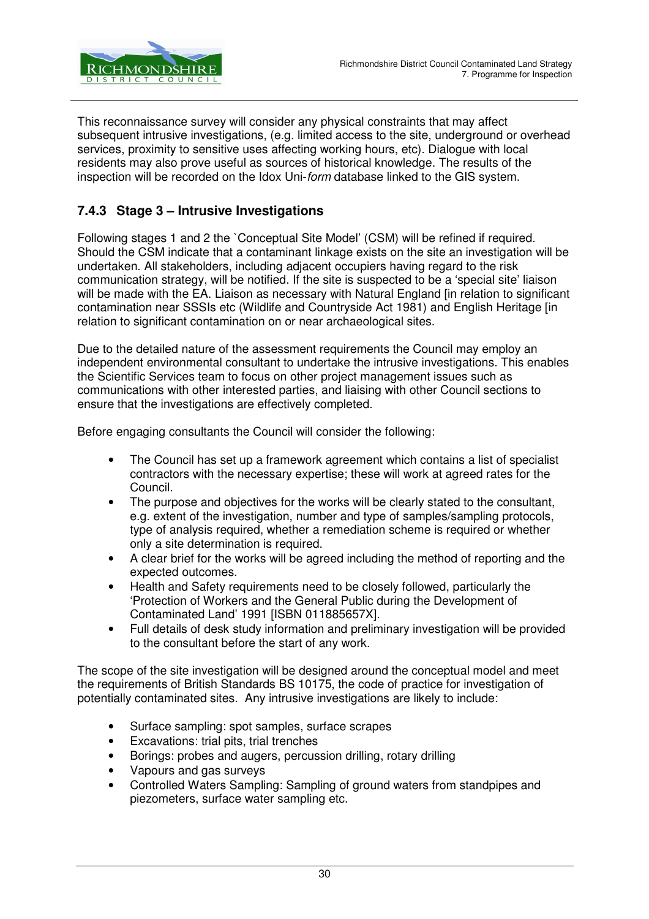This reconnaissance survey will consider any physical constraints that may affect subsequent intrusive investigations, (e.g. limited access to the site, underground or overhead services, proximity to sensitive uses affecting working hours, etc). Dialogue with local residents may also prove useful as sources of historical knowledge. The results of the inspection will be recorded on the Idox Uni-*form* database linked to the GIS system.

### 7.4.3 Stage 3 – Intrusive Investigations

Following stages 1 and 2 the `Conceptual Site Model' (CSM) will be refined if required. Should the CSM indicate that a contaminant linkage exists on the site an investigation will be undertaken. All stakeholders, including adjacent occupiers having regard to the risk communication strategy, will be notified. If the site is suspected to be a 'special site' liaison will be made with the EA. Liaison as necessary with Natural England [in relation to significant contamination near SSSIs etc (Wildlife and Countryside Act 1981) and English Heritage [in relation to significant contamination on or near archaeological sites.

Due to the detailed nature of the assessment requirements the Council may employ an independent environmental consultant to undertake the intrusive investigations. This enables the Scientific Services team to focus on other project management issues such as communications with other interested parties, and liaising with other Council sections to ensure that the investigations are effectively completed.

Before engaging consultants the Council will consider the following:

- The Council has set up a framework agreement which contains a list of specialist contractors with the necessary expertise; these will work at agreed rates for the Council.
- The purpose and objectives for the works will be clearly stated to the consultant, e.g. extent of the investigation, number and type of samples/sampling protocols, type of analysis required, whether a remediation scheme is required or whether only a site determination is required.
- A clear brief for the works will be agreed including the method of reporting and the expected outcomes.
- Health and Safety requirements need to be closely followed, particularly the 'Protection of Workers and the General Public during the Development of Contaminated Land' 1991 [ISBN 011885657X].
- Full details of desk study information and preliminary investigation will be provided to the consultant before the start of any work.

The scope of the site investigation will be designed around the conceptual model and meet the requirements of British Standards BS 10175, the code of practice for investigation of potentially contaminated sites. Any intrusive investigations are likely to include:

- Surface sampling: spot samples, surface scrapes
- Excavations: trial pits, trial trenches
- Borings: probes and augers, percussion drilling, rotary drilling
- Vapours and gas surveys
- Controlled Waters Sampling: Sampling of ground waters from standpipes and piezometers, surface water sampling etc.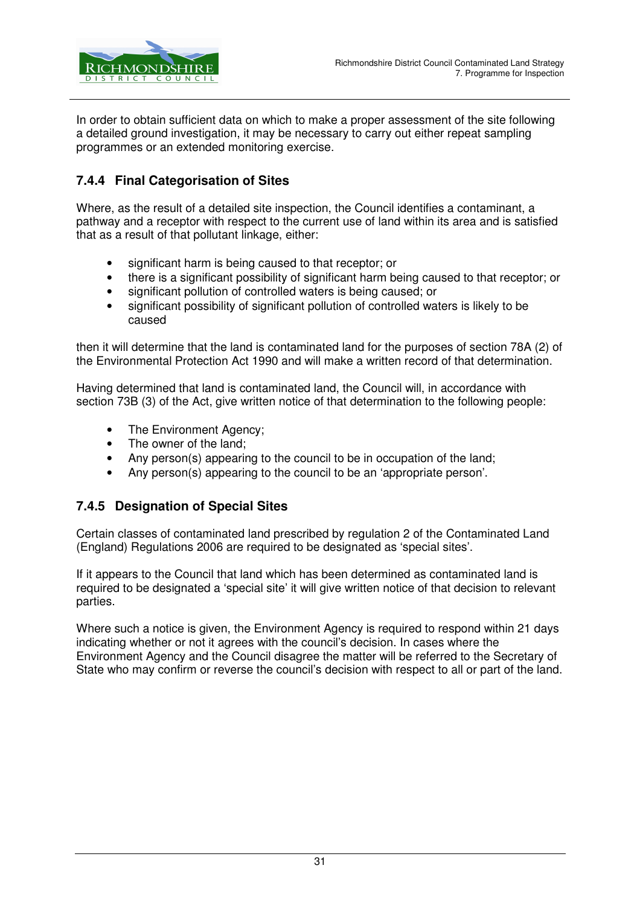In order to obtain sufficient data on which to make a proper assessment of the site following a detailed ground investigation, it may be necessary to carry out either repeat sampling programmes or an extended monitoring exercise.

### 7.4.4 Final Categorisation of Sites

Where, as the result of a detailed site inspection, the Council identifies a contaminant, a pathway and a receptor with respect to the current use of land within its area and is satisfied that as a result of that pollutant linkage, either:

- significant harm is being caused to that receptor; or
- there is a significant possibility of significant harm being caused to that receptor; or
- significant pollution of controlled waters is being caused; or
- significant possibility of significant pollution of controlled waters is likely to be caused

then it will determine that the land is contaminated land for the purposes of section 78A (2) of the Environmental Protection Act 1990 and will make a written record of that determination.

Having determined that land is contaminated land, the Council will, in accordance with section 73B (3) of the Act, give written notice of that determination to the following people:

- The Environment Agency;
- The owner of the land;
- Any person(s) appearing to the council to be in occupation of the land;
- Any person(s) appearing to the council to be an 'appropriate person'.

### 7.4.5 Designation of Special Sites

Certain classes of contaminated land prescribed by regulation 2 of the Contaminated Land (England) Regulations 2006 are required to be designated as 'special sites'.

If it appears to the Council that land which has been determined as contaminated land is required to be designated a 'special site' it will give written notice of that decision to relevant parties.

Where such a notice is given, the Environment Agency is required to respond within 21 days indicating whether or not it agrees with the council's decision. In cases where the Environment Agency and the Council disagree the matter will be referred to the Secretary of State who may confirm or reverse the council's decision with respect to all or part of the land.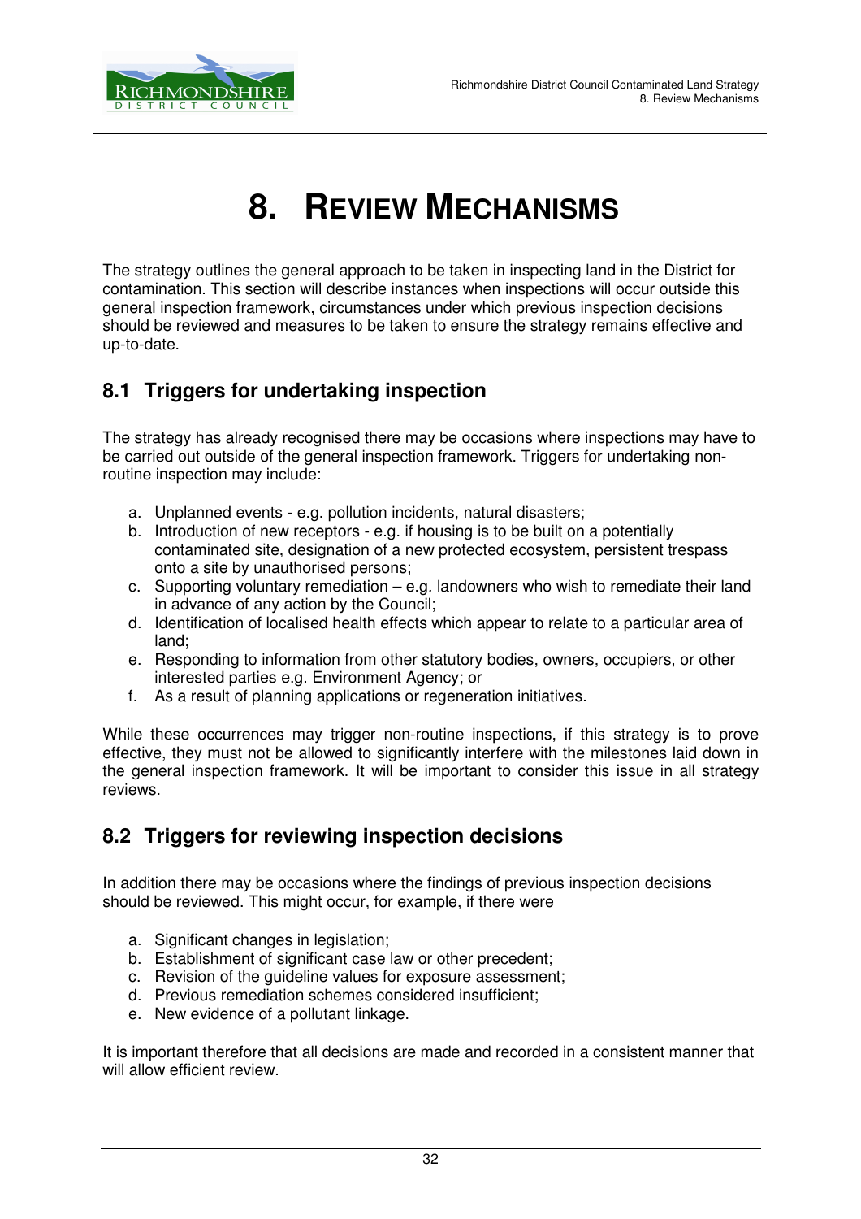# 8. Review Mechanisms

The strategy outlines the general approach to be taken in inspecting land in the District for contamination. This section will describe instances when inspections will occur outside this general inspection framework, circumstances under which previous inspection decisions should be reviewed and measures to be taken to ensure the strategy remains effective and up-to-date.

## 8.1 Triggers for undertaking inspection

The strategy has already recognised there may be occasions where inspections may have to be carried out outside of the general inspection framework. Triggers for undertaking non-routine inspection may include:

a. Unplanned events - e.g. pollution incidents, natural disasters;
b. Introduction of new receptors - e.g. if housing is to be built on a potentially contaminated site, designation of a new protected ecosystem, persistent trespass onto a site by unauthorised persons;
c. Supporting voluntary remediation – e.g. landowners who wish to remediate their land in advance of any action by the Council;
d. Identification of localised health effects which appear to relate to a particular area of land;
e. Responding to information from other statutory bodies, owners, occupiers, or other interested parties e.g. Environment Agency; or
f. As a result of planning applications or regeneration initiatives.

While these occurrences may trigger non-routine inspections, if this strategy is to prove effective, they must not be allowed to significantly interfere with the milestones laid down in the general inspection framework. It will be important to consider this issue in all strategy reviews.

## 8.2 Triggers for reviewing inspection decisions

In addition there may be occasions where the findings of previous inspection decisions should be reviewed. This might occur, for example, if there were

a. Significant changes in legislation;
b. Establishment of significant case law or other precedent;
c. Revision of the guideline values for exposure assessment;
d. Previous remediation schemes considered insufficient;
e. New evidence of a pollutant linkage.

It is important therefore that all decisions are made and recorded in a consistent manner that will allow efficient review.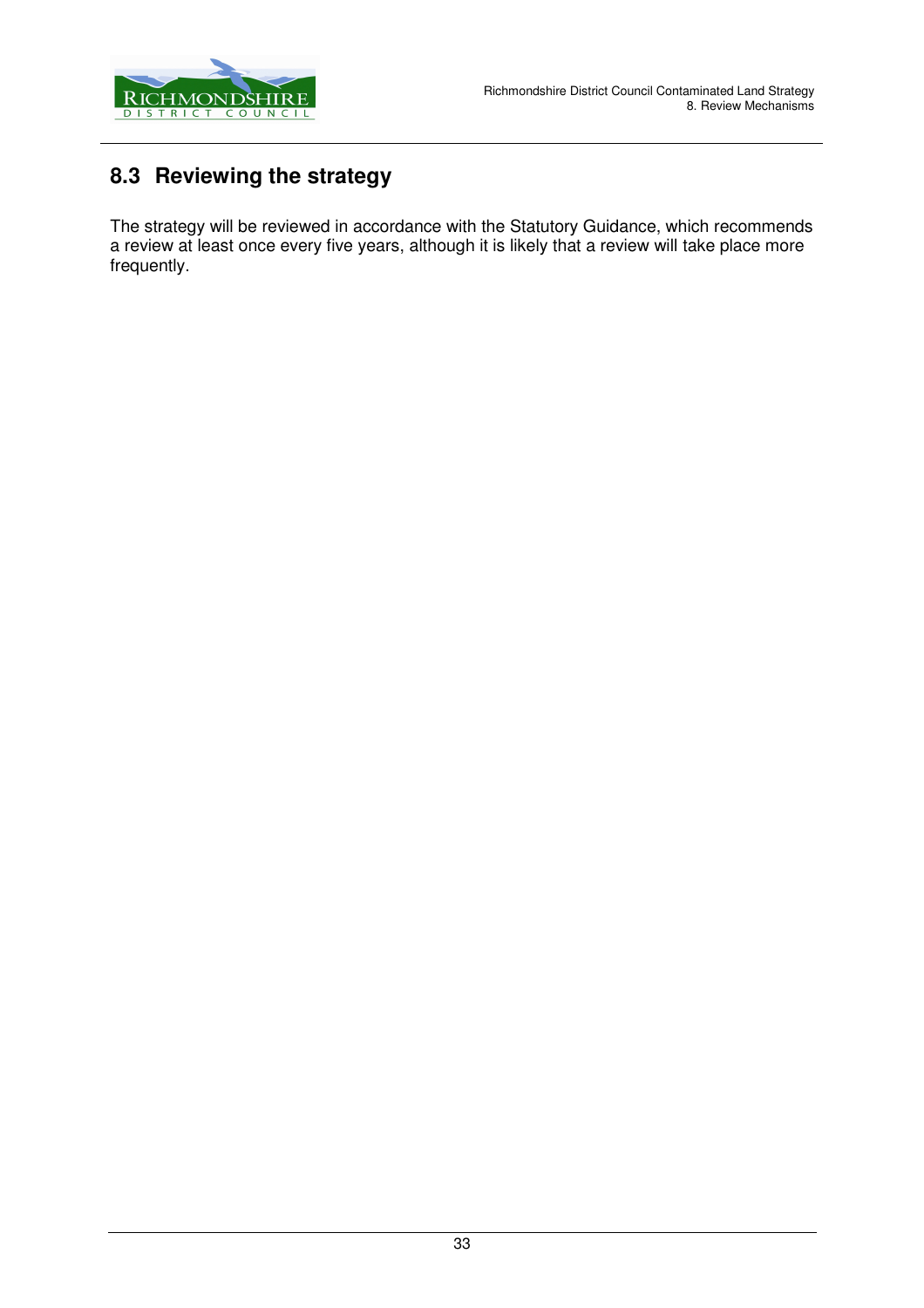## 8.3 Reviewing the strategy

The strategy will be reviewed in accordance with the Statutory Guidance, which recommends a review at least once every five years, although it is likely that a review will take place more frequently.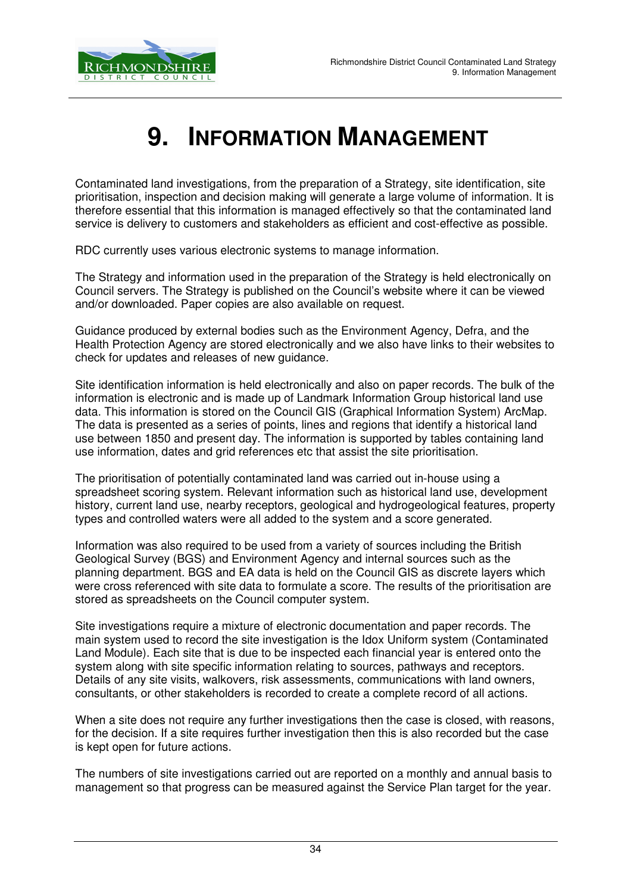# 9. INFORMATION MANAGEMENT

Contaminated land investigations, from the preparation of a Strategy, site identification, site prioritisation, inspection and decision making will generate a large volume of information. It is therefore essential that this information is managed effectively so that the contaminated land service is delivery to customers and stakeholders as efficient and cost-effective as possible.

RDC currently uses various electronic systems to manage information.

The Strategy and information used in the preparation of the Strategy is held electronically on Council servers. The Strategy is published on the Council's website where it can be viewed and/or downloaded. Paper copies are also available on request.

Guidance produced by external bodies such as the Environment Agency, Defra, and the Health Protection Agency are stored electronically and we also have links to their websites to check for updates and releases of new guidance.

Site identification information is held electronically and also on paper records. The bulk of the information is electronic and is made up of Landmark Information Group historical land use data. This information is stored on the Council GIS (Graphical Information System) ArcMap. The data is presented as a series of points, lines and regions that identify a historical land use between 1850 and present day. The information is supported by tables containing land use information, dates and grid references etc that assist the site prioritisation.

The prioritisation of potentially contaminated land was carried out in-house using a spreadsheet scoring system. Relevant information such as historical land use, development history, current land use, nearby receptors, geological and hydrogeological features, property types and controlled waters were all added to the system and a score generated.

Information was also required to be used from a variety of sources including the British Geological Survey (BGS) and Environment Agency and internal sources such as the planning department. BGS and EA data is held on the Council GIS as discrete layers which were cross referenced with site data to formulate a score. The results of the prioritisation are stored as spreadsheets on the Council computer system.

Site investigations require a mixture of electronic documentation and paper records. The main system used to record the site investigation is the Idox Uniform system (Contaminated Land Module). Each site that is due to be inspected each financial year is entered onto the system along with site specific information relating to sources, pathways and receptors. Details of any site visits, walkovers, risk assessments, communications with land owners, consultants, or other stakeholders is recorded to create a complete record of all actions.

When a site does not require any further investigations then the case is closed, with reasons, for the decision. If a site requires further investigation then this is also recorded but the case is kept open for future actions.

The numbers of site investigations carried out are reported on a monthly and annual basis to management so that progress can be measured against the Service Plan target for the year.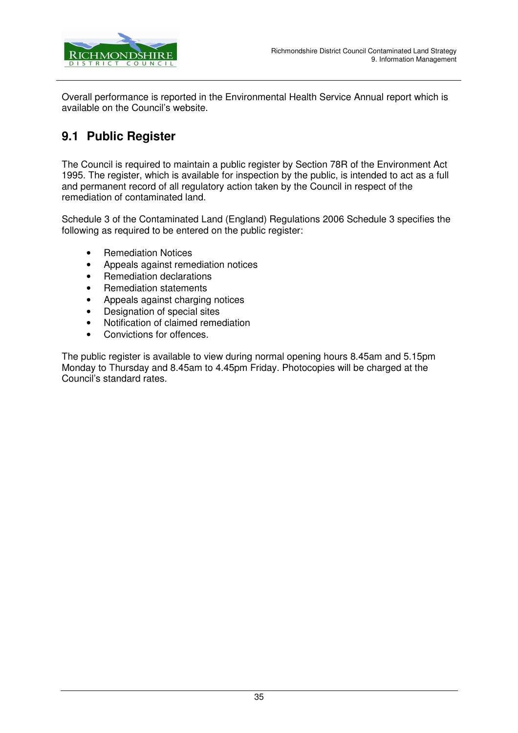Overall performance is reported in the Environmental Health Service Annual report which is available on the Council's website.

## 9.1 Public Register

The Council is required to maintain a public register by Section 78R of the Environment Act 1995. The register, which is available for inspection by the public, is intended to act as a full and permanent record of all regulatory action taken by the Council in respect of the remediation of contaminated land.

Schedule 3 of the Contaminated Land (England) Regulations 2006 Schedule 3 specifies the following as required to be entered on the public register:

- Remediation Notices
- Appeals against remediation notices
- Remediation declarations
- Remediation statements
- Appeals against charging notices
- Designation of special sites
- Notification of claimed remediation
- Convictions for offences.

The public register is available to view during normal opening hours 8.45am and 5.15pm Monday to Thursday and 8.45am to 4.45pm Friday. Photocopies will be charged at the Council's standard rates.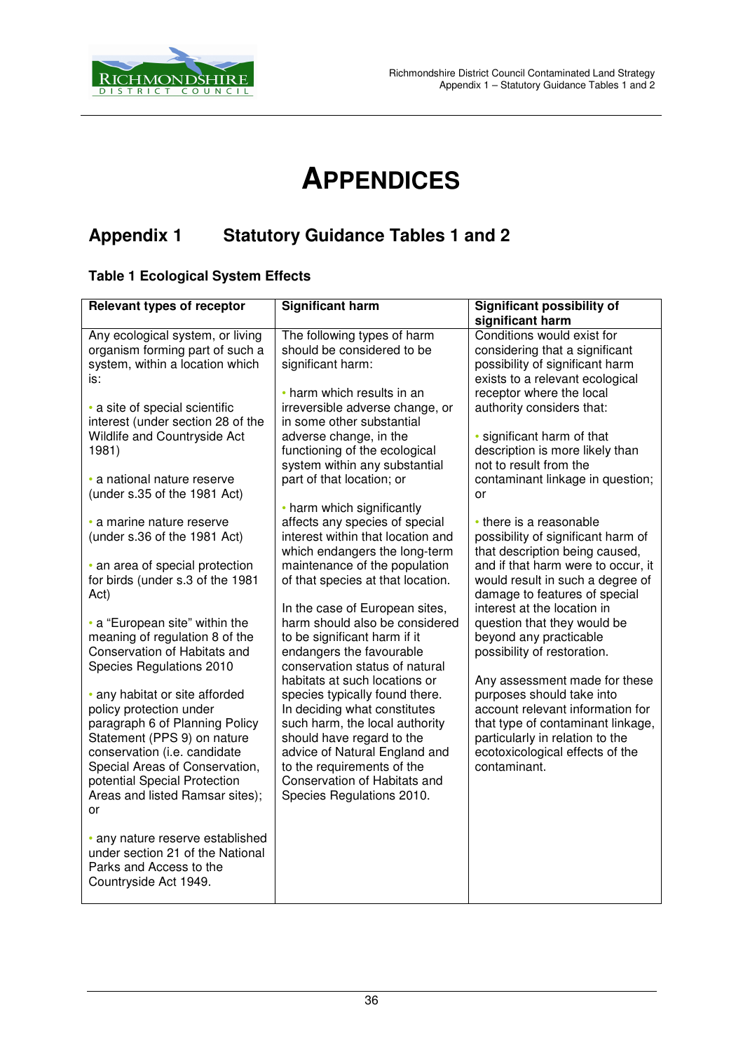# APPENDICES

## Appendix 1 Statutory Guidance Tables 1 and 2

### Table 1 Ecological System Effects

| Relevant types of receptor | Significant harm | Significant possibility of significant harm |
|---|---|---|
| Any ecological system, or living organism forming part of such a system, within a location which is:<br><br>• a site of special scientific interest (under section 28 of the Wildlife and Countryside Act 1981)<br><br>• a national nature reserve (under s.35 of the 1981 Act)<br><br>• a marine nature reserve (under s.36 of the 1981 Act)<br><br>• an area of special protection for birds (under s.3 of the 1981 Act)<br><br>• a "European site" within the meaning of regulation 8 of the Conservation of Habitats and Species Regulations 2010<br><br>• any habitat or site afforded policy protection under paragraph 6 of Planning Policy Statement (PPS 9) on nature conservation (i.e. candidate Special Areas of Conservation, potential Special Protection Areas and listed Ramsar sites); or<br><br>• any nature reserve established under section 21 of the National Parks and Access to the Countryside Act 1949. | The following types of harm should be considered to be significant harm:<br><br>• harm which results in an irreversible adverse change, or in some other substantial adverse change, in the functioning of the ecological system within any substantial part of that location; or<br><br>• harm which significantly affects any species of special interest within that location and which endangers the long-term maintenance of the population of that species at that location.<br><br>In the case of European sites, harm should also be considered to be significant harm if it endangers the favourable conservation status of natural habitats at such locations or species typically found there. In deciding what constitutes such harm, the local authority should have regard to the advice of Natural England and to the requirements of the Conservation of Habitats and Species Regulations 2010. | Conditions would exist for considering that a significant possibility of significant harm exists to a relevant ecological receptor where the local authority considers that:<br><br>• significant harm of that description is more likely than not to result from the contaminant linkage in question; or<br><br>• there is a reasonable possibility of significant harm of that description being caused, and if that harm were to occur, it would result in such a degree of damage to features of special interest at the location in question that they would be beyond any practicable possibility of restoration.<br><br>Any assessment made for these purposes should take into account relevant information for that type of contaminant linkage, particularly in relation to the ecotoxicological effects of the contaminant. |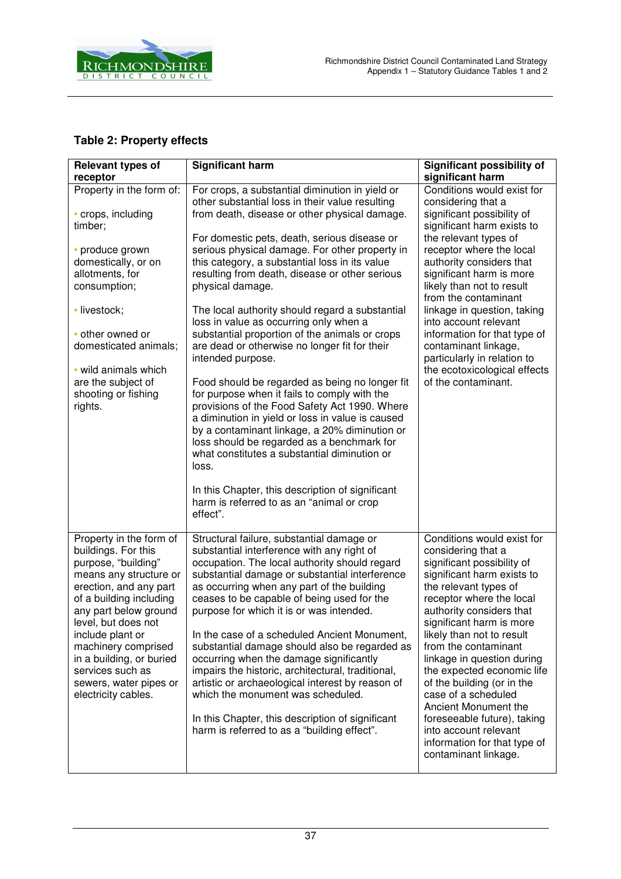### Table 2: Property effects

| Relevant types of receptor | Significant harm | Significant possibility of significant harm |
|---|---|---|
| Property in the form of:<br><br>• crops, including timber;<br><br>• produce grown domestically, or on allotments, for consumption;<br><br>• livestock;<br><br>• other owned or domesticated animals;<br><br>• wild animals which are the subject of shooting or fishing rights. | For crops, a substantial diminution in yield or other substantial loss in their value resulting from death, disease or other physical damage.<br><br>For domestic pets, death, serious disease or serious physical damage. For other property in this category, a substantial loss in its value resulting from death, disease or other serious physical damage.<br><br>The local authority should regard a substantial loss in value as occurring only when a substantial proportion of the animals or crops are dead or otherwise no longer fit for their intended purpose.<br><br>Food should be regarded as being no longer fit for purpose when it fails to comply with the provisions of the Food Safety Act 1990. Where a diminution in yield or loss in value is caused by a contaminant linkage, a 20% diminution or loss should be regarded as a benchmark for what constitutes a substantial diminution or loss.<br><br>In this Chapter, this description of significant harm is referred to as an "animal or crop effect". | Conditions would exist for considering that a significant possibility of significant harm exists to the relevant types of receptor where the local authority considers that significant harm is more likely than not to result from the contaminant linkage in question, taking into account relevant information for that type of contaminant linkage, particularly in relation to the ecotoxicological effects of the contaminant. |
| Property in the form of buildings. For this purpose, "building" means any structure or erection, and any part of a building including any part below ground level, but does not include plant or machinery comprised in a building, or buried services such as sewers, water pipes or electricity cables. | Structural failure, substantial damage or substantial interference with any right of occupation. The local authority should regard substantial damage or substantial interference as occurring when any part of the building ceases to be capable of being used for the purpose for which it is or was intended.<br><br>In the case of a scheduled Ancient Monument, substantial damage should also be regarded as occurring when the damage significantly impairs the historic, architectural, traditional, artistic or archaeological interest by reason of which the monument was scheduled.<br><br>In this Chapter, this description of significant harm is referred to as a "building effect". | Conditions would exist for considering that a significant possibility of significant harm exists to the relevant types of receptor where the local authority considers that significant harm is more likely than not to result from the contaminant linkage in question during the expected economic life of the building (or in the case of a scheduled Ancient Monument the foreseeable future), taking into account relevant information for that type of contaminant linkage. |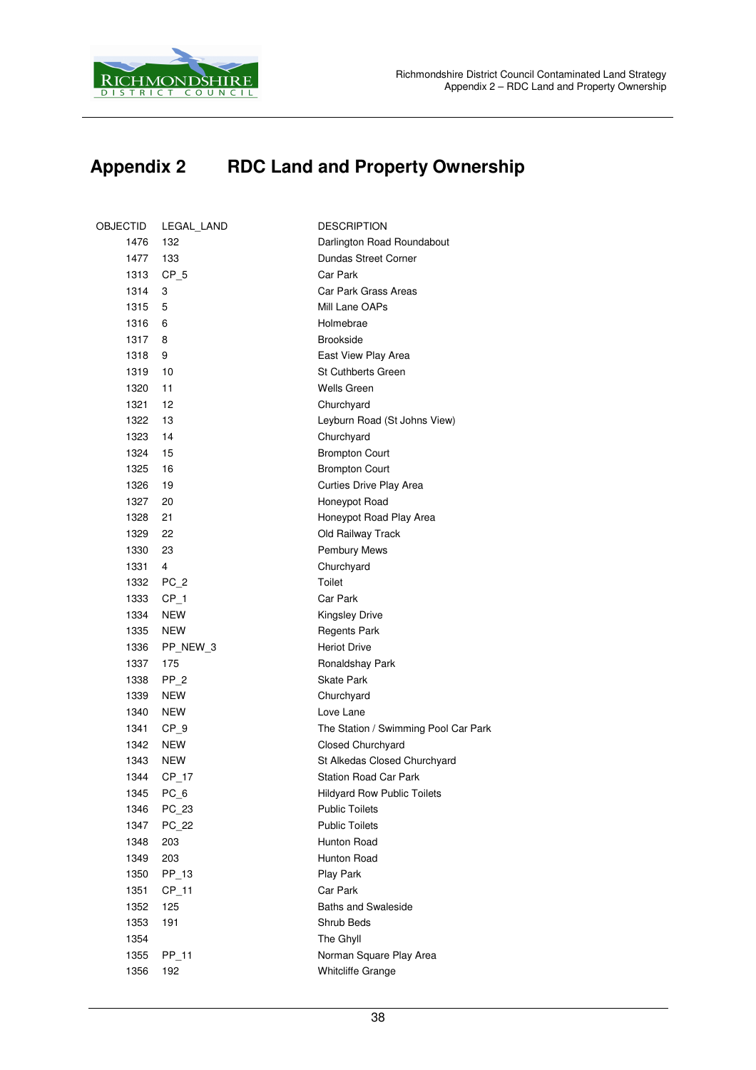## Appendix 2 RDC Land and Property Ownership

| OBJECTID | LEGAL_LAND | DESCRIPTION |
|---|---|---|
| 1476 | 132 | Darlington Road Roundabout |
| 1477 | 133 | Dundas Street Corner |
| 1313 | CP_5 | Car Park |
| 1314 | 3 | Car Park Grass Areas |
| 1315 | 5 | Mill Lane OAPs |
| 1316 | 6 | Holmebrae |
| 1317 | 8 | Brookside |
| 1318 | 9 | East View Play Area |
| 1319 | 10 | St Cuthberts Green |
| 1320 | 11 | Wells Green |
| 1321 | 12 | Churchyard |
| 1322 | 13 | Leyburn Road (St Johns View) |
| 1323 | 14 | Churchyard |
| 1324 | 15 | Brompton Court |
| 1325 | 16 | Brompton Court |
| 1326 | 19 | Curties Drive Play Area |
| 1327 | 20 | Honeypot Road |
| 1328 | 21 | Honeypot Road Play Area |
| 1329 | 22 | Old Railway Track |
| 1330 | 23 | Pembury Mews |
| 1331 | 4 | Churchyard |
| 1332 | PC_2 | Toilet |
| 1333 | CP_1 | Car Park |
| 1334 | NEW | Kingsley Drive |
| 1335 | NEW | Regents Park |
| 1336 | PP_NEW_3 | Heriot Drive |
| 1337 | 175 | Ronaldshay Park |
| 1338 | PP_2 | Skate Park |
| 1339 | NEW | Churchyard |
| 1340 | NEW | Love Lane |
| 1341 | CP_9 | The Station / Swimming Pool Car Park |
| 1342 | NEW | Closed Churchyard |
| 1343 | NEW | St Alkedas Closed Churchyard |
| 1344 | CP_17 | Station Road Car Park |
| 1345 | PC_6 | Hildyard Row Public Toilets |
| 1346 | PC_23 | Public Toilets |
| 1347 | PC_22 | Public Toilets |
| 1348 | 203 | Hunton Road |
| 1349 | 203 | Hunton Road |
| 1350 | PP_13 | Play Park |
| 1351 | CP_11 | Car Park |
| 1352 | 125 | Baths and Swaleside |
| 1353 | 191 | Shrub Beds |
| 1354 | | The Ghyll |
| 1355 | PP_11 | Norman Square Play Area |
| 1356 | 192 | Whitcliffe Grange |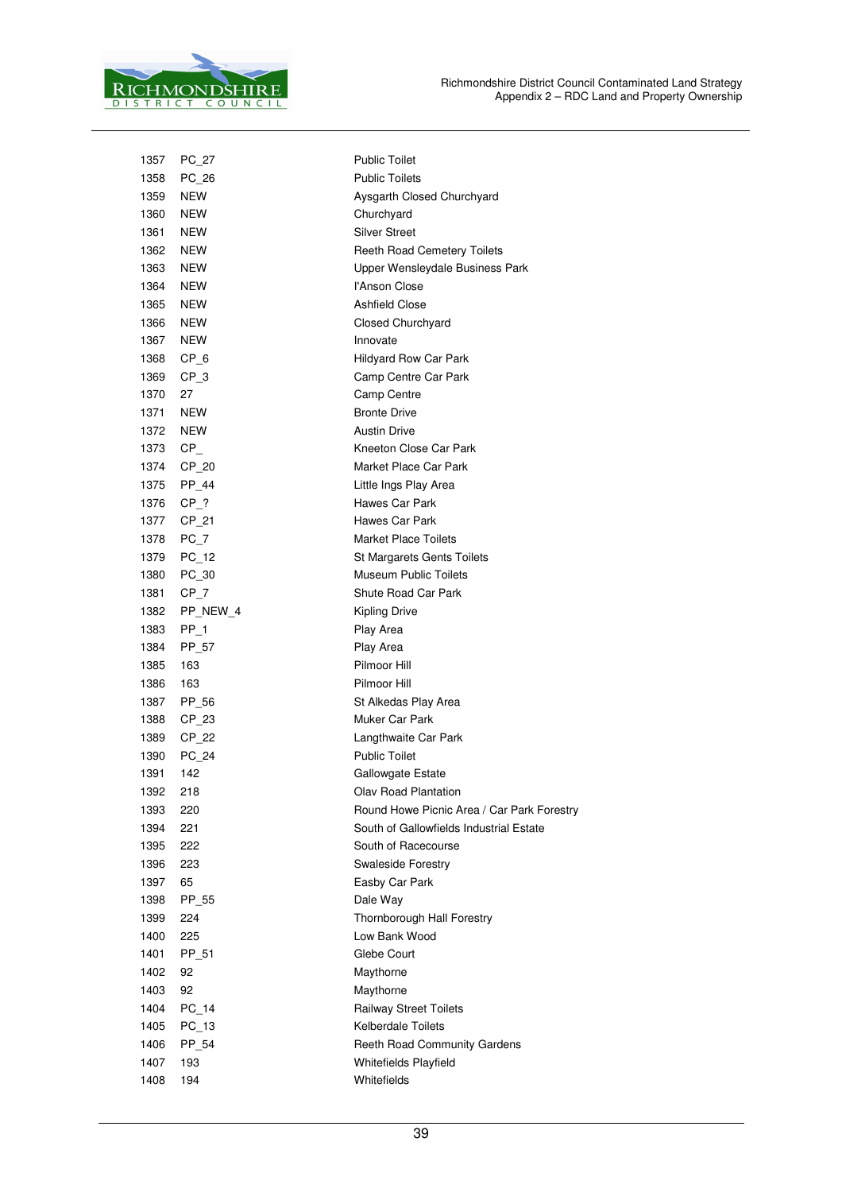| | | |
|---|---|---|
| 1357 | PC_27 | Public Toilet |
| 1358 | PC_26 | Public Toilets |
| 1359 | NEW | Aysgarth Closed Churchyard |
| 1360 | NEW | Churchyard |
| 1361 | NEW | Silver Street |
| 1362 | NEW | Reeth Road Cemetery Toilets |
| 1363 | NEW | Upper Wensleydale Business Park |
| 1364 | NEW | I'Anson Close |
| 1365 | NEW | Ashfield Close |
| 1366 | NEW | Closed Churchyard |
| 1367 | NEW | Innovate |
| 1368 | CP_6 | Hildyard Row Car Park |
| 1369 | CP_3 | Camp Centre Car Park |
| 1370 | 27 | Camp Centre |
| 1371 | NEW | Bronte Drive |
| 1372 | NEW | Austin Drive |
| 1373 | CP_ | Kneeton Close Car Park |
| 1374 | CP_20 | Market Place Car Park |
| 1375 | PP_44 | Little Ings Play Area |
| 1376 | CP_? | Hawes Car Park |
| 1377 | CP_21 | Hawes Car Park |
| 1378 | PC_7 | Market Place Toilets |
| 1379 | PC_12 | St Margarets Gents Toilets |
| 1380 | PC_30 | Museum Public Toilets |
| 1381 | CP_7 | Shute Road Car Park |
| 1382 | PP_NEW_4 | Kipling Drive |
| 1383 | PP_1 | Play Area |
| 1384 | PP_57 | Play Area |
| 1385 | 163 | Pilmoor Hill |
| 1386 | 163 | Pilmoor Hill |
| 1387 | PP_56 | St Alkedas Play Area |
| 1388 | CP_23 | Muker Car Park |
| 1389 | CP_22 | Langthwaite Car Park |
| 1390 | PC_24 | Public Toilet |
| 1391 | 142 | Gallowgate Estate |
| 1392 | 218 | Olav Road Plantation |
| 1393 | 220 | Round Howe Picnic Area / Car Park Forestry |
| 1394 | 221 | South of Gallowfields Industrial Estate |
| 1395 | 222 | South of Racecourse |
| 1396 | 223 | Swaleside Forestry |
| 1397 | 65 | Easby Car Park |
| 1398 | PP_55 | Dale Way |
| 1399 | 224 | Thornborough Hall Forestry |
| 1400 | 225 | Low Bank Wood |
| 1401 | PP_51 | Glebe Court |
| 1402 | 92 | Maythorne |
| 1403 | 92 | Maythorne |
| 1404 | PC_14 | Railway Street Toilets |
| 1405 | PC_13 | Kelberdale Toilets |
| 1406 | PP_54 | Reeth Road Community Gardens |
| 1407 | 193 | Whitefields Playfield |
| 1408 | 194 | Whitefields |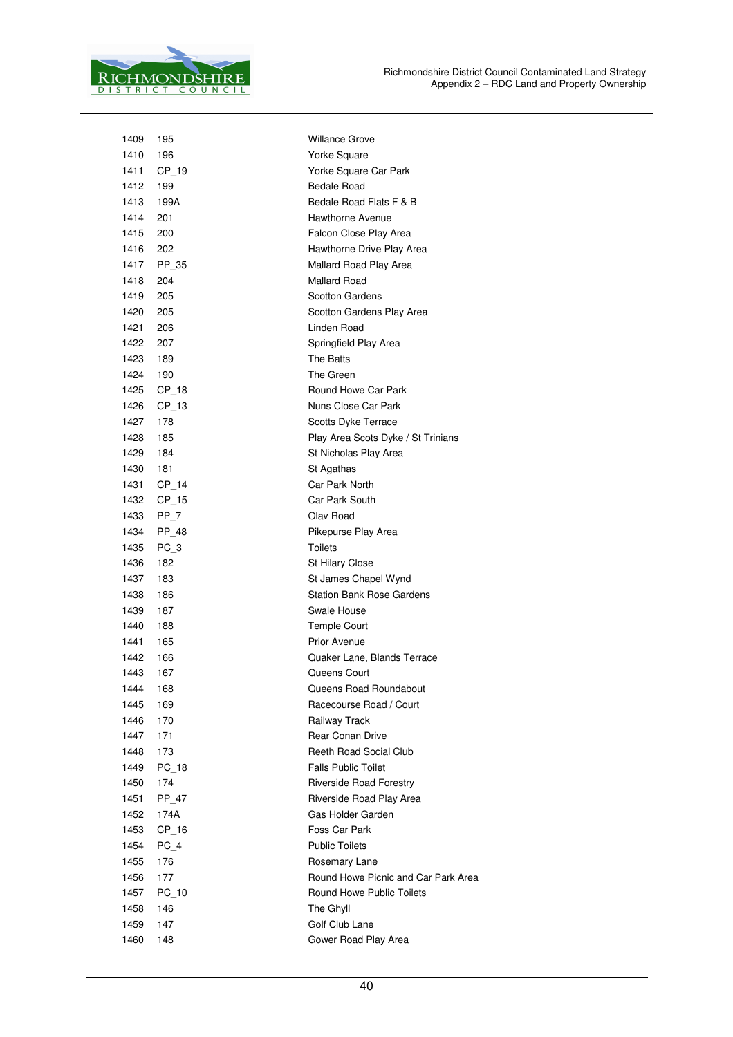| | | |
|---|---|---|
| 1409 | 195 | Willance Grove |
| 1410 | 196 | Yorke Square |
| 1411 | CP_19 | Yorke Square Car Park |
| 1412 | 199 | Bedale Road |
| 1413 | 199A | Bedale Road Flats F & B |
| 1414 | 201 | Hawthorne Avenue |
| 1415 | 200 | Falcon Close Play Area |
| 1416 | 202 | Hawthorne Drive Play Area |
| 1417 | PP_35 | Mallard Road Play Area |
| 1418 | 204 | Mallard Road |
| 1419 | 205 | Scotton Gardens |
| 1420 | 205 | Scotton Gardens Play Area |
| 1421 | 206 | Linden Road |
| 1422 | 207 | Springfield Play Area |
| 1423 | 189 | The Batts |
| 1424 | 190 | The Green |
| 1425 | CP_18 | Round Howe Car Park |
| 1426 | CP_13 | Nuns Close Car Park |
| 1427 | 178 | Scotts Dyke Terrace |
| 1428 | 185 | Play Area Scots Dyke / St Trinians |
| 1429 | 184 | St Nicholas Play Area |
| 1430 | 181 | St Agathas |
| 1431 | CP_14 | Car Park North |
| 1432 | CP_15 | Car Park South |
| 1433 | PP_7 | Olav Road |
| 1434 | PP_48 | Pikepurse Play Area |
| 1435 | PC_3 | Toilets |
| 1436 | 182 | St Hilary Close |
| 1437 | 183 | St James Chapel Wynd |
| 1438 | 186 | Station Bank Rose Gardens |
| 1439 | 187 | Swale House |
| 1440 | 188 | Temple Court |
| 1441 | 165 | Prior Avenue |
| 1442 | 166 | Quaker Lane, Blands Terrace |
| 1443 | 167 | Queens Court |
| 1444 | 168 | Queens Road Roundabout |
| 1445 | 169 | Racecourse Road / Court |
| 1446 | 170 | Railway Track |
| 1447 | 171 | Rear Conan Drive |
| 1448 | 173 | Reeth Road Social Club |
| 1449 | PC_18 | Falls Public Toilet |
| 1450 | 174 | Riverside Road Forestry |
| 1451 | PP_47 | Riverside Road Play Area |
| 1452 | 174A | Gas Holder Garden |
| 1453 | CP_16 | Foss Car Park |
| 1454 | PC_4 | Public Toilets |
| 1455 | 176 | Rosemary Lane |
| 1456 | 177 | Round Howe Picnic and Car Park Area |
| 1457 | PC_10 | Round Howe Public Toilets |
| 1458 | 146 | The Ghyll |
| 1459 | 147 | Golf Club Lane |
| 1460 | 148 | Gower Road Play Area |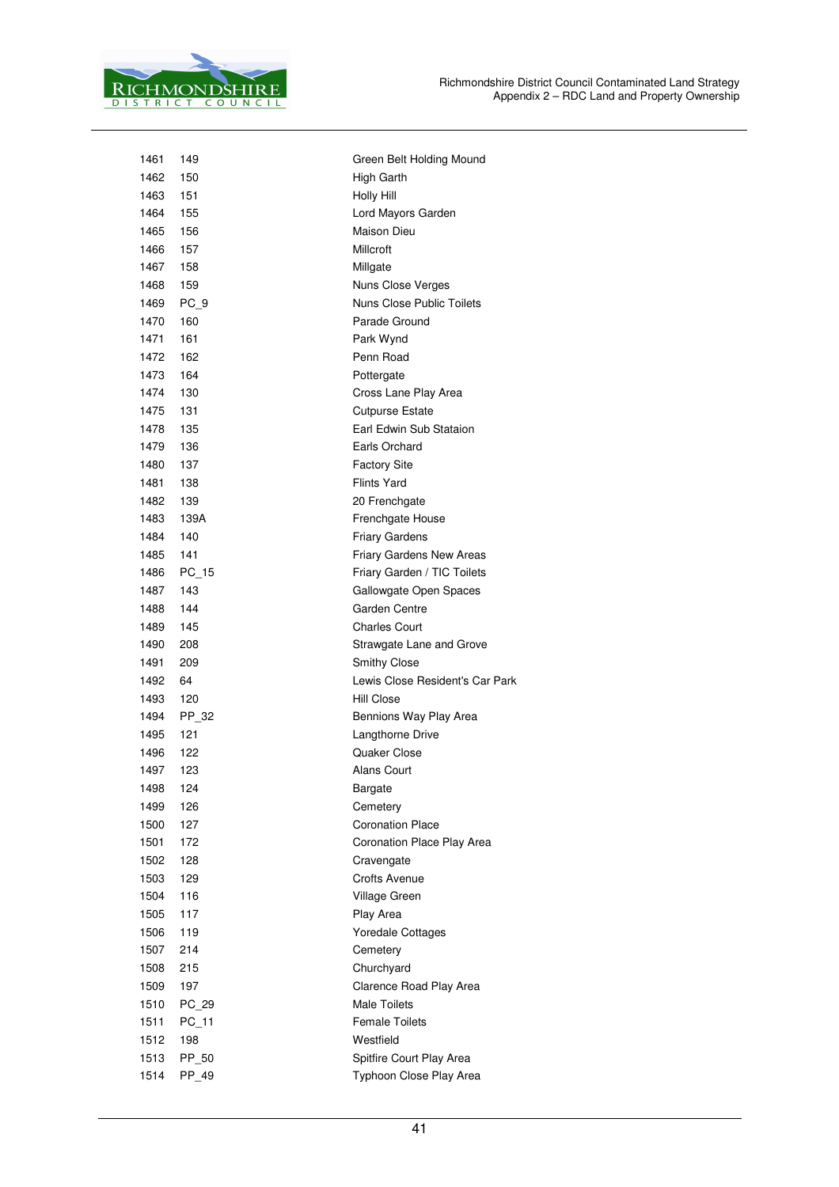| | | |
|---|---|---|
| 1461 | 149 | Green Belt Holding Mound |
| 1462 | 150 | High Garth |
| 1463 | 151 | Holly Hill |
| 1464 | 155 | Lord Mayors Garden |
| 1465 | 156 | Maison Dieu |
| 1466 | 157 | Millcroft |
| 1467 | 158 | Millgate |
| 1468 | 159 | Nuns Close Verges |
| 1469 | PC_9 | Nuns Close Public Toilets |
| 1470 | 160 | Parade Ground |
| 1471 | 161 | Park Wynd |
| 1472 | 162 | Penn Road |
| 1473 | 164 | Pottergate |
| 1474 | 130 | Cross Lane Play Area |
| 1475 | 131 | Cutpurse Estate |
| 1478 | 135 | Earl Edwin Sub Stataion |
| 1479 | 136 | Earls Orchard |
| 1480 | 137 | Factory Site |
| 1481 | 138 | Flints Yard |
| 1482 | 139 | 20 Frenchgate |
| 1483 | 139A | Frenchgate House |
| 1484 | 140 | Friary Gardens |
| 1485 | 141 | Friary Gardens New Areas |
| 1486 | PC_15 | Friary Garden / TIC Toilets |
| 1487 | 143 | Gallowgate Open Spaces |
| 1488 | 144 | Garden Centre |
| 1489 | 145 | Charles Court |
| 1490 | 208 | Strawgate Lane and Grove |
| 1491 | 209 | Smithy Close |
| 1492 | 64 | Lewis Close Resident's Car Park |
| 1493 | 120 | Hill Close |
| 1494 | PP_32 | Bennions Way Play Area |
| 1495 | 121 | Langthorne Drive |
| 1496 | 122 | Quaker Close |
| 1497 | 123 | Alans Court |
| 1498 | 124 | Bargate |
| 1499 | 126 | Cemetery |
| 1500 | 127 | Coronation Place |
| 1501 | 172 | Coronation Place Play Area |
| 1502 | 128 | Cravengate |
| 1503 | 129 | Crofts Avenue |
| 1504 | 116 | Village Green |
| 1505 | 117 | Play Area |
| 1506 | 119 | Yoredale Cottages |
| 1507 | 214 | Cemetery |
| 1508 | 215 | Churchyard |
| 1509 | 197 | Clarence Road Play Area |
| 1510 | PC_29 | Male Toilets |
| 1511 | PC_11 | Female Toilets |
| 1512 | 198 | Westfield |
| 1513 | PP_50 | Spitfire Court Play Area |
| 1514 | PP_49 | Typhoon Close Play Area |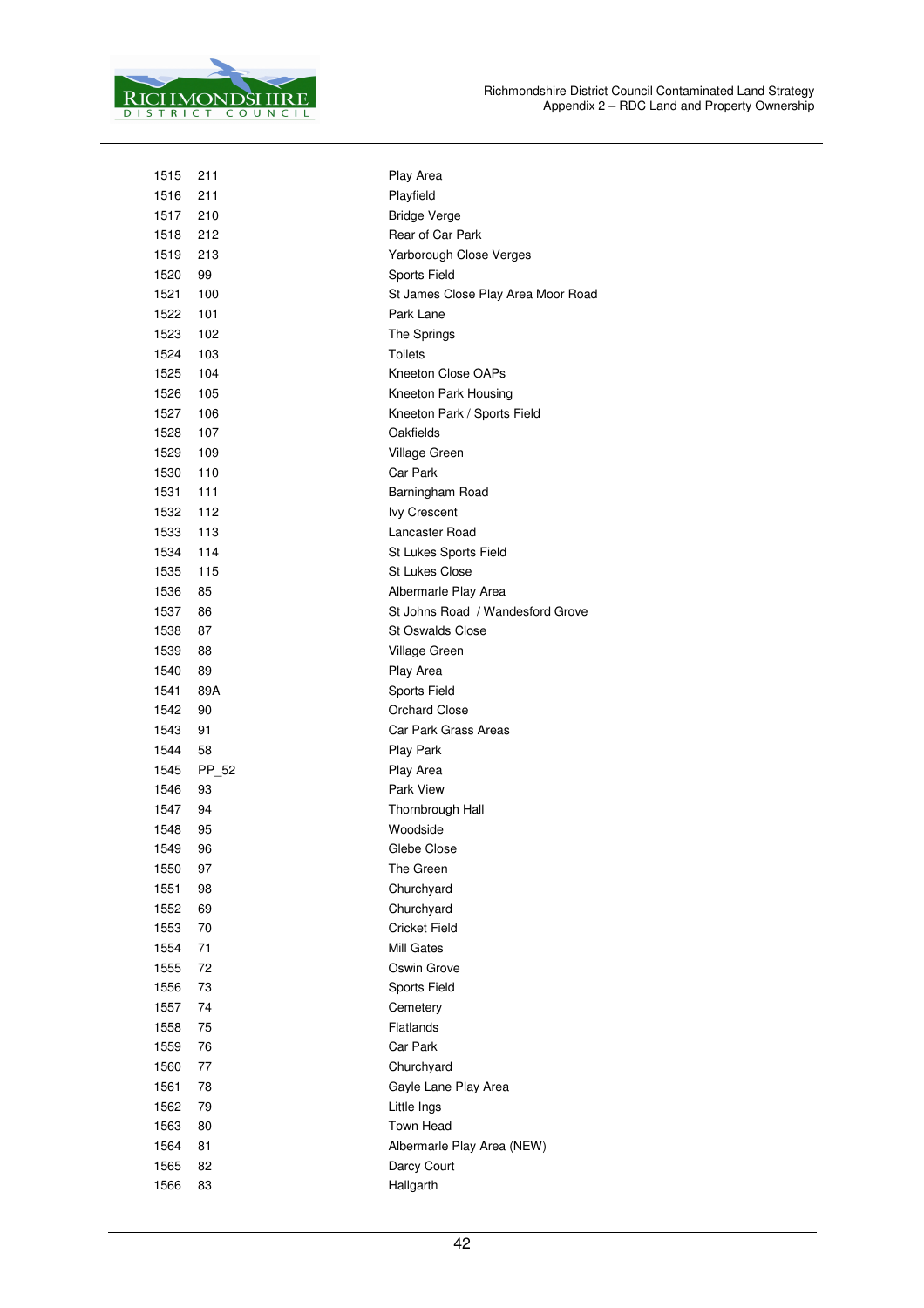| | | |
|---|---|---|
| 1515 | 211 | Play Area |
| 1516 | 211 | Playfield |
| 1517 | 210 | Bridge Verge |
| 1518 | 212 | Rear of Car Park |
| 1519 | 213 | Yarborough Close Verges |
| 1520 | 99 | Sports Field |
| 1521 | 100 | St James Close Play Area Moor Road |
| 1522 | 101 | Park Lane |
| 1523 | 102 | The Springs |
| 1524 | 103 | Toilets |
| 1525 | 104 | Kneeton Close OAPs |
| 1526 | 105 | Kneeton Park Housing |
| 1527 | 106 | Kneeton Park / Sports Field |
| 1528 | 107 | Oakfields |
| 1529 | 109 | Village Green |
| 1530 | 110 | Car Park |
| 1531 | 111 | Barningham Road |
| 1532 | 112 | Ivy Crescent |
| 1533 | 113 | Lancaster Road |
| 1534 | 114 | St Lukes Sports Field |
| 1535 | 115 | St Lukes Close |
| 1536 | 85 | Albermarle Play Area |
| 1537 | 86 | St Johns Road / Wandesford Grove |
| 1538 | 87 | St Oswalds Close |
| 1539 | 88 | Village Green |
| 1540 | 89 | Play Area |
| 1541 | 89A | Sports Field |
| 1542 | 90 | Orchard Close |
| 1543 | 91 | Car Park Grass Areas |
| 1544 | 58 | Play Park |
| 1545 | PP_52 | Play Area |
| 1546 | 93 | Park View |
| 1547 | 94 | Thornbrough Hall |
| 1548 | 95 | Woodside |
| 1549 | 96 | Glebe Close |
| 1550 | 97 | The Green |
| 1551 | 98 | Churchyard |
| 1552 | 69 | Churchyard |
| 1553 | 70 | Cricket Field |
| 1554 | 71 | Mill Gates |
| 1555 | 72 | Oswin Grove |
| 1556 | 73 | Sports Field |
| 1557 | 74 | Cemetery |
| 1558 | 75 | Flatlands |
| 1559 | 76 | Car Park |
| 1560 | 77 | Churchyard |
| 1561 | 78 | Gayle Lane Play Area |
| 1562 | 79 | Little Ings |
| 1563 | 80 | Town Head |
| 1564 | 81 | Albermarle Play Area (NEW) |
| 1565 | 82 | Darcy Court |
| 1566 | 83 | Hallgarth |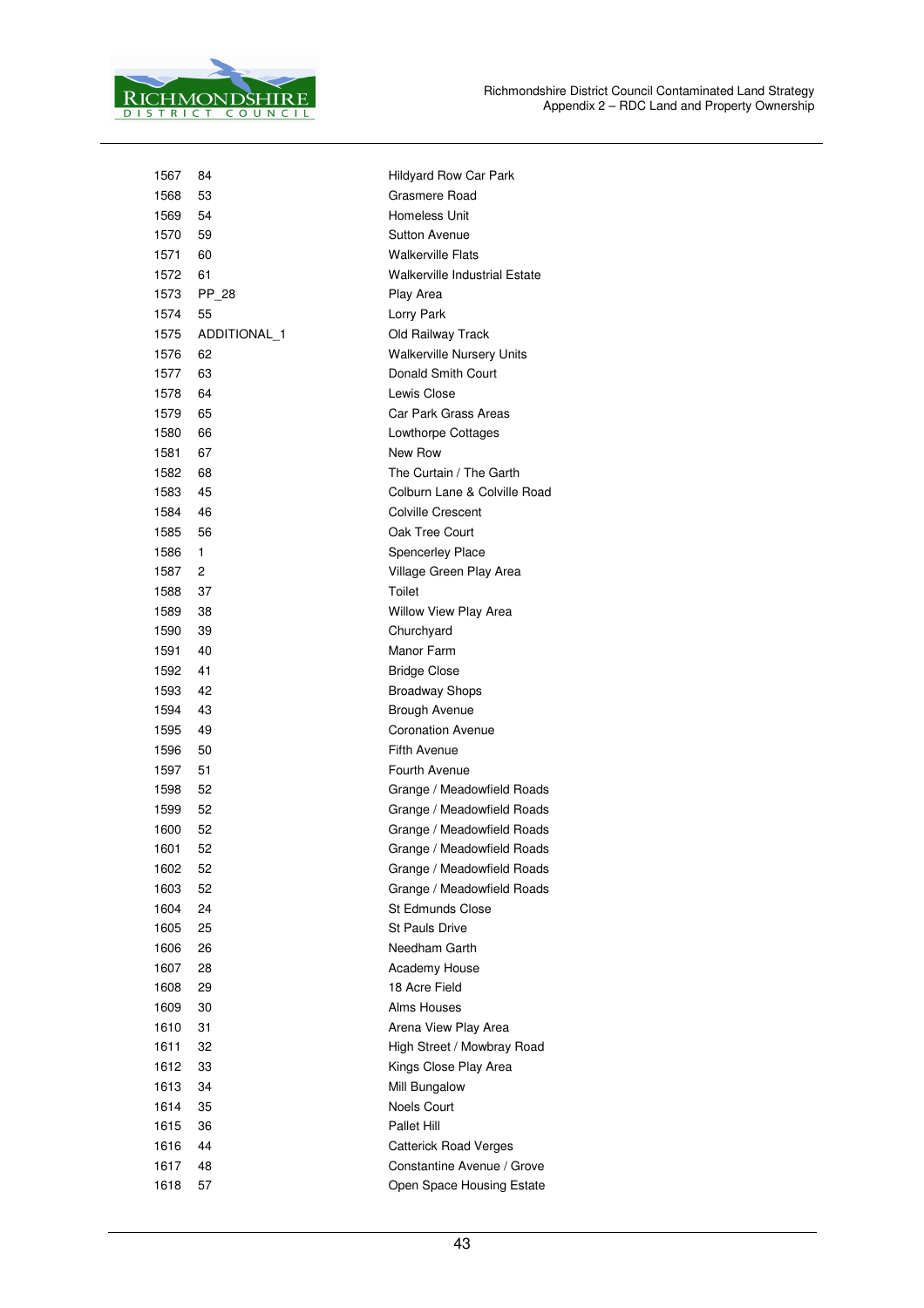| | | |
|---|---|---|
| 1567 | 84 | Hildyard Row Car Park |
| 1568 | 53 | Grasmere Road |
| 1569 | 54 | Homeless Unit |
| 1570 | 59 | Sutton Avenue |
| 1571 | 60 | Walkerville Flats |
| 1572 | 61 | Walkerville Industrial Estate |
| 1573 | PP_28 | Play Area |
| 1574 | 55 | Lorry Park |
| 1575 | ADDITIONAL_1 | Old Railway Track |
| 1576 | 62 | Walkerville Nursery Units |
| 1577 | 63 | Donald Smith Court |
| 1578 | 64 | Lewis Close |
| 1579 | 65 | Car Park Grass Areas |
| 1580 | 66 | Lowthorpe Cottages |
| 1581 | 67 | New Row |
| 1582 | 68 | The Curtain / The Garth |
| 1583 | 45 | Colburn Lane & Colville Road |
| 1584 | 46 | Colville Crescent |
| 1585 | 56 | Oak Tree Court |
| 1586 | 1 | Spencerley Place |
| 1587 | 2 | Village Green Play Area |
| 1588 | 37 | Toilet |
| 1589 | 38 | Willow View Play Area |
| 1590 | 39 | Churchyard |
| 1591 | 40 | Manor Farm |
| 1592 | 41 | Bridge Close |
| 1593 | 42 | Broadway Shops |
| 1594 | 43 | Brough Avenue |
| 1595 | 49 | Coronation Avenue |
| 1596 | 50 | Fifth Avenue |
| 1597 | 51 | Fourth Avenue |
| 1598 | 52 | Grange / Meadowfield Roads |
| 1599 | 52 | Grange / Meadowfield Roads |
| 1600 | 52 | Grange / Meadowfield Roads |
| 1601 | 52 | Grange / Meadowfield Roads |
| 1602 | 52 | Grange / Meadowfield Roads |
| 1603 | 52 | Grange / Meadowfield Roads |
| 1604 | 24 | St Edmunds Close |
| 1605 | 25 | St Pauls Drive |
| 1606 | 26 | Needham Garth |
| 1607 | 28 | Academy House |
| 1608 | 29 | 18 Acre Field |
| 1609 | 30 | Alms Houses |
| 1610 | 31 | Arena View Play Area |
| 1611 | 32 | High Street / Mowbray Road |
| 1612 | 33 | Kings Close Play Area |
| 1613 | 34 | Mill Bungalow |
| 1614 | 35 | Noels Court |
| 1615 | 36 | Pallet Hill |
| 1616 | 44 | Catterick Road Verges |
| 1617 | 48 | Constantine Avenue / Grove |
| 1618 | 57 | Open Space Housing Estate |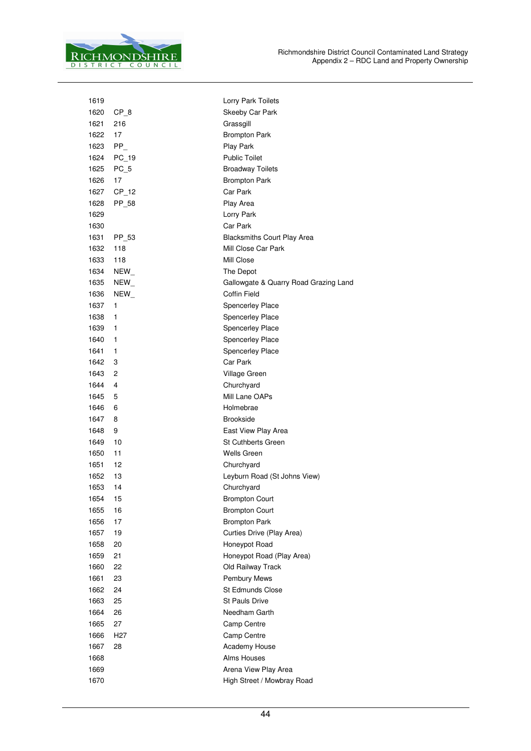| | | |
|---|---|---|
| 1619 | | Lorry Park Toilets |
| 1620 | CP_8 | Skeeby Car Park |
| 1621 | 216 | Grassgill |
| 1622 | 17 | Brompton Park |
| 1623 | PP_ | Play Park |
| 1624 | PC_19 | Public Toilet |
| 1625 | PC_5 | Broadway Toilets |
| 1626 | 17 | Brompton Park |
| 1627 | CP_12 | Car Park |
| 1628 | PP_58 | Play Area |
| 1629 | | Lorry Park |
| 1630 | | Car Park |
| 1631 | PP_53 | Blacksmiths Court Play Area |
| 1632 | 118 | Mill Close Car Park |
| 1633 | 118 | Mill Close |
| 1634 | NEW_ | The Depot |
| 1635 | NEW_ | Gallowgate & Quarry Road Grazing Land |
| 1636 | NEW_ | Coffin Field |
| 1637 | 1 | Spencerley Place |
| 1638 | 1 | Spencerley Place |
| 1639 | 1 | Spencerley Place |
| 1640 | 1 | Spencerley Place |
| 1641 | 1 | Spencerley Place |
| 1642 | 3 | Car Park |
| 1643 | 2 | Village Green |
| 1644 | 4 | Churchyard |
| 1645 | 5 | Mill Lane OAPs |
| 1646 | 6 | Holmebrae |
| 1647 | 8 | Brookside |
| 1648 | 9 | East View Play Area |
| 1649 | 10 | St Cuthberts Green |
| 1650 | 11 | Wells Green |
| 1651 | 12 | Churchyard |
| 1652 | 13 | Leyburn Road (St Johns View) |
| 1653 | 14 | Churchyard |
| 1654 | 15 | Brompton Court |
| 1655 | 16 | Brompton Court |
| 1656 | 17 | Brompton Park |
| 1657 | 19 | Curties Drive (Play Area) |
| 1658 | 20 | Honeypot Road |
| 1659 | 21 | Honeypot Road (Play Area) |
| 1660 | 22 | Old Railway Track |
| 1661 | 23 | Pembury Mews |
| 1662 | 24 | St Edmunds Close |
| 1663 | 25 | St Pauls Drive |
| 1664 | 26 | Needham Garth |
| 1665 | 27 | Camp Centre |
| 1666 | H27 | Camp Centre |
| 1667 | 28 | Academy House |
| 1668 | | Alms Houses |
| 1669 | | Arena View Play Area |
| 1670 | | High Street / Mowbray Road |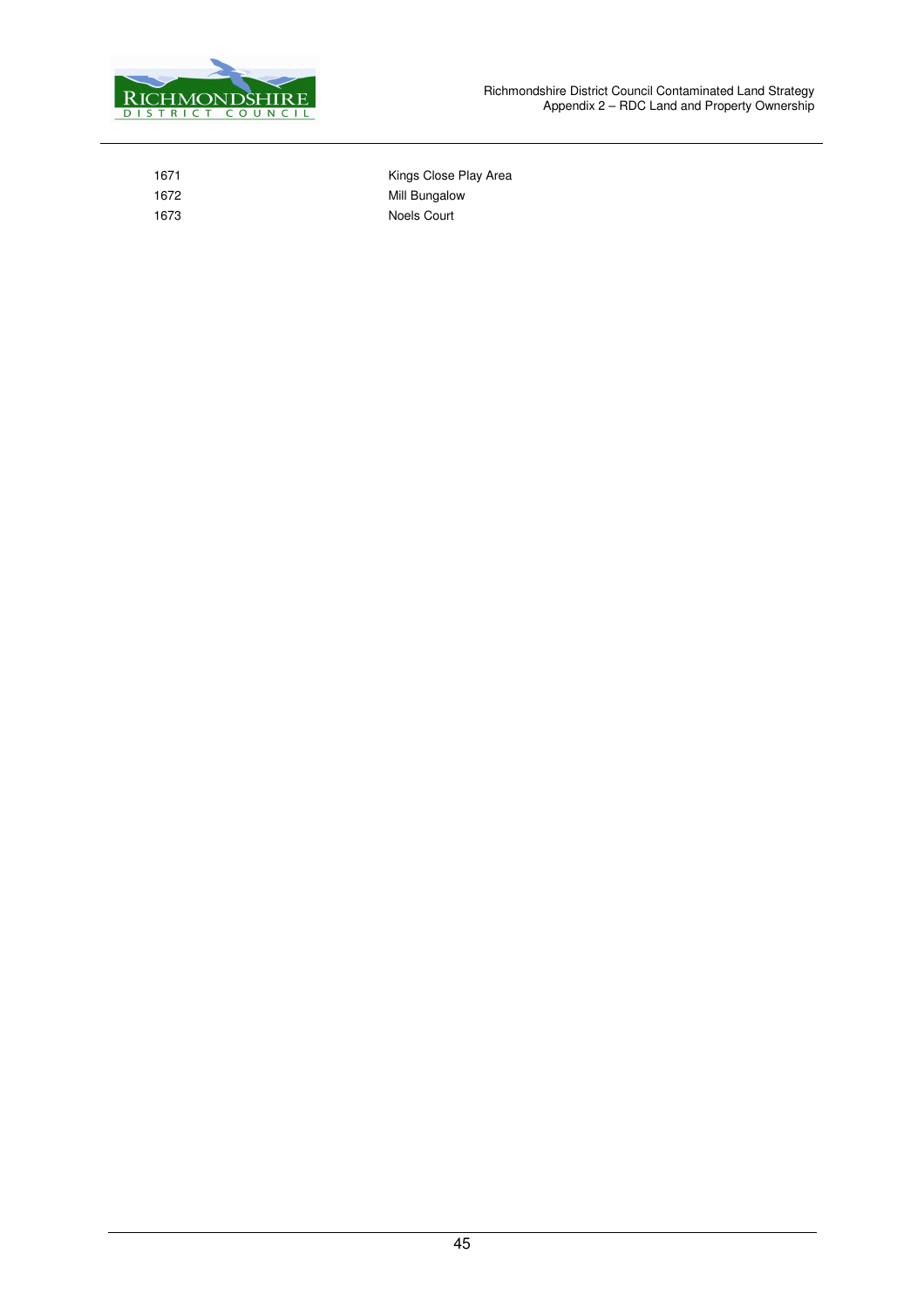| | |
|---|---|
| 1671 | Kings Close Play Area |
| 1672 | Mill Bungalow |
| 1673 | Noels Court |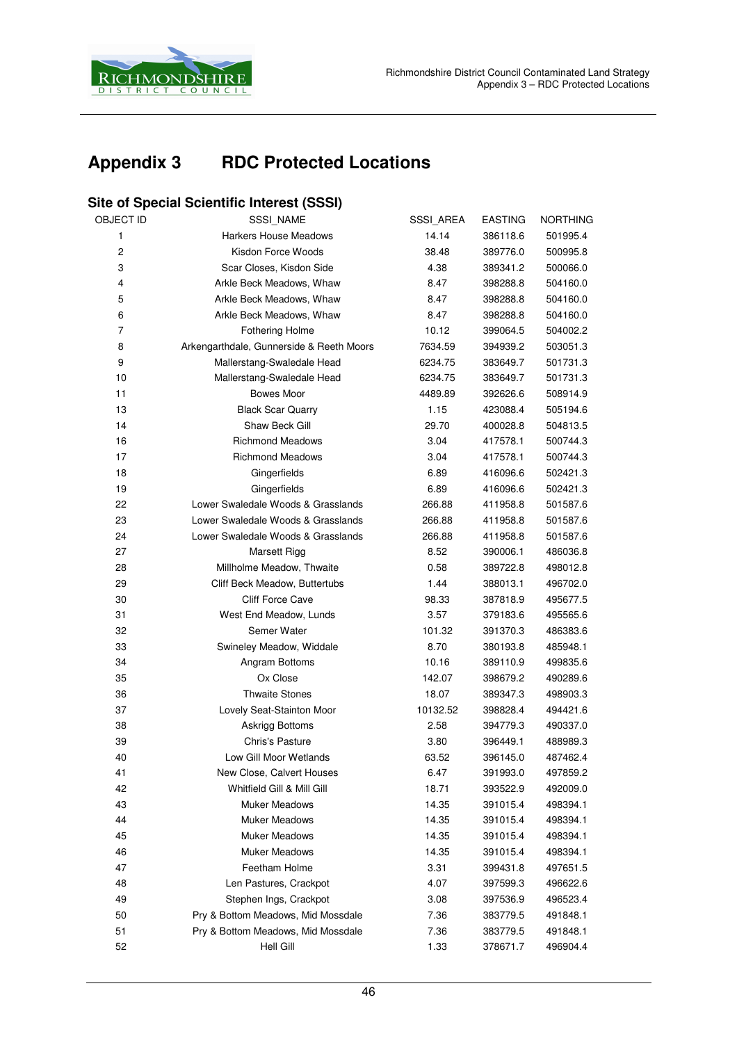# Appendix 3 RDC Protected Locations

## Site of Special Scientific Interest (SSSI)

| OBJECT ID | SSSI_NAME | SSSI_AREA | EASTING | NORTHING |
|---|---|---|---|---|
| 1 | Harkers House Meadows | 14.14 | 386118.6 | 501995.4 |
| 2 | Kisdon Force Woods | 38.48 | 389776.0 | 500995.8 |
| 3 | Scar Closes, Kisdon Side | 4.38 | 389341.2 | 500066.0 |
| 4 | Arkle Beck Meadows, Whaw | 8.47 | 398288.8 | 504160.0 |
| 5 | Arkle Beck Meadows, Whaw | 8.47 | 398288.8 | 504160.0 |
| 6 | Arkle Beck Meadows, Whaw | 8.47 | 398288.8 | 504160.0 |
| 7 | Fothering Holme | 10.12 | 399064.5 | 504002.2 |
| 8 | Arkengarthdale, Gunnerside & Reeth Moors | 7634.59 | 394939.2 | 503051.3 |
| 9 | Mallerstang-Swaledale Head | 6234.75 | 383649.7 | 501731.3 |
| 10 | Mallerstang-Swaledale Head | 6234.75 | 383649.7 | 501731.3 |
| 11 | Bowes Moor | 4489.89 | 392626.6 | 508914.9 |
| 13 | Black Scar Quarry | 1.15 | 423088.4 | 505194.6 |
| 14 | Shaw Beck Gill | 29.70 | 400028.8 | 504813.5 |
| 16 | Richmond Meadows | 3.04 | 417578.1 | 500744.3 |
| 17 | Richmond Meadows | 3.04 | 417578.1 | 500744.3 |
| 18 | Gingerfields | 6.89 | 416096.6 | 502421.3 |
| 19 | Gingerfields | 6.89 | 416096.6 | 502421.3 |
| 22 | Lower Swaledale Woods & Grasslands | 266.88 | 411958.8 | 501587.6 |
| 23 | Lower Swaledale Woods & Grasslands | 266.88 | 411958.8 | 501587.6 |
| 24 | Lower Swaledale Woods & Grasslands | 266.88 | 411958.8 | 501587.6 |
| 27 | Marsett Rigg | 8.52 | 390006.1 | 486036.8 |
| 28 | Millholme Meadow, Thwaite | 0.58 | 389722.8 | 498012.8 |
| 29 | Cliff Beck Meadow, Buttertubs | 1.44 | 388013.1 | 496702.0 |
| 30 | Cliff Force Cave | 98.33 | 387818.9 | 495677.5 |
| 31 | West End Meadow, Lunds | 3.57 | 379183.6 | 495565.6 |
| 32 | Semer Water | 101.32 | 391370.3 | 486383.6 |
| 33 | Swineley Meadow, Widdale | 8.70 | 380193.8 | 485948.1 |
| 34 | Angram Bottoms | 10.16 | 389110.9 | 499835.6 |
| 35 | Ox Close | 142.07 | 398679.2 | 490289.6 |
| 36 | Thwaite Stones | 18.07 | 389347.3 | 498903.3 |
| 37 | Lovely Seat-Stainton Moor | 10132.52 | 398828.4 | 494421.6 |
| 38 | Askrigg Bottoms | 2.58 | 394779.3 | 490337.0 |
| 39 | Chris's Pasture | 3.80 | 396449.1 | 488989.3 |
| 40 | Low Gill Moor Wetlands | 63.52 | 396145.0 | 487462.4 |
| 41 | New Close, Calvert Houses | 6.47 | 391993.0 | 497859.2 |
| 42 | Whitfield Gill & Mill Gill | 18.71 | 393522.9 | 492009.0 |
| 43 | Muker Meadows | 14.35 | 391015.4 | 498394.1 |
| 44 | Muker Meadows | 14.35 | 391015.4 | 498394.1 |
| 45 | Muker Meadows | 14.35 | 391015.4 | 498394.1 |
| 46 | Muker Meadows | 14.35 | 391015.4 | 498394.1 |
| 47 | Feetham Holme | 3.31 | 399431.8 | 497651.5 |
| 48 | Len Pastures, Crackpot | 4.07 | 397599.3 | 496622.6 |
| 49 | Stephen Ings, Crackpot | 3.08 | 397536.9 | 496523.4 |
| 50 | Pry & Bottom Meadows, Mid Mossdale | 7.36 | 383779.5 | 491848.1 |
| 51 | Pry & Bottom Meadows, Mid Mossdale | 7.36 | 383779.5 | 491848.1 |
| 52 | Hell Gill | 1.33 | 378671.7 | 496904.4 |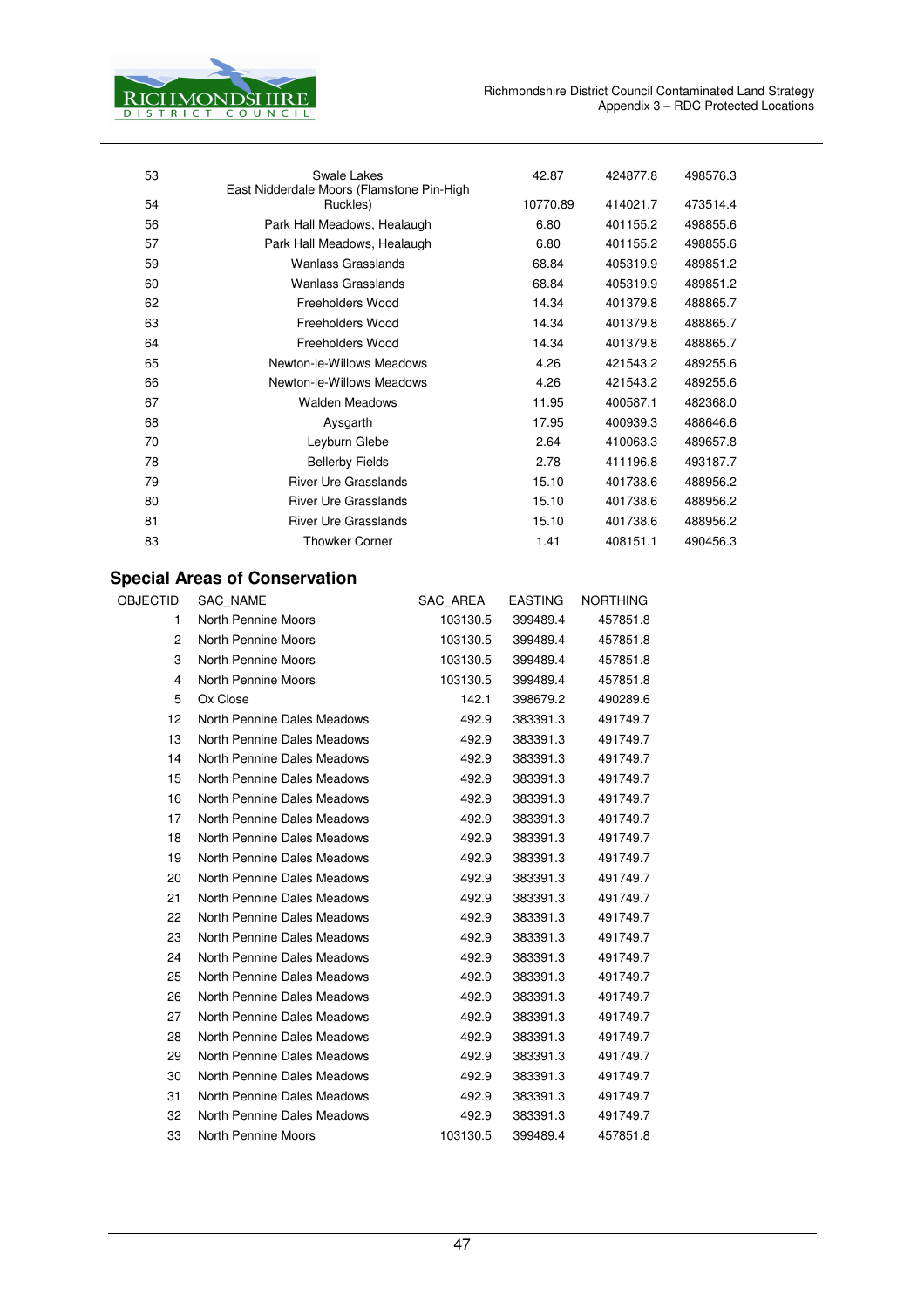| | | | | |
|---|---|---|---|---|
| 53 | Swale Lakes | 42.87 | 424877.8 | 498576.3 |
| 54 | East Nidderdale Moors (Flamstone Pin-High Ruckles) | 10770.89 | 414021.7 | 473514.4 |
| 56 | Park Hall Meadows, Healaugh | 6.80 | 401155.2 | 498855.6 |
| 57 | Park Hall Meadows, Healaugh | 6.80 | 401155.2 | 498855.6 |
| 59 | Wanlass Grasslands | 68.84 | 405319.9 | 489851.2 |
| 60 | Wanlass Grasslands | 68.84 | 405319.9 | 489851.2 |
| 62 | Freeholders Wood | 14.34 | 401379.8 | 488865.7 |
| 63 | Freeholders Wood | 14.34 | 401379.8 | 488865.7 |
| 64 | Freeholders Wood | 14.34 | 401379.8 | 488865.7 |
| 65 | Newton-le-Willows Meadows | 4.26 | 421543.2 | 489255.6 |
| 66 | Newton-le-Willows Meadows | 4.26 | 421543.2 | 489255.6 |
| 67 | Walden Meadows | 11.95 | 400587.1 | 482368.0 |
| 68 | Aysgarth | 17.95 | 400939.3 | 488646.6 |
| 70 | Leyburn Glebe | 2.64 | 410063.3 | 489657.8 |
| 78 | Bellerby Fields | 2.78 | 411196.8 | 493187.7 |
| 79 | River Ure Grasslands | 15.10 | 401738.6 | 488956.2 |
| 80 | River Ure Grasslands | 15.10 | 401738.6 | 488956.2 |
| 81 | River Ure Grasslands | 15.10 | 401738.6 | 488956.2 |
| 83 | Thowker Corner | 1.41 | 408151.1 | 490456.3 |

## Special Areas of Conservation

| OBJECTID | SAC_NAME | SAC_AREA | EASTING | NORTHING |
|---|---|---|---|---|
| 1 | North Pennine Moors | 103130.5 | 399489.4 | 457851.8 |
| 2 | North Pennine Moors | 103130.5 | 399489.4 | 457851.8 |
| 3 | North Pennine Moors | 103130.5 | 399489.4 | 457851.8 |
| 4 | North Pennine Moors | 103130.5 | 399489.4 | 457851.8 |
| 5 | Ox Close | 142.1 | 398679.2 | 490289.6 |
| 12 | North Pennine Dales Meadows | 492.9 | 383391.3 | 491749.7 |
| 13 | North Pennine Dales Meadows | 492.9 | 383391.3 | 491749.7 |
| 14 | North Pennine Dales Meadows | 492.9 | 383391.3 | 491749.7 |
| 15 | North Pennine Dales Meadows | 492.9 | 383391.3 | 491749.7 |
| 16 | North Pennine Dales Meadows | 492.9 | 383391.3 | 491749.7 |
| 17 | North Pennine Dales Meadows | 492.9 | 383391.3 | 491749.7 |
| 18 | North Pennine Dales Meadows | 492.9 | 383391.3 | 491749.7 |
| 19 | North Pennine Dales Meadows | 492.9 | 383391.3 | 491749.7 |
| 20 | North Pennine Dales Meadows | 492.9 | 383391.3 | 491749.7 |
| 21 | North Pennine Dales Meadows | 492.9 | 383391.3 | 491749.7 |
| 22 | North Pennine Dales Meadows | 492.9 | 383391.3 | 491749.7 |
| 23 | North Pennine Dales Meadows | 492.9 | 383391.3 | 491749.7 |
| 24 | North Pennine Dales Meadows | 492.9 | 383391.3 | 491749.7 |
| 25 | North Pennine Dales Meadows | 492.9 | 383391.3 | 491749.7 |
| 26 | North Pennine Dales Meadows | 492.9 | 383391.3 | 491749.7 |
| 27 | North Pennine Dales Meadows | 492.9 | 383391.3 | 491749.7 |
| 28 | North Pennine Dales Meadows | 492.9 | 383391.3 | 491749.7 |
| 29 | North Pennine Dales Meadows | 492.9 | 383391.3 | 491749.7 |
| 30 | North Pennine Dales Meadows | 492.9 | 383391.3 | 491749.7 |
| 31 | North Pennine Dales Meadows | 492.9 | 383391.3 | 491749.7 |
| 32 | North Pennine Dales Meadows | 492.9 | 383391.3 | 491749.7 |
| 33 | North Pennine Moors | 103130.5 | 399489.4 | 457851.8 |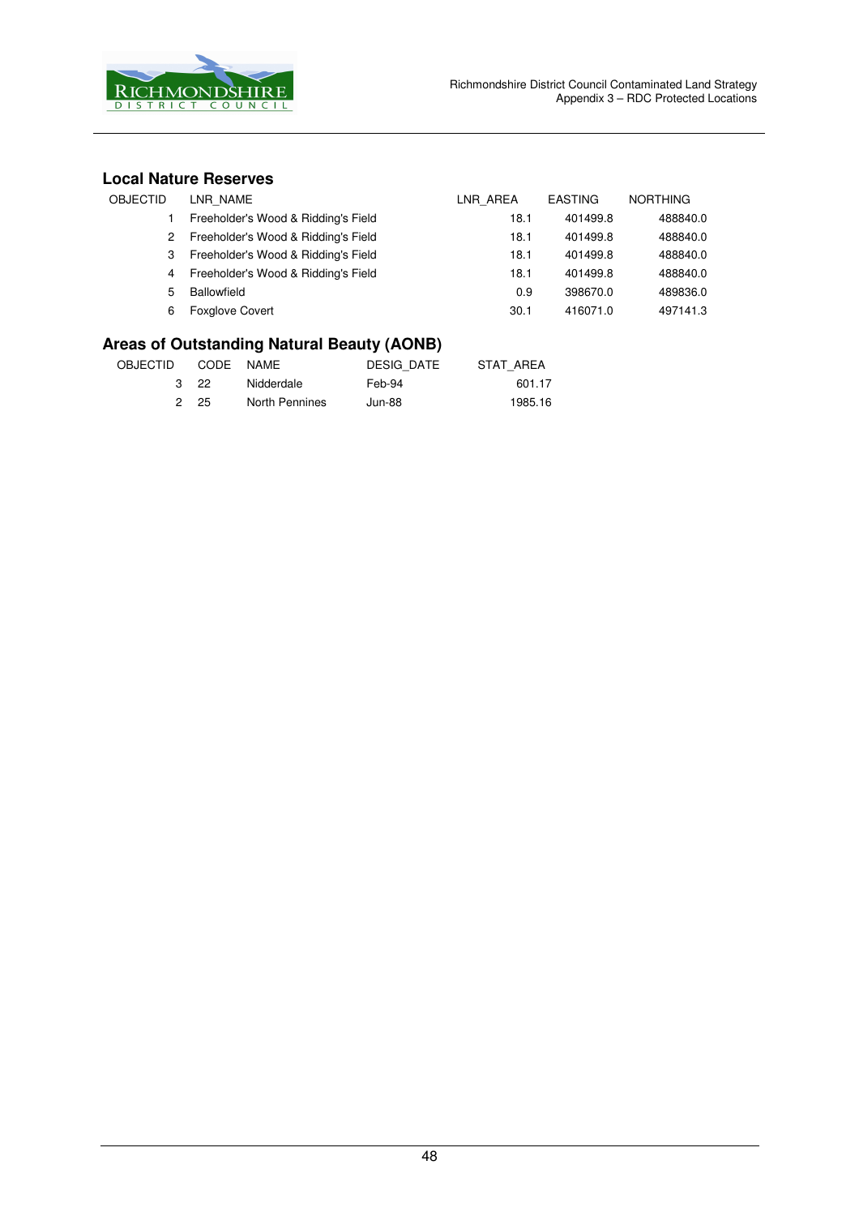## Local Nature Reserves

| OBJECTID | LNR_NAME | LNR_AREA | EASTING | NORTHING |
|---|---|---|---|---|
| 1 | Freeholder's Wood & Ridding's Field | 18.1 | 401499.8 | 488840.0 |
| 2 | Freeholder's Wood & Ridding's Field | 18.1 | 401499.8 | 488840.0 |
| 3 | Freeholder's Wood & Ridding's Field | 18.1 | 401499.8 | 488840.0 |
| 4 | Freeholder's Wood & Ridding's Field | 18.1 | 401499.8 | 488840.0 |
| 5 | Ballowfield | 0.9 | 398670.0 | 489836.0 |
| 6 | Foxglove Covert | 30.1 | 416071.0 | 497141.3 |

## Areas of Outstanding Natural Beauty (AONB)

| OBJECTID | CODE | NAME | DESIG_DATE | STAT_AREA |
|---|---|---|---|---|
| 3 | 22 | Nidderdale | Feb-94 | 601.17 |
| 2 | 25 | North Pennines | Jun-88 | 1985.16 |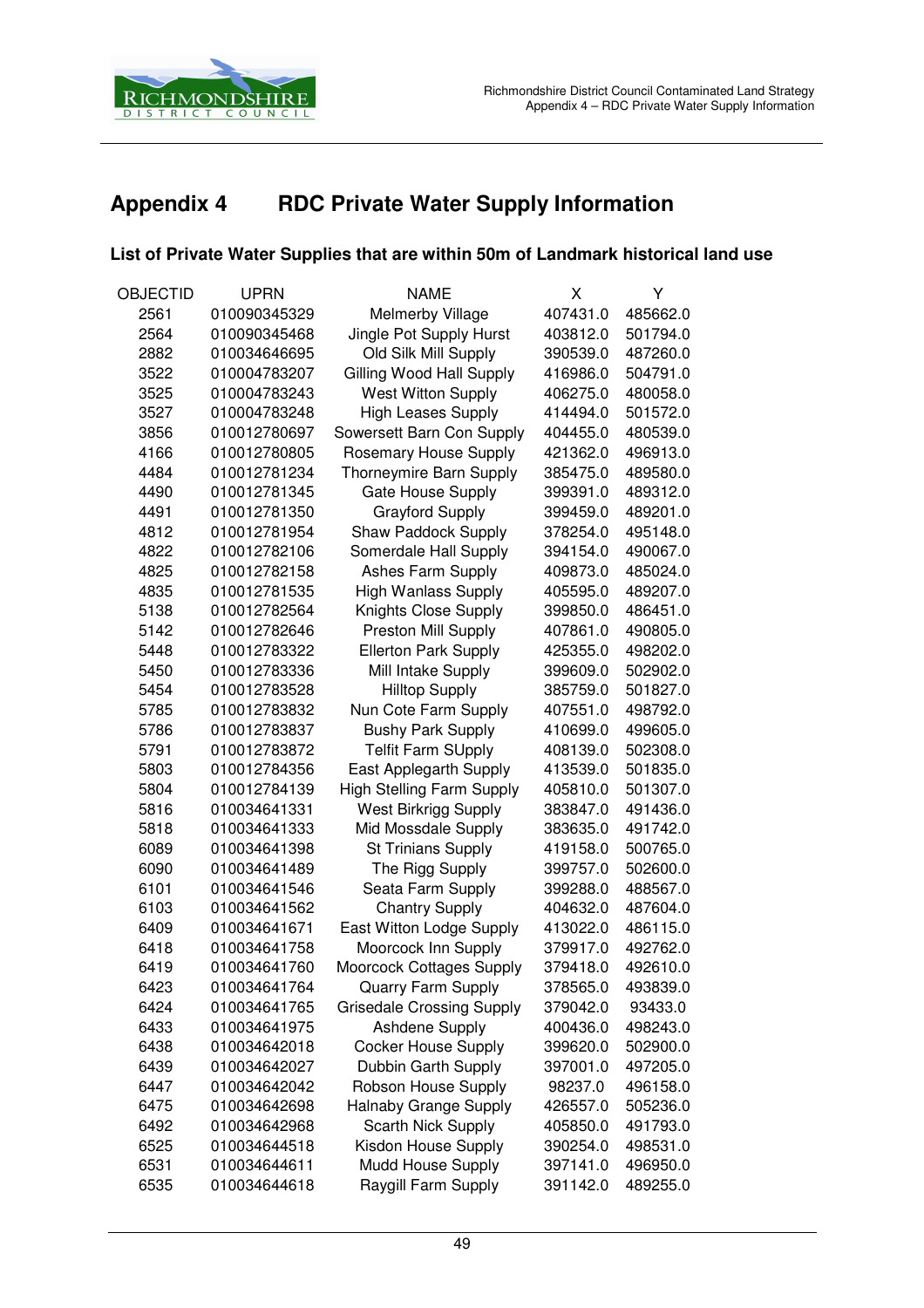## Appendix 4 RDC Private Water Supply Information

### List of Private Water Supplies that are within 50m of Landmark historical land use

| OBJECTID | UPRN | NAME | X | Y |
|---|---|---|---|---|
| 2561 | 010090345329 | Melmerby Village | 407431.0 | 485662.0 |
| 2564 | 010090345468 | Jingle Pot Supply Hurst | 403812.0 | 501794.0 |
| 2882 | 010034646695 | Old Silk Mill Supply | 390539.0 | 487260.0 |
| 3522 | 010004783207 | Gilling Wood Hall Supply | 416986.0 | 504791.0 |
| 3525 | 010004783243 | West Witton Supply | 406275.0 | 480058.0 |
| 3527 | 010004783248 | High Leases Supply | 414494.0 | 501572.0 |
| 3856 | 010012780697 | Sowersett Barn Con Supply | 404455.0 | 480539.0 |
| 4166 | 010012780805 | Rosemary House Supply | 421362.0 | 496913.0 |
| 4484 | 010012781234 | Thorneymire Barn Supply | 385475.0 | 489580.0 |
| 4490 | 010012781345 | Gate House Supply | 399391.0 | 489312.0 |
| 4491 | 010012781350 | Grayford Supply | 399459.0 | 489201.0 |
| 4812 | 010012781954 | Shaw Paddock Supply | 378254.0 | 495148.0 |
| 4822 | 010012782106 | Somerdale Hall Supply | 394154.0 | 490067.0 |
| 4825 | 010012782158 | Ashes Farm Supply | 409873.0 | 485024.0 |
| 4835 | 010012781535 | High Wanlass Supply | 405595.0 | 489207.0 |
| 5138 | 010012782564 | Knights Close Supply | 399850.0 | 486451.0 |
| 5142 | 010012782646 | Preston Mill Supply | 407861.0 | 490805.0 |
| 5448 | 010012783322 | Ellerton Park Supply | 425355.0 | 498202.0 |
| 5450 | 010012783336 | Mill Intake Supply | 399609.0 | 502902.0 |
| 5454 | 010012783528 | Hilltop Supply | 385759.0 | 501827.0 |
| 5785 | 010012783832 | Nun Cote Farm Supply | 407551.0 | 498792.0 |
| 5786 | 010012783837 | Bushy Park Supply | 410699.0 | 499605.0 |
| 5791 | 010012783872 | Telfit Farm SUpply | 408139.0 | 502308.0 |
| 5803 | 010012784356 | East Applegarth Supply | 413539.0 | 501835.0 |
| 5804 | 010012784139 | High Stelling Farm Supply | 405810.0 | 501307.0 |
| 5816 | 010034641331 | West Birkrigg Supply | 383847.0 | 491436.0 |
| 5818 | 010034641333 | Mid Mossdale Supply | 383635.0 | 491742.0 |
| 6089 | 010034641398 | St Trinians Supply | 419158.0 | 500765.0 |
| 6090 | 010034641489 | The Rigg Supply | 399757.0 | 502600.0 |
| 6101 | 010034641546 | Seata Farm Supply | 399288.0 | 488567.0 |
| 6103 | 010034641562 | Chantry Supply | 404632.0 | 487604.0 |
| 6409 | 010034641671 | East Witton Lodge Supply | 413022.0 | 486115.0 |
| 6418 | 010034641758 | Moorcock Inn Supply | 379917.0 | 492762.0 |
| 6419 | 010034641760 | Moorcock Cottages Supply | 379418.0 | 492610.0 |
| 6423 | 010034641764 | Quarry Farm Supply | 378565.0 | 493839.0 |
| 6424 | 010034641765 | Grisedale Crossing Supply | 379042.0 | 93433.0 |
| 6433 | 010034641975 | Ashdene Supply | 400436.0 | 498243.0 |
| 6438 | 010034642018 | Cocker House Supply | 399620.0 | 502900.0 |
| 6439 | 010034642027 | Dubbin Garth Supply | 397001.0 | 497205.0 |
| 6447 | 010034642042 | Robson House Supply | 98237.0 | 496158.0 |
| 6475 | 010034642698 | Halnaby Grange Supply | 426557.0 | 505236.0 |
| 6492 | 010034642968 | Scarth Nick Supply | 405850.0 | 491793.0 |
| 6525 | 010034644518 | Kisdon House Supply | 390254.0 | 498531.0 |
| 6531 | 010034644611 | Mudd House Supply | 397141.0 | 496950.0 |
| 6535 | 010034644618 | Raygill Farm Supply | 391142.0 | 489255.0 |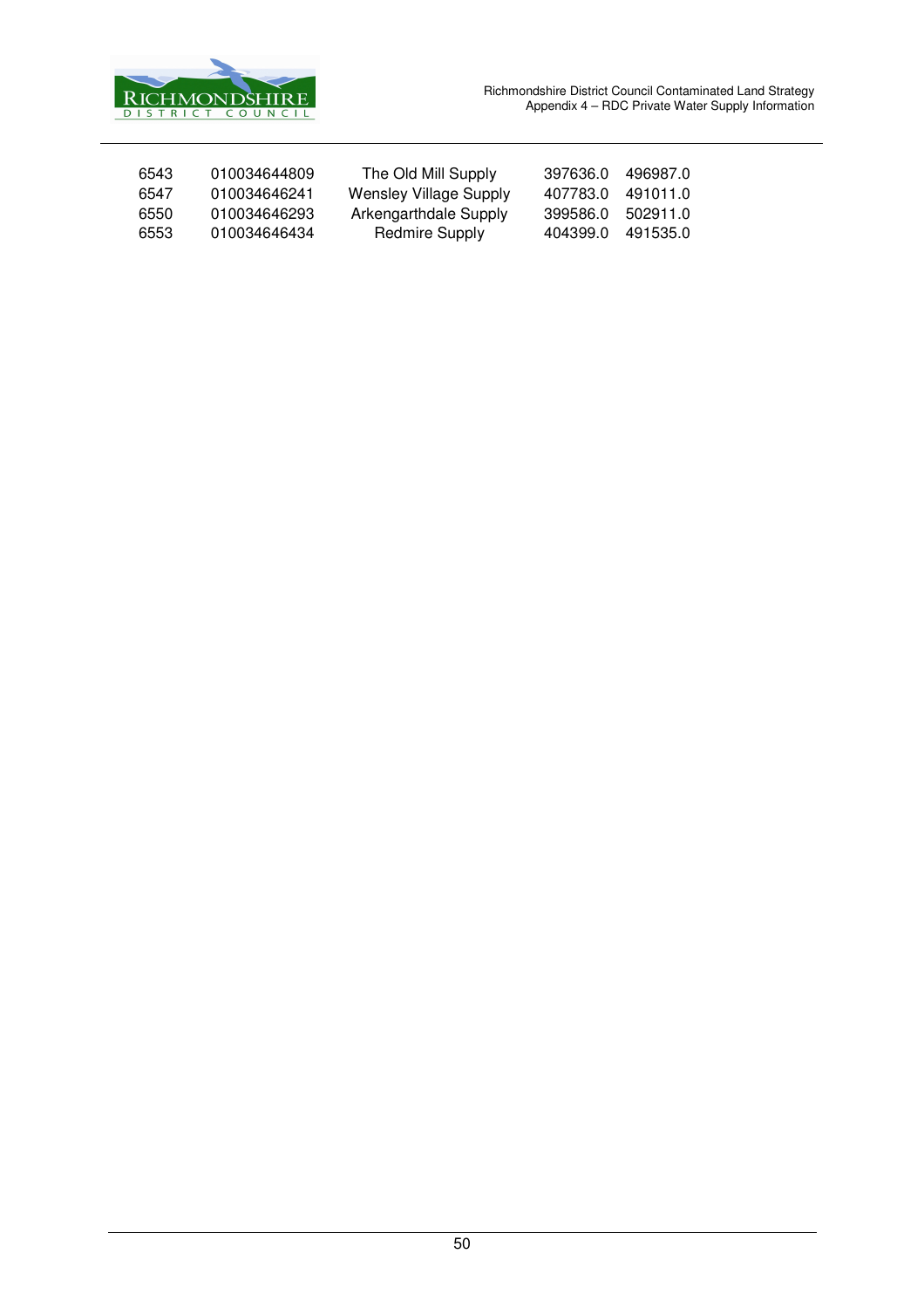| | | | | |
|---|---|---|---|---|
| 6543 | 010034644809 | The Old Mill Supply | 397636.0 | 496987.0 |
| 6547 | 010034646241 | Wensley Village Supply | 407783.0 | 491011.0 |
| 6550 | 010034646293 | Arkengarthdale Supply | 399586.0 | 502911.0 |
| 6553 | 010034646434 | Redmire Supply | 404399.0 | 491535.0 |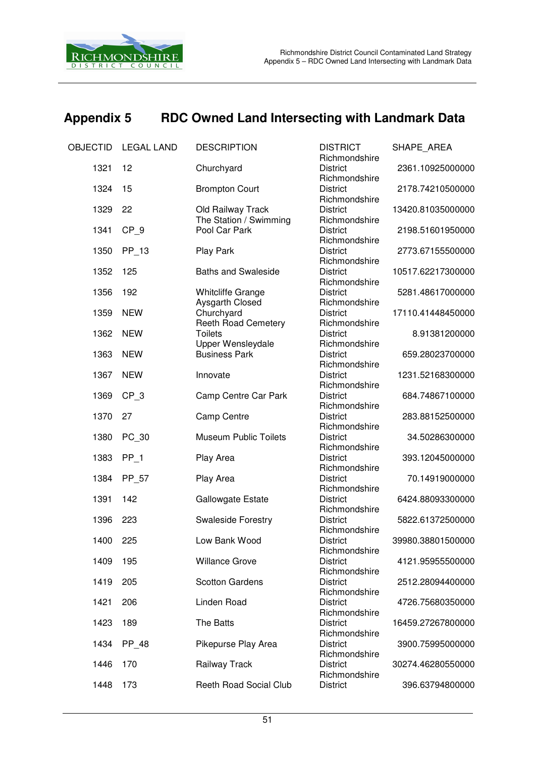## Appendix 5 RDC Owned Land Intersecting with Landmark Data

| OBJECTID | LEGAL LAND | DESCRIPTION | DISTRICT | SHAPE_AREA |
|---|---|---|---|---|
| 1321 | 12 | Churchyard | Richmondshire District | 2361.10925000000 |
| 1324 | 15 | Brompton Court | Richmondshire District | 2178.74210500000 |
| 1329 | 22 | Old Railway Track | Richmondshire District | 13420.81035000000 |
| 1341 | CP_9 | The Station / Swimming Pool Car Park | Richmondshire District | 2198.51601950000 |
| 1350 | PP_13 | Play Park | Richmondshire District | 2773.67155500000 |
| 1352 | 125 | Baths and Swaleside | Richmondshire District | 10517.62217300000 |
| 1356 | 192 | Whitcliffe Grange | Richmondshire District | 5281.48617000000 |
| 1359 | NEW | Aysgarth Closed Churchyard | Richmondshire District | 17110.41448450000 |
| 1362 | NEW | Reeth Road Cemetery Toilets | Richmondshire District | 8.91381200000 |
| 1363 | NEW | Upper Wensleydale Business Park | Richmondshire District | 659.28023700000 |
| 1367 | NEW | Innovate | Richmondshire District | 1231.52168300000 |
| 1369 | CP_3 | Camp Centre Car Park | Richmondshire District | 684.74867100000 |
| 1370 | 27 | Camp Centre | Richmondshire District | 283.88152500000 |
| 1380 | PC_30 | Museum Public Toilets | Richmondshire District | 34.50286300000 |
| 1383 | PP_1 | Play Area | Richmondshire District | 393.12045000000 |
| 1384 | PP_57 | Play Area | Richmondshire District | 70.14919000000 |
| 1391 | 142 | Gallowgate Estate | Richmondshire District | 6424.88093300000 |
| 1396 | 223 | Swaleside Forestry | Richmondshire District | 5822.61372500000 |
| 1400 | 225 | Low Bank Wood | Richmondshire District | 39980.38801500000 |
| 1409 | 195 | Willance Grove | Richmondshire District | 4121.95955500000 |
| 1419 | 205 | Scotton Gardens | Richmondshire District | 2512.28094400000 |
| 1421 | 206 | Linden Road | Richmondshire District | 4726.75680350000 |
| 1423 | 189 | The Batts | Richmondshire District | 16459.27267800000 |
| 1434 | PP_48 | Pikepurse Play Area | Richmondshire District | 3900.75995000000 |
| 1446 | 170 | Railway Track | Richmondshire District | 30274.46280550000 |
| 1448 | 173 | Reeth Road Social Club | Richmondshire District | 396.63794800000 |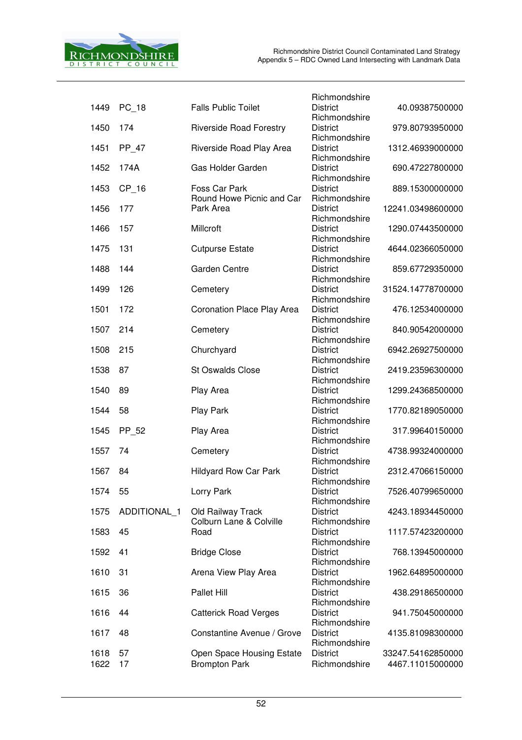| | | | | |
|---|---|---|---|---|
| 1449 | PC_18 | Falls Public Toilet | Richmondshire District | 40.09387500000 |
| 1450 | 174 | Riverside Road Forestry | Richmondshire District | 979.80793950000 |
| 1451 | PP_47 | Riverside Road Play Area | Richmondshire District | 1312.46939000000 |
| 1452 | 174A | Gas Holder Garden | Richmondshire District | 690.47227800000 |
| 1453 | CP_16 | Foss Car Park | Richmondshire District | 889.15300000000 |
| 1456 | 177 | Round Howe Picnic and Car Park Area | Richmondshire District | 12241.03498600000 |
| 1466 | 157 | Millcroft | Richmondshire District | 1290.07443500000 |
| 1475 | 131 | Cutpurse Estate | Richmondshire District | 4644.02366050000 |
| 1488 | 144 | Garden Centre | Richmondshire District | 859.67729350000 |
| 1499 | 126 | Cemetery | Richmondshire District | 31524.14778700000 |
| 1501 | 172 | Coronation Place Play Area | Richmondshire District | 476.12534000000 |
| 1507 | 214 | Cemetery | Richmondshire District | 840.90542000000 |
| 1508 | 215 | Churchyard | Richmondshire District | 6942.26927500000 |
| 1538 | 87 | St Oswalds Close | Richmondshire District | 2419.23596300000 |
| 1540 | 89 | Play Area | Richmondshire District | 1299.24368500000 |
| 1544 | 58 | Play Park | Richmondshire District | 1770.82189050000 |
| 1545 | PP_52 | Play Area | Richmondshire District | 317.99640150000 |
| 1557 | 74 | Cemetery | Richmondshire District | 4738.99324000000 |
| 1567 | 84 | Hildyard Row Car Park | Richmondshire District | 2312.47066150000 |
| 1574 | 55 | Lorry Park | Richmondshire District | 7526.40799650000 |
| 1575 | ADDITIONAL_1 | Old Railway Track | Richmondshire District | 4243.18934450000 |
| 1583 | 45 | Colburn Lane & Colville Road | Richmondshire District | 1117.57423200000 |
| 1592 | 41 | Bridge Close | Richmondshire District | 768.13945000000 |
| 1610 | 31 | Arena View Play Area | Richmondshire District | 1962.64895000000 |
| 1615 | 36 | Pallet Hill | Richmondshire District | 438.29186500000 |
| 1616 | 44 | Catterick Road Verges | Richmondshire District | 941.75045000000 |
| 1617 | 48 | Constantine Avenue / Grove | Richmondshire District | 4135.81098300000 |
| 1618 | 57 | Open Space Housing Estate | Richmondshire District | 33247.54162850000 |
| 1622 | 17 | Brompton Park | Richmondshire | 4467.11015000000 |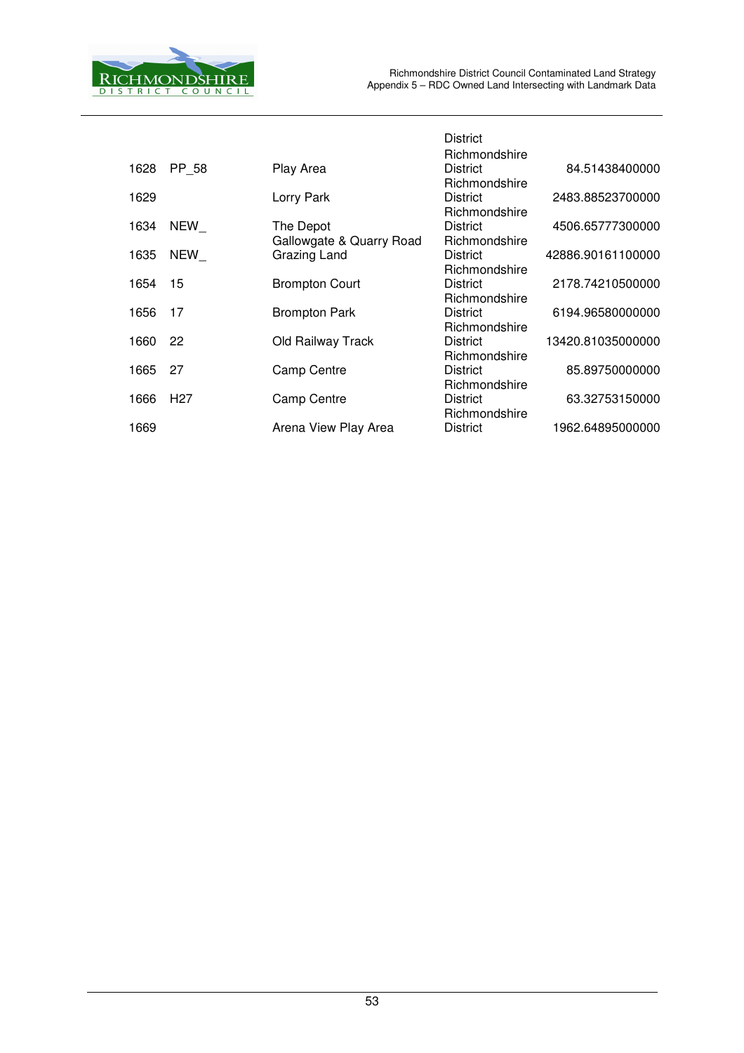|  |  |  | District |  |
|---|---|---|---|---|
| 1628 | PP_58 | Play Area | Richmondshire District | 84.51438400000 |
| 1629 |  | Lorry Park | Richmondshire District | 2483.88523700000 |
| 1634 | NEW_ | The Depot | Richmondshire District | 4506.65777300000 |
| 1635 | NEW_ | Gallowgate & Quarry Road Grazing Land | Richmondshire District | 42886.90161100000 |
| 1654 | 15 | Brompton Court | Richmondshire District | 2178.74210500000 |
| 1656 | 17 | Brompton Park | Richmondshire District | 6194.96580000000 |
| 1660 | 22 | Old Railway Track | Richmondshire District | 13420.81035000000 |
| 1665 | 27 | Camp Centre | Richmondshire District | 85.89750000000 |
| 1666 | H27 | Camp Centre | Richmondshire District | 63.32753150000 |
| 1669 |  | Arena View Play Area | Richmondshire District | 1962.64895000000 |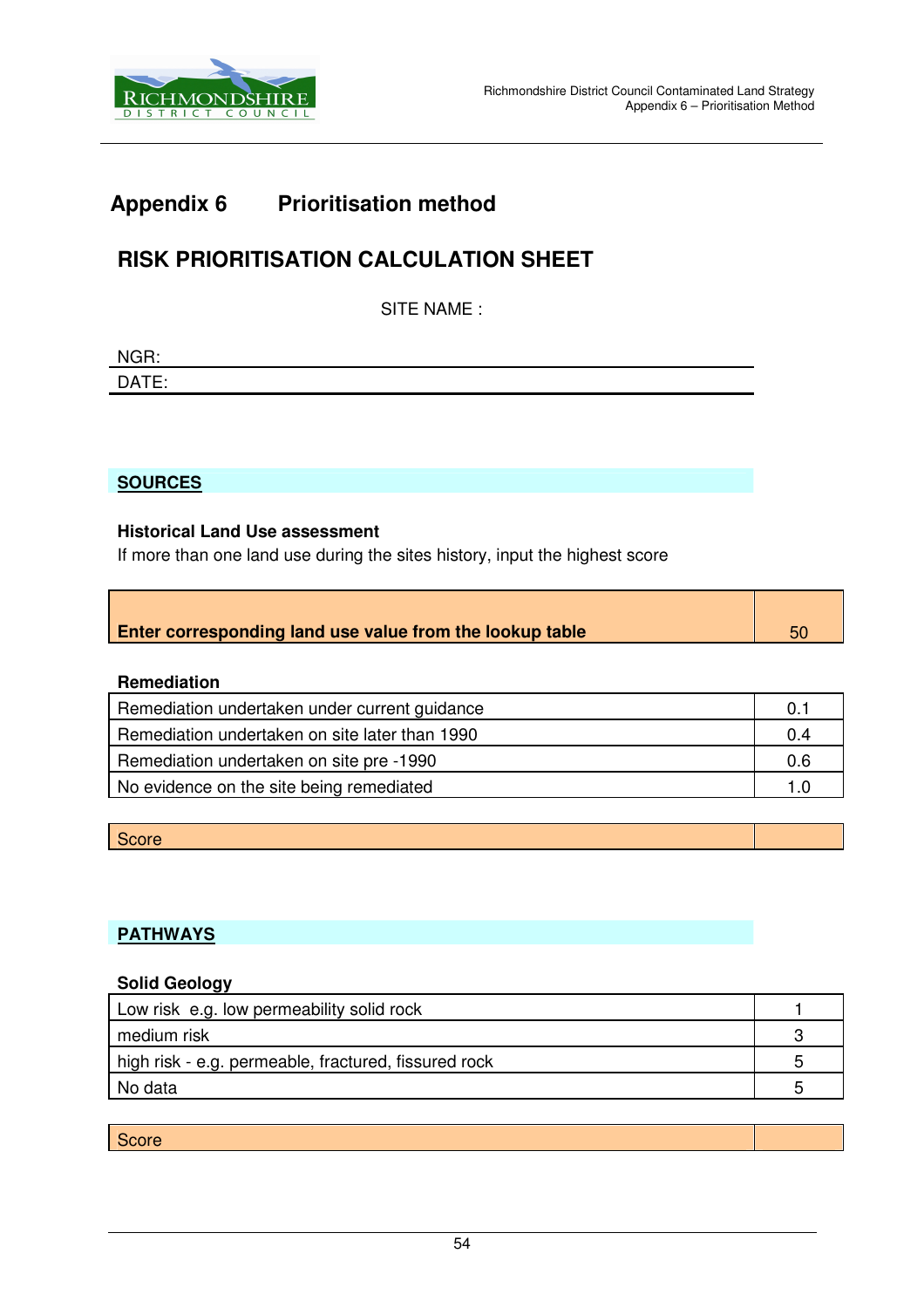# Appendix 6 Prioritisation method

## RISK PRIORITISATION CALCULATION SHEET

SITE NAME :

NGR:

DATE:

### SOURCES

**Historical Land Use assessment**

If more than one land use during the sites history, input the highest score

| **Enter corresponding land use value from the lookup table** | 50 |
|---|---|

**Remediation**

| | |
|---|---|
| Remediation undertaken under current guidance | 0.1 |
| Remediation undertaken on site later than 1990 | 0.4 |
| Remediation undertaken on site pre -1990 | 0.6 |
| No evidence on the site being remediated | 1.0 |

| Score | |
|---|---|

### PATHWAYS

**Solid Geology**

| | |
|---|---|
| Low risk e.g. low permeability solid rock | 1 |
| medium risk | 3 |
| high risk - e.g. permeable, fractured, fissured rock | 5 |
| No data | 5 |

| Score | |
|---|---|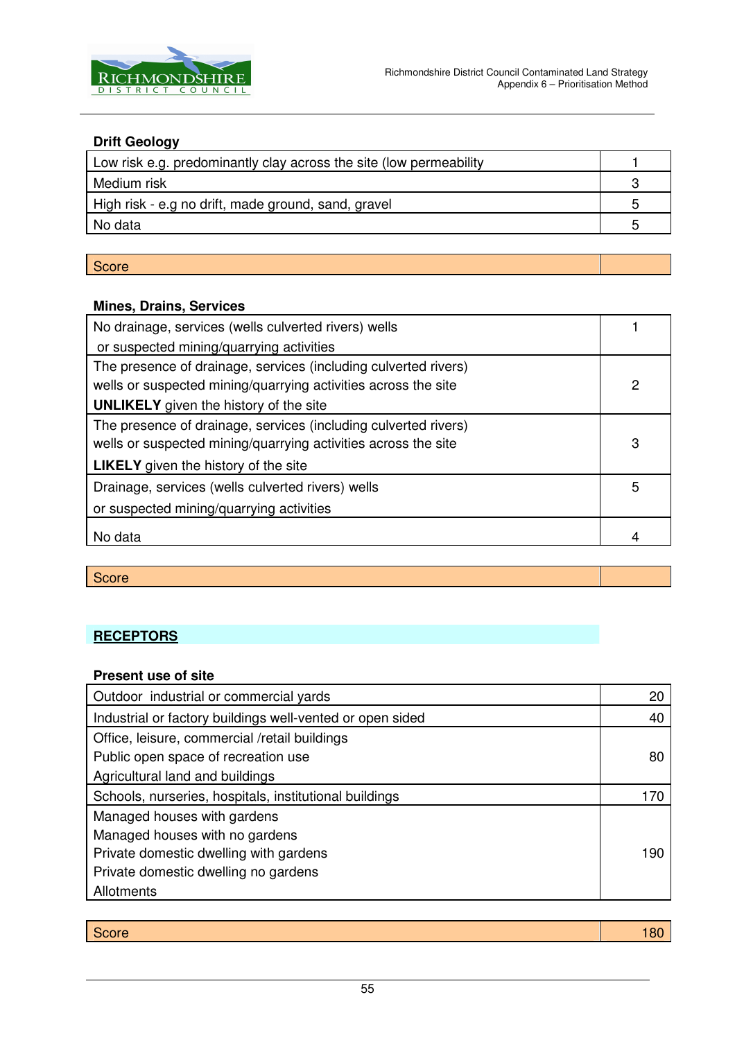**Drift Geology**

| | |
|---|---|
| Low risk e.g. predominantly clay across the site (low permeability | 1 |
| Medium risk | 3 |
| High risk - e.g no drift, made ground, sand, gravel | 5 |
| No data | 5 |

| | |
|---|---|
| Score | |

**Mines, Drains, Services**

| | |
|---|---|
| No drainage, services (wells culverted rivers) wells or suspected mining/quarrying activities | 1 |
| The presence of drainage, services (including culverted rivers) wells or suspected mining/quarrying activities across the site **UNLIKELY** given the history of the site | 2 |
| The presence of drainage, services (including culverted rivers) wells or suspected mining/quarrying activities across the site **LIKELY** given the history of the site | 3 |
| Drainage, services (wells culverted rivers) wells or suspected mining/quarrying activities | 5 |
| No data | 4 |

| | |
|---|---|
| Score | |

## RECEPTORS

**Present use of site**

| | |
|---|---|
| Outdoor industrial or commercial yards | 20 |
| Industrial or factory buildings well-vented or open sided | 40 |
| Office, leisure, commercial /retail buildings<br>Public open space of recreation use<br>Agricultural land and buildings | 80 |
| Schools, nurseries, hospitals, institutional buildings | 170 |
| Managed houses with gardens<br>Managed houses with no gardens<br>Private domestic dwelling with gardens<br>Private domestic dwelling no gardens<br>Allotments | 190 |

| | |
|---|---|
| Score | 180 |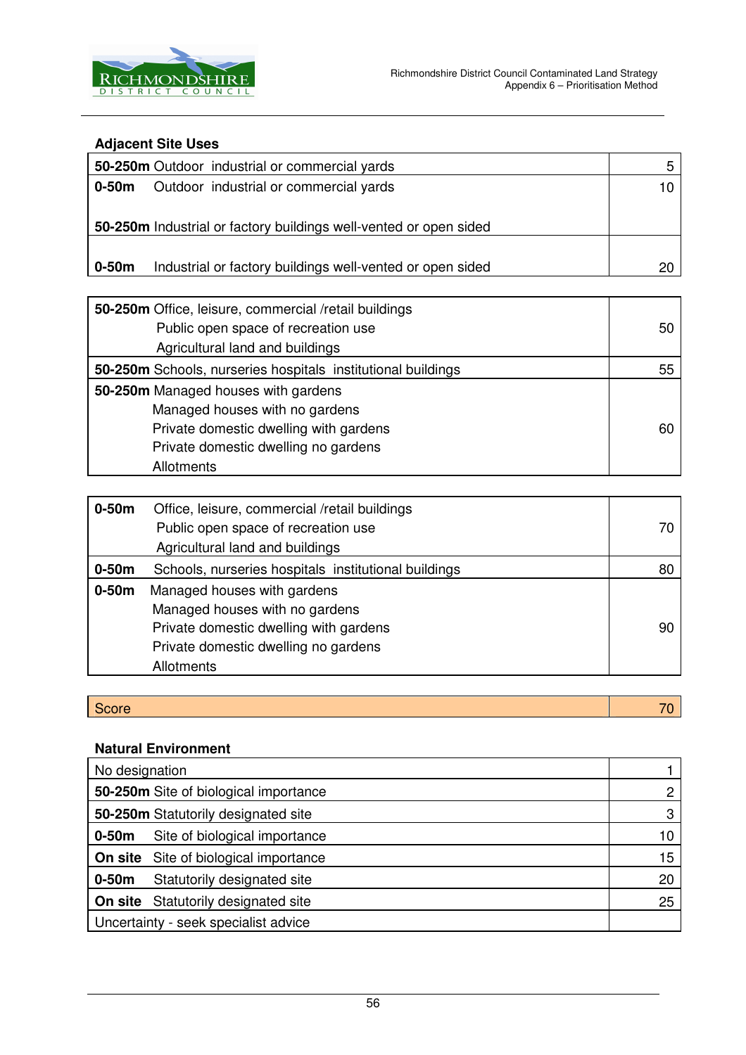### Adjacent Site Uses

| | |
|---|---|
| **50-250m** Outdoor industrial or commercial yards | 5 |
| **0-50m** Outdoor industrial or commercial yards<br><br>**50-250m** Industrial or factory buildings well-vented or open sided | 10 |
| <br>**0-50m** Industrial or factory buildings well-vented or open sided | 20 |

| | |
|---|---|
| **50-250m** Office, leisure, commercial /retail buildings<br>Public open space of recreation use<br>Agricultural land and buildings | 50 |
| **50-250m** Schools, nurseries hospitals institutional buildings | 55 |
| **50-250m** Managed houses with gardens<br>Managed houses with no gardens<br>Private domestic dwelling with gardens<br>Private domestic dwelling no gardens<br>Allotments | 60 |

| | |
|---|---|
| **0-50m** Office, leisure, commercial /retail buildings<br>Public open space of recreation use<br>Agricultural land and buildings | 70 |
| **0-50m** Schools, nurseries hospitals institutional buildings | 80 |
| **0-50m** Managed houses with gardens<br>Managed houses with no gardens<br>Private domestic dwelling with gardens<br>Private domestic dwelling no gardens<br>Allotments | 90 |

| | |
|---|---|
| Score | 70 |

### Natural Environment

| | |
|---|---|
| No designation | 1 |
| **50-250m** Site of biological importance | 2 |
| **50-250m** Statutorily designated site | 3 |
| **0-50m** Site of biological importance | 10 |
| **On site** Site of biological importance | 15 |
| **0-50m** Statutorily designated site | 20 |
| **On site** Statutorily designated site | 25 |
| Uncertainty - seek specialist advice | |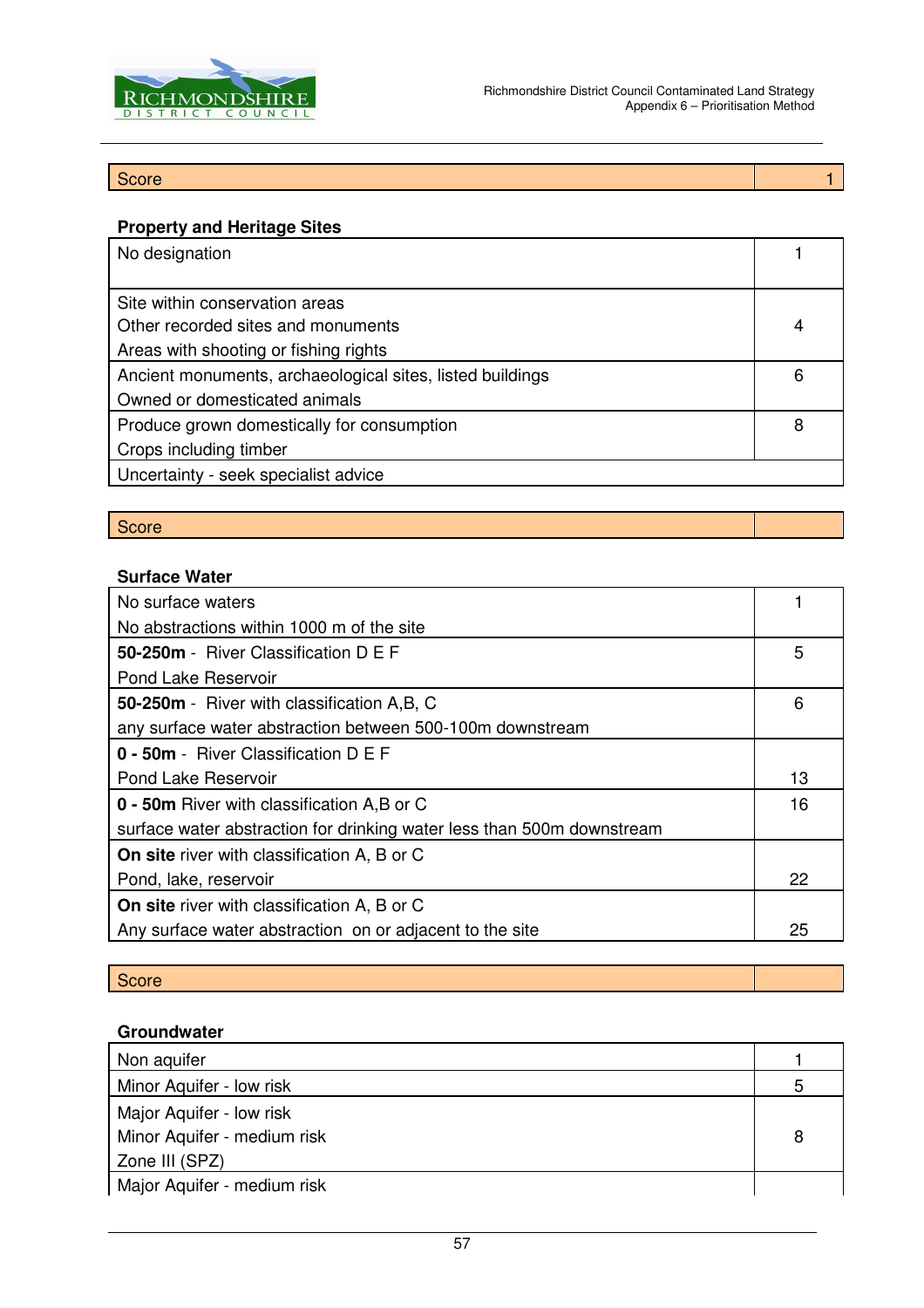| Score | 1 |
|---|---|

**Property and Heritage Sites**

| | |
|---|---|
| No designation | 1 |
| Site within conservation areas<br>Other recorded sites and monuments<br>Areas with shooting or fishing rights | 4 |
| Ancient monuments, archaeological sites, listed buildings<br>Owned or domesticated animals | 6 |
| Produce grown domestically for consumption<br>Crops including timber | 8 |
| Uncertainty - seek specialist advice | |

| Score | |
|---|---|

**Surface Water**

| | |
|---|---|
| No surface waters<br>No abstractions within 1000 m of the site | 1 |
| **50-250m** - River Classification D E F<br>Pond Lake Reservoir | 5 |
| **50-250m** - River with classification A,B, C<br>any surface water abstraction between 500-100m downstream | 6 |
| **0 - 50m** - River Classification D E F<br>Pond Lake Reservoir | 13 |
| **0 - 50m** River with classification A,B or C<br>surface water abstraction for drinking water less than 500m downstream | 16 |
| **On site** river with classification A, B or C<br>Pond, lake, reservoir | 22 |
| **On site** river with classification A, B or C<br>Any surface water abstraction on or adjacent to the site | 25 |

| Score | |
|---|---|

**Groundwater**

| | |
|---|---|
| Non aquifer | 1 |
| Minor Aquifer - low risk | 5 |
| Major Aquifer - low risk<br>Minor Aquifer - medium risk<br>Zone III (SPZ) | 8 |
| Major Aquifer - medium risk | |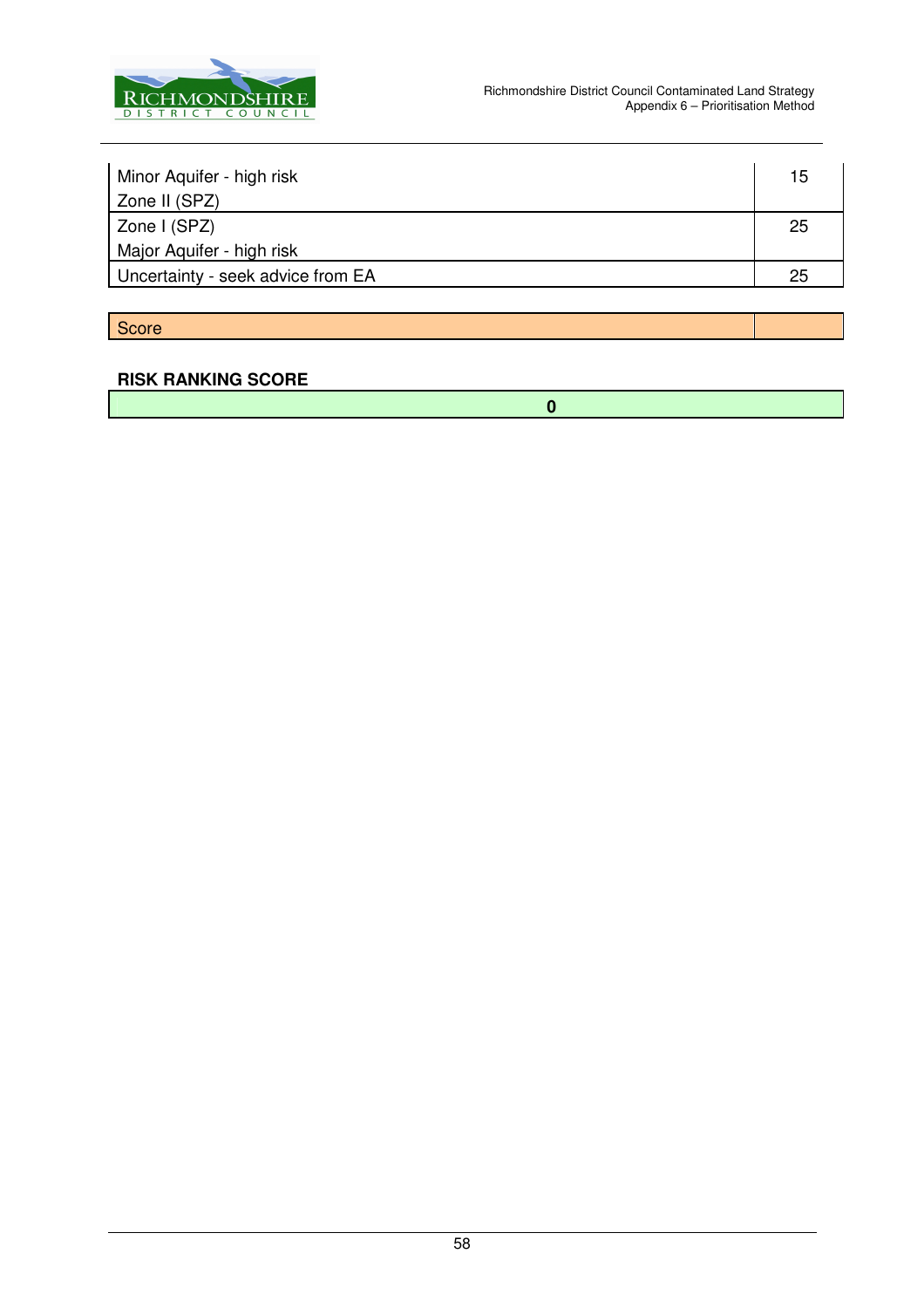| | |
|---|---|
| Minor Aquifer - high risk<br>Zone II (SPZ) | 15 |
| Zone I (SPZ)<br>Major Aquifer - high risk | 25 |
| Uncertainty - seek advice from EA | 25 |

| | |
|---|---|
| Score | |

**RISK RANKING SCORE**

| |
|---|
| **0** |